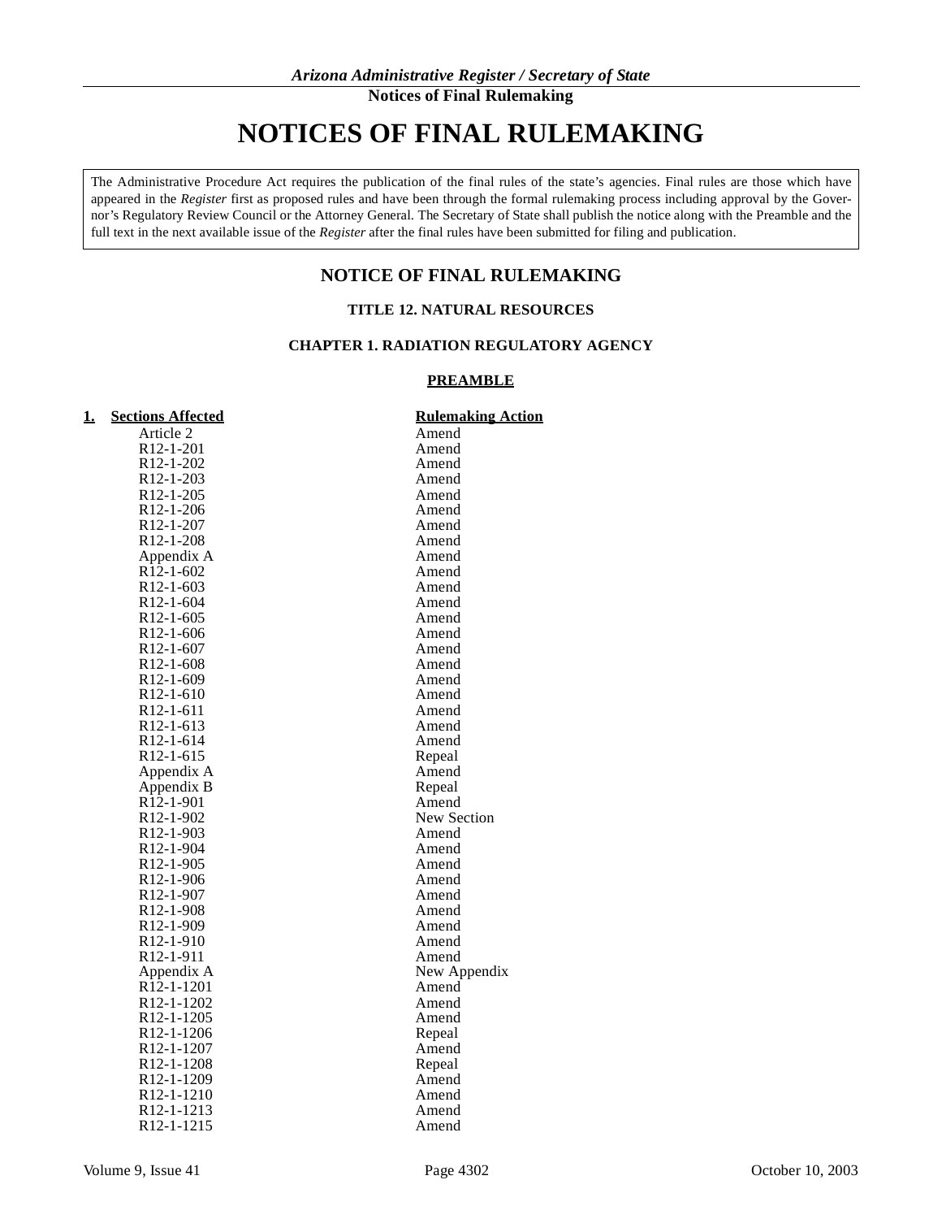# NOTICES OF FINAL RULEMAKING

The Administrative Procedure Act requires the publication of the final rules of the state's agencies. Final rules are those which have appeared in the *Register* first as proposed rules and have been through the formal rulemaking process including approval by the Governor's Regulatory Review Council or the Attorney General. The Secretary of State shall publish the notice along with the Preamble and the full text in the next available issue of the *Register* after the final rules have been submitted for filing and publication.

## NOTICE OF FINAL RULEMAKING

### TITLE 12. NATURAL RESOURCES

### CHAPTER 1. RADIATION REGULATORY AGENCY

**PREAMBLE**

**1. Sections Affected** | **Rulemaking Action**

| Sections Affected | Rulemaking Action |
|---|---|
| Article 2 | Amend |
| R12-1-201 | Amend |
| R12-1-202 | Amend |
| R12-1-203 | Amend |
| R12-1-205 | Amend |
| R12-1-206 | Amend |
| R12-1-207 | Amend |
| R12-1-208 | Amend |
| Appendix A | Amend |
| R12-1-602 | Amend |
| R12-1-603 | Amend |
| R12-1-604 | Amend |
| R12-1-605 | Amend |
| R12-1-606 | Amend |
| R12-1-607 | Amend |
| R12-1-608 | Amend |
| R12-1-609 | Amend |
| R12-1-610 | Amend |
| R12-1-611 | Amend |
| R12-1-613 | Amend |
| R12-1-614 | Amend |
| R12-1-615 | Repeal |
| Appendix A | Amend |
| Appendix B | Repeal |
| R12-1-901 | Amend |
| R12-1-902 | New Section |
| R12-1-903 | Amend |
| R12-1-904 | Amend |
| R12-1-905 | Amend |
| R12-1-906 | Amend |
| R12-1-907 | Amend |
| R12-1-908 | Amend |
| R12-1-909 | Amend |
| R12-1-910 | Amend |
| R12-1-911 | Amend |
| Appendix A | New Appendix |
| R12-1-1201 | Amend |
| R12-1-1202 | Amend |
| R12-1-1205 | Amend |
| R12-1-1206 | Repeal |
| R12-1-1207 | Amend |
| R12-1-1208 | Repeal |
| R12-1-1209 | Amend |
| R12-1-1210 | Amend |
| R12-1-1213 | Amend |
| R12-1-1215 | Amend |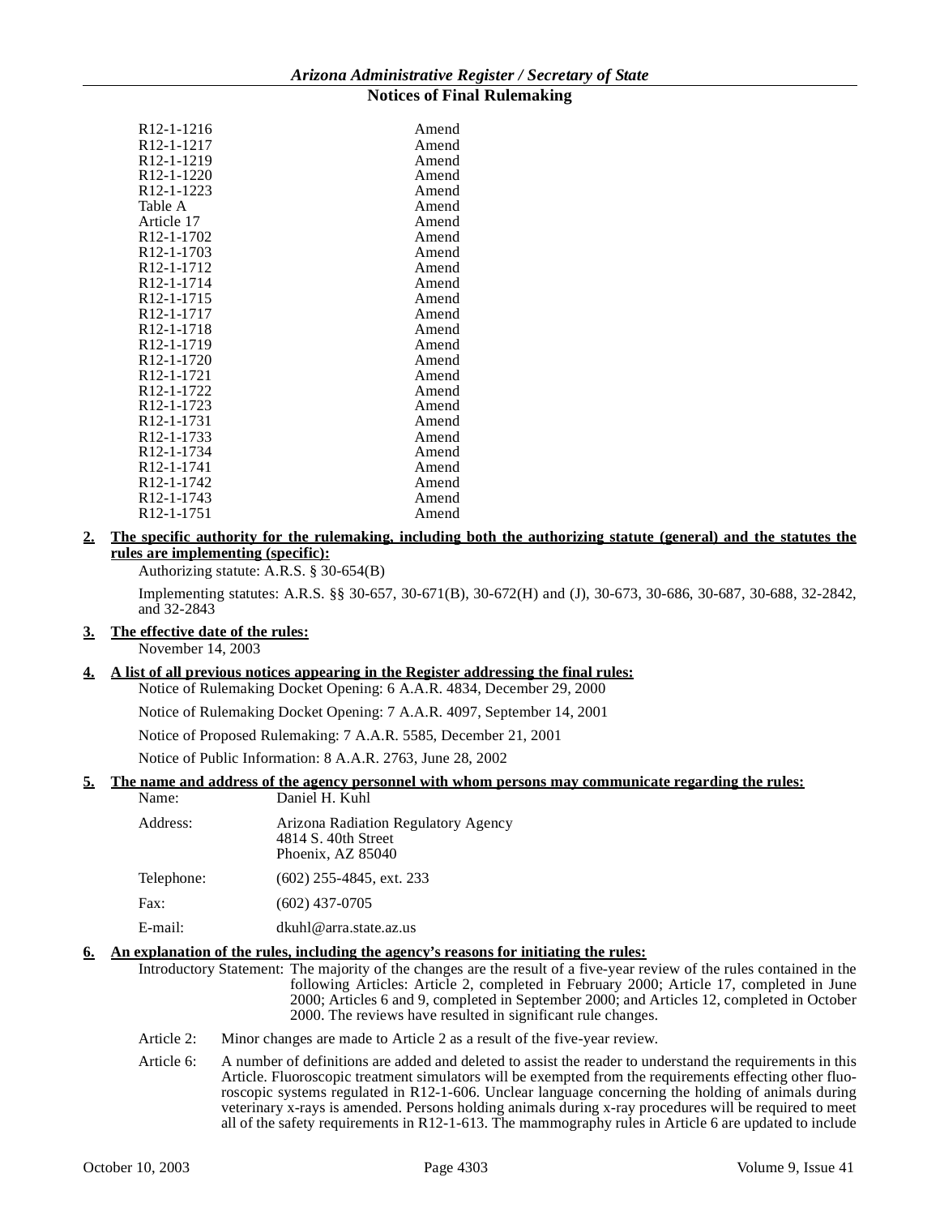| | |
|---|---|
| R12-1-1216 | Amend |
| R12-1-1217 | Amend |
| R12-1-1219 | Amend |
| R12-1-1220 | Amend |
| R12-1-1223 | Amend |
| Table A | Amend |
| Article 17 | Amend |
| R12-1-1702 | Amend |
| R12-1-1703 | Amend |
| R12-1-1712 | Amend |
| R12-1-1714 | Amend |
| R12-1-1715 | Amend |
| R12-1-1717 | Amend |
| R12-1-1718 | Amend |
| R12-1-1719 | Amend |
| R12-1-1720 | Amend |
| R12-1-1721 | Amend |
| R12-1-1722 | Amend |
| R12-1-1723 | Amend |
| R12-1-1731 | Amend |
| R12-1-1733 | Amend |
| R12-1-1734 | Amend |
| R12-1-1741 | Amend |
| R12-1-1742 | Amend |
| R12-1-1743 | Amend |
| R12-1-1751 | Amend |

**2. The specific authority for the rulemaking, including both the authorizing statute (general) and the statutes the rules are implementing (specific):**

Authorizing statute: A.R.S. § 30-654(B)

Implementing statutes: A.R.S. §§ 30-657, 30-671(B), 30-672(H) and (J), 30-673, 30-686, 30-687, 30-688, 32-2842, and 32-2843

**3. The effective date of the rules:**

November 14, 2003

**4. A list of all previous notices appearing in the Register addressing the final rules:**

Notice of Rulemaking Docket Opening: 6 A.A.R. 4834, December 29, 2000

Notice of Rulemaking Docket Opening: 7 A.A.R. 4097, September 14, 2001

Notice of Proposed Rulemaking: 7 A.A.R. 5585, December 21, 2001

Notice of Public Information: 8 A.A.R. 2763, June 28, 2002

**5. The name and address of the agency personnel with whom persons may communicate regarding the rules:**

Name: Daniel H. Kuhl

Address: Arizona Radiation Regulatory Agency
4814 S. 40th Street
Phoenix, AZ 85040

Telephone: (602) 255-4845, ext. 233

Fax: (602) 437-0705

E-mail: dkuhl@arra.state.az.us

**6. An explanation of the rules, including the agency's reasons for initiating the rules:**

Introductory Statement: The majority of the changes are the result of a five-year review of the rules contained in the following Articles: Article 2, completed in February 2000; Article 17, completed in June 2000; Articles 6 and 9, completed in September 2000; and Articles 12, completed in October 2000. The reviews have resulted in significant rule changes.

Article 2: Minor changes are made to Article 2 as a result of the five-year review.

Article 6: A number of definitions are added and deleted to assist the reader to understand the requirements in this Article. Fluoroscopic treatment simulators will be exempted from the requirements effecting other fluoroscopic systems regulated in R12-1-606. Unclear language concerning the holding of animals during veterinary x-rays is amended. Persons holding animals during x-ray procedures will be required to meet all of the safety requirements in R12-1-613. The mammography rules in Article 6 are updated to include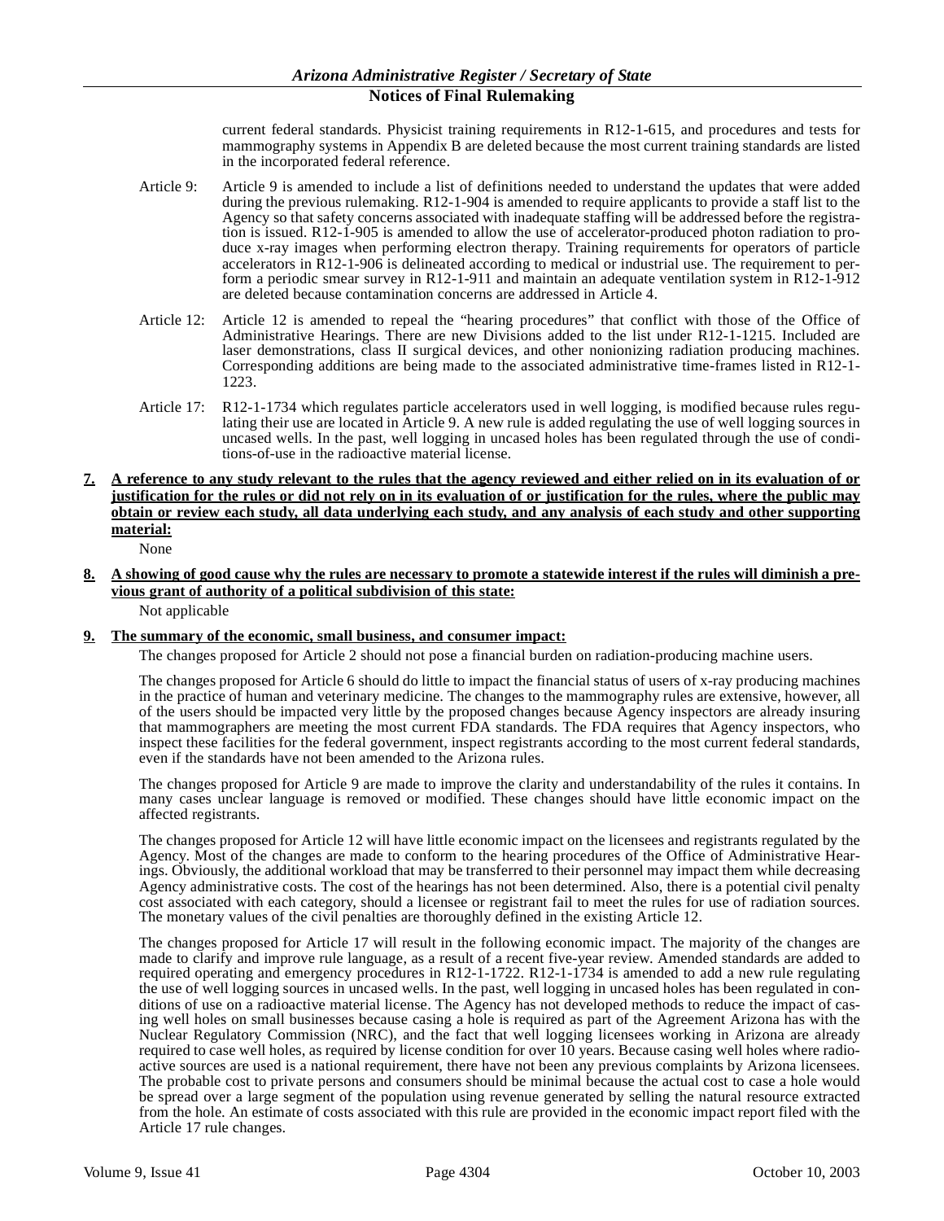current federal standards. Physicist training requirements in R12-1-615, and procedures and tests for mammography systems in Appendix B are deleted because the most current training standards are listed in the incorporated federal reference.

Article 9: Article 9 is amended to include a list of definitions needed to understand the updates that were added during the previous rulemaking. R12-1-904 is amended to require applicants to provide a staff list to the Agency so that safety concerns associated with inadequate staffing will be addressed before the registration is issued. R12-1-905 is amended to allow the use of accelerator-produced photon radiation to produce x-ray images when performing electron therapy. Training requirements for operators of particle accelerators in R12-1-906 is delineated according to medical or industrial use. The requirement to perform a periodic smear survey in R12-1-911 and maintain an adequate ventilation system in R12-1-912 are deleted because contamination concerns are addressed in Article 4.

Article 12: Article 12 is amended to repeal the "hearing procedures" that conflict with those of the Office of Administrative Hearings. There are new Divisions added to the list under R12-1-1215. Included are laser demonstrations, class II surgical devices, and other nonionizing radiation producing machines. Corresponding additions are being made to the associated administrative time-frames listed in R12-1-1223.

Article 17: R12-1-1734 which regulates particle accelerators used in well logging, is modified because rules regulating their use are located in Article 9. A new rule is added regulating the use of well logging sources in uncased wells. In the past, well logging in uncased holes has been regulated through the use of conditions-of-use in the radioactive material license.

**7. A reference to any study relevant to the rules that the agency reviewed and either relied on in its evaluation of or justification for the rules or did not rely on in its evaluation of or justification for the rules, where the public may obtain or review each study, all data underlying each study, and any analysis of each study and other supporting material:**

None

**8. A showing of good cause why the rules are necessary to promote a statewide interest if the rules will diminish a previous grant of authority of a political subdivision of this state:**

Not applicable

**9. The summary of the economic, small business, and consumer impact:**

The changes proposed for Article 2 should not pose a financial burden on radiation-producing machine users.

The changes proposed for Article 6 should do little to impact the financial status of users of x-ray producing machines in the practice of human and veterinary medicine. The changes to the mammography rules are extensive, however, all of the users should be impacted very little by the proposed changes because Agency inspectors are already insuring that mammographers are meeting the most current FDA standards. The FDA requires that Agency inspectors, who inspect these facilities for the federal government, inspect registrants according to the most current federal standards, even if the standards have not been amended to the Arizona rules.

The changes proposed for Article 9 are made to improve the clarity and understandability of the rules it contains. In many cases unclear language is removed or modified. These changes should have little economic impact on the affected registrants.

The changes proposed for Article 12 will have little economic impact on the licensees and registrants regulated by the Agency. Most of the changes are made to conform to the hearing procedures of the Office of Administrative Hearings. Obviously, the additional workload that may be transferred to their personnel may impact them while decreasing Agency administrative costs. The cost of the hearings has not been determined. Also, there is a potential civil penalty cost associated with each category, should a licensee or registrant fail to meet the rules for use of radiation sources. The monetary values of the civil penalties are thoroughly defined in the existing Article 12.

The changes proposed for Article 17 will result in the following economic impact. The majority of the changes are made to clarify and improve rule language, as a result of a recent five-year review. Amended standards are added to required operating and emergency procedures in R12-1-1722. R12-1-1734 is amended to add a new rule regulating the use of well logging sources in uncased wells. In the past, well logging in uncased holes has been regulated in conditions of use on a radioactive material license. The Agency has not developed methods to reduce the impact of casing well holes on small businesses because casing a hole is required as part of the Agreement Arizona has with the Nuclear Regulatory Commission (NRC), and the fact that well logging licensees working in Arizona are already required to case well holes, as required by license condition for over 10 years. Because casing well holes where radioactive sources are used is a national requirement, there have not been any previous complaints by Arizona licensees. The probable cost to private persons and consumers should be minimal because the actual cost to case a hole would be spread over a large segment of the population using revenue generated by selling the natural resource extracted from the hole. An estimate of costs associated with this rule are provided in the economic impact report filed with the Article 17 rule changes.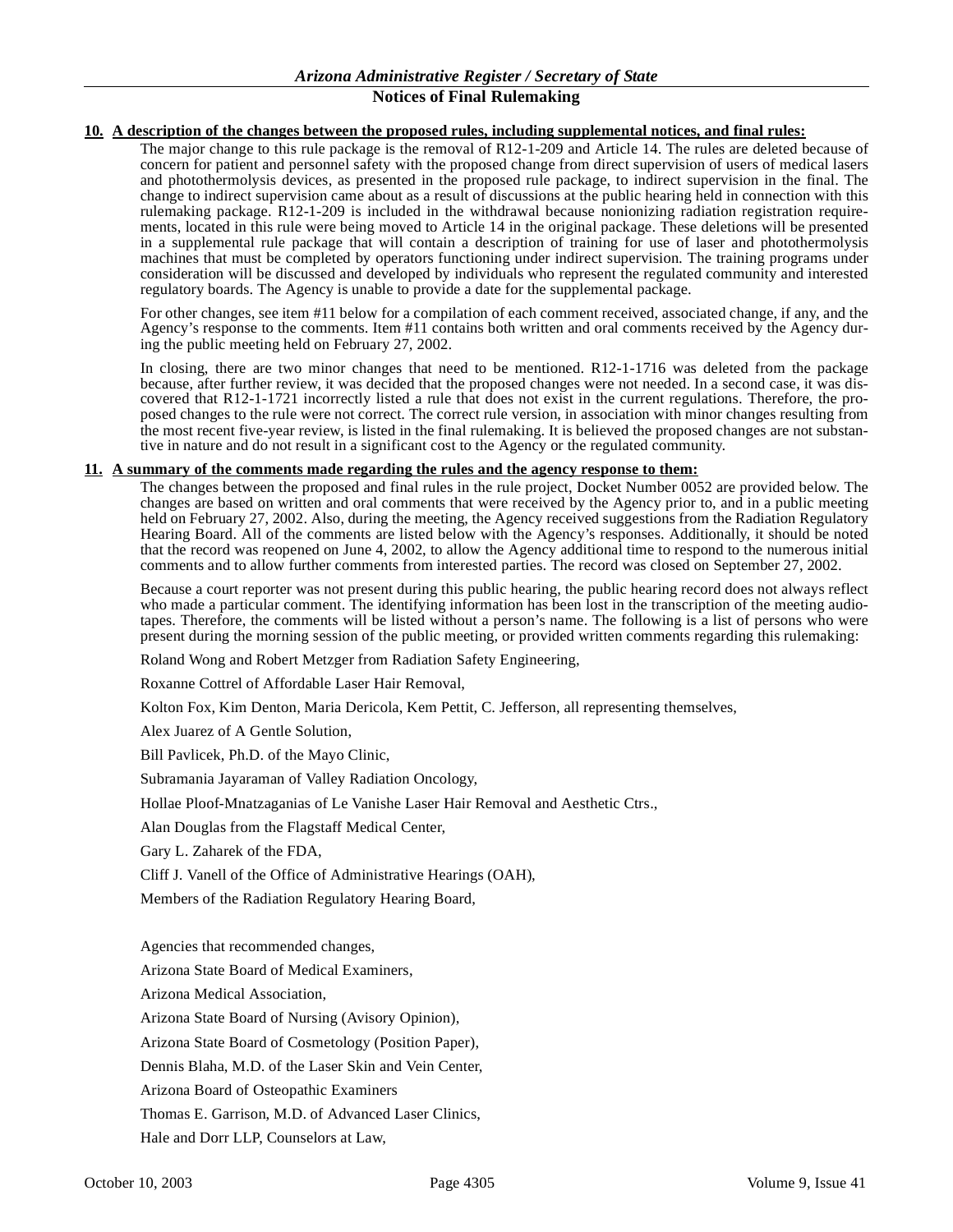**10. A description of the changes between the proposed rules, including supplemental notices, and final rules:**

The major change to this rule package is the removal of R12-1-209 and Article 14. The rules are deleted because of concern for patient and personnel safety with the proposed change from direct supervision of users of medical lasers and photothermolysis devices, as presented in the proposed rule package, to indirect supervision in the final. The change to indirect supervision came about as a result of discussions at the public hearing held in connection with this rulemaking package. R12-1-209 is included in the withdrawal because nonionizing radiation registration requirements, located in this rule were being moved to Article 14 in the original package. These deletions will be presented in a supplemental rule package that will contain a description of training for use of laser and photothermolysis machines that must be completed by operators functioning under indirect supervision. The training programs under consideration will be discussed and developed by individuals who represent the regulated community and interested regulatory boards. The Agency is unable to provide a date for the supplemental package.

For other changes, see item #11 below for a compilation of each comment received, associated change, if any, and the Agency's response to the comments. Item #11 contains both written and oral comments received by the Agency during the public meeting held on February 27, 2002.

In closing, there are two minor changes that need to be mentioned. R12-1-1716 was deleted from the package because, after further review, it was decided that the proposed changes were not needed. In a second case, it was discovered that R12-1-1721 incorrectly listed a rule that does not exist in the current regulations. Therefore, the proposed changes to the rule were not correct. The correct rule version, in association with minor changes resulting from the most recent five-year review, is listed in the final rulemaking. It is believed the proposed changes are not substantive in nature and do not result in a significant cost to the Agency or the regulated community.

**11. A summary of the comments made regarding the rules and the agency response to them:**

The changes between the proposed and final rules in the rule project, Docket Number 0052 are provided below. The changes are based on written and oral comments that were received by the Agency prior to, and in a public meeting held on February 27, 2002. Also, during the meeting, the Agency received suggestions from the Radiation Regulatory Hearing Board. All of the comments are listed below with the Agency's responses. Additionally, it should be noted that the record was reopened on June 4, 2002, to allow the Agency additional time to respond to the numerous initial comments and to allow further comments from interested parties. The record was closed on September 27, 2002.

Because a court reporter was not present during this public hearing, the public hearing record does not always reflect who made a particular comment. The identifying information has been lost in the transcription of the meeting audiotapes. Therefore, the comments will be listed without a person's name. The following is a list of persons who were present during the morning session of the public meeting, or provided written comments regarding this rulemaking:

Roland Wong and Robert Metzger from Radiation Safety Engineering,

Roxanne Cottrel of Affordable Laser Hair Removal,

Kolton Fox, Kim Denton, Maria Dericola, Kem Pettit, C. Jefferson, all representing themselves,

Alex Juarez of A Gentle Solution,

Bill Pavlicek, Ph.D. of the Mayo Clinic,

Subramania Jayaraman of Valley Radiation Oncology,

Hollae Ploof-Mnatzaganias of Le Vanishe Laser Hair Removal and Aesthetic Ctrs.,

Alan Douglas from the Flagstaff Medical Center,

Gary L. Zaharek of the FDA,

Cliff J. Vanell of the Office of Administrative Hearings (OAH),

Members of the Radiation Regulatory Hearing Board,

Agencies that recommended changes,

Arizona State Board of Medical Examiners,

Arizona Medical Association,

Arizona State Board of Nursing (Avisory Opinion),

Arizona State Board of Cosmetology (Position Paper),

Dennis Blaha, M.D. of the Laser Skin and Vein Center,

Arizona Board of Osteopathic Examiners

Thomas E. Garrison, M.D. of Advanced Laser Clinics,

Hale and Dorr LLP, Counselors at Law,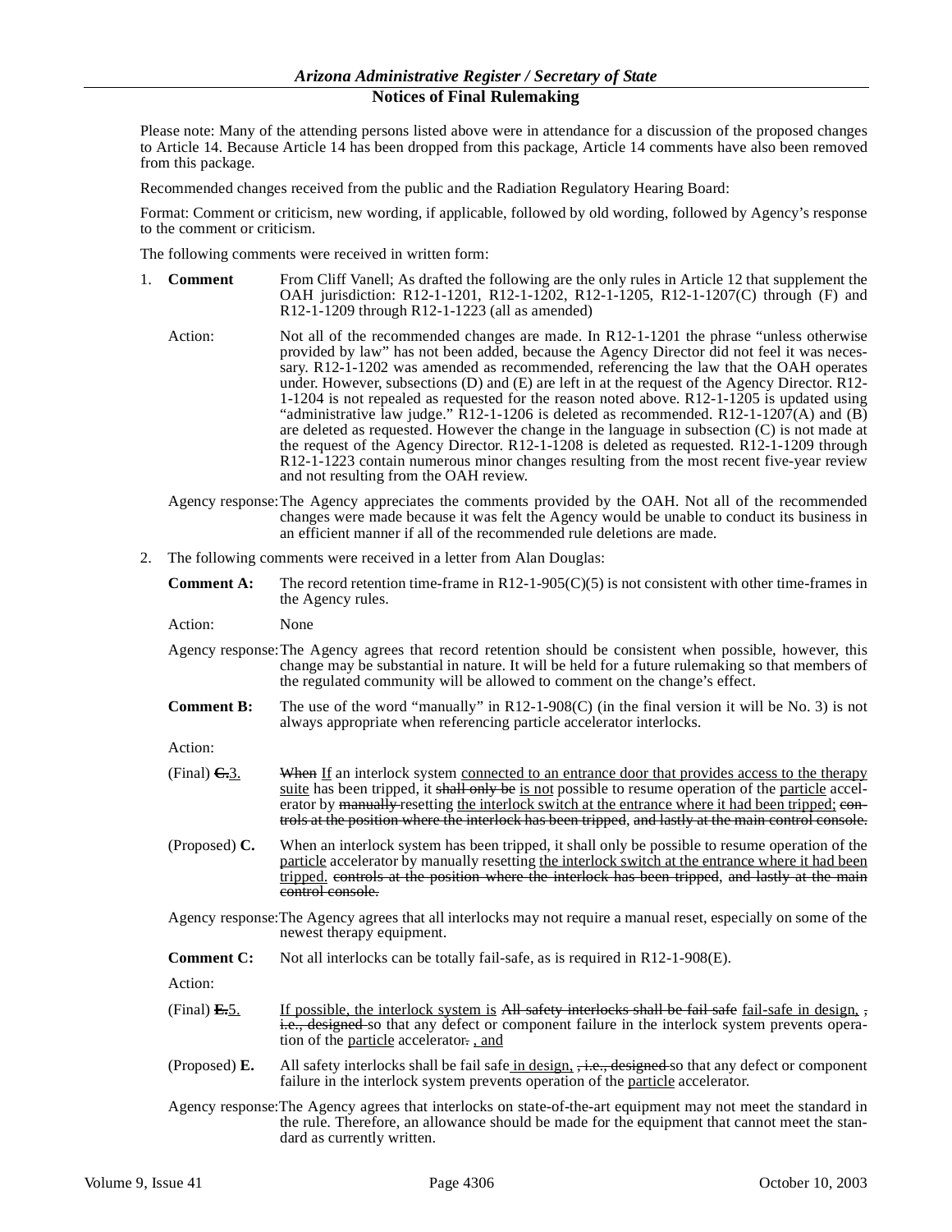Please note: Many of the attending persons listed above were in attendance for a discussion of the proposed changes to Article 14. Because Article 14 has been dropped from this package, Article 14 comments have also been removed from this package.

Recommended changes received from the public and the Radiation Regulatory Hearing Board:

Format: Comment or criticism, new wording, if applicable, followed by old wording, followed by Agency's response to the comment or criticism.

The following comments were received in written form:

1. **Comment** From Cliff Vanell; As drafted the following are the only rules in Article 12 that supplement the OAH jurisdiction: R12-1-1201, R12-1-1202, R12-1-1205, R12-1-1207(C) through (F) and R12-1-1209 through R12-1-1223 (all as amended)

   Action: Not all of the recommended changes are made. In R12-1-1201 the phrase "unless otherwise provided by law" has not been added, because the Agency Director did not feel it was necessary. R12-1-1202 was amended as recommended, referencing the law that the OAH operates under. However, subsections (D) and (E) are left in at the request of the Agency Director. R12-1-1204 is not repealed as requested for the reason noted above. R12-1-1205 is updated using "administrative law judge." R12-1-1206 is deleted as recommended. R12-1-1207(A) and (B) are deleted as requested. However the change in the language in subsection (C) is not made at the request of the Agency Director. R12-1-1208 is deleted as requested. R12-1-1209 through R12-1-1223 contain numerous minor changes resulting from the most recent five-year review and not resulting from the OAH review.

   Agency response: The Agency appreciates the comments provided by the OAH. Not all of the recommended changes were made because it was felt the Agency would be unable to conduct its business in an efficient manner if all of the recommended rule deletions are made.

2. The following comments were received in a letter from Alan Douglas:

   **Comment A:** The record retention time-frame in R12-1-905(C)(5) is not consistent with other time-frames in the Agency rules.

   Action: None

   Agency response: The Agency agrees that record retention should be consistent when possible, however, this change may be substantial in nature. It will be held for a future rulemaking so that members of the regulated community will be allowed to comment on the change's effect.

   **Comment B:** The use of the word "manually" in R12-1-908(C) (in the final version it will be No. 3) is not always appropriate when referencing particle accelerator interlocks.

   Action:

   (Final) ~~**C.**~~<u>3.</u> ~~When~~ <u>If</u> an interlock system <u>connected to an entrance door that provides access to the therapy suite</u> has been tripped, it ~~shall only be~~ <u>is not</u> possible to resume operation of the <u>particle</u> accelerator by ~~manually~~ resetting <u>the interlock switch at the entrance where it had been tripped;</u> ~~controls at the position where the interlock has been tripped, and lastly at the main control console.~~

   (Proposed) **C.** When an interlock system has been tripped, it shall only be possible to resume operation of the <u>particle</u> accelerator by manually resetting <u>the interlock switch at the entrance where it had been tripped.</u> ~~controls at the position where the interlock has been tripped, and lastly at the main control console.~~

   Agency response: The Agency agrees that all interlocks may not require a manual reset, especially on some of the newest therapy equipment.

   **Comment C:** Not all interlocks can be totally fail-safe, as is required in R12-1-908(E).

   Action:

   (Final) ~~**E.**~~<u>5.</u> <u>If possible, the interlock system is</u> ~~All safety interlocks shall be fail safe~~ <u>fail-safe in design,</u> ~~, i.e., designed~~ so that any defect or component failure in the interlock system prevents operation of the <u>particle</u> accelerator~~.~~ <u>, and</u>

   (Proposed) **E.** All safety interlocks shall be fail safe <u>in design,</u> ~~, i.e., designed~~ so that any defect or component failure in the interlock system prevents operation of the <u>particle</u> accelerator.

   Agency response: The Agency agrees that interlocks on state-of-the-art equipment may not meet the standard in the rule. Therefore, an allowance should be made for the equipment that cannot meet the standard as currently written.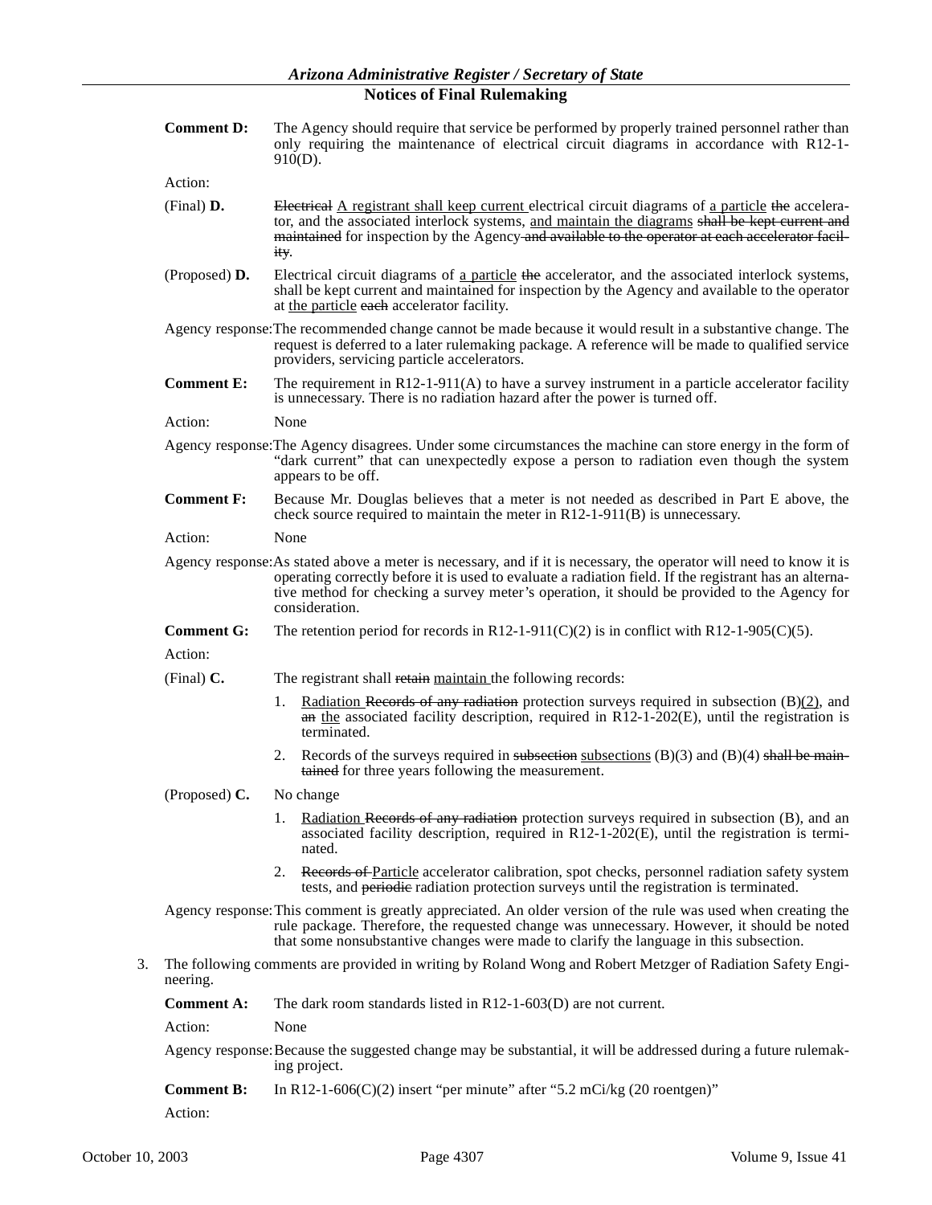**Comment D:** The Agency should require that service be performed by properly trained personnel rather than only requiring the maintenance of electrical circuit diagrams in accordance with R12-1-910(D).

Action:

(Final) **D.** ~~Electrical~~ A registrant shall keep current electrical circuit diagrams of a particle ~~the~~ accelerator, and the associated interlock systems, and maintain the diagrams ~~shall be kept current and maintained~~ for inspection by the Agency ~~and available to the operator at each accelerator facility~~.

(Proposed) **D.** Electrical circuit diagrams of a particle ~~the~~ accelerator, and the associated interlock systems, shall be kept current and maintained for inspection by the Agency and available to the operator at the particle ~~each~~ accelerator facility.

Agency response: The recommended change cannot be made because it would result in a substantive change. The request is deferred to a later rulemaking package. A reference will be made to qualified service providers, servicing particle accelerators.

**Comment E:** The requirement in R12-1-911(A) to have a survey instrument in a particle accelerator facility is unnecessary. There is no radiation hazard after the power is turned off.

Action: None

Agency response: The Agency disagrees. Under some circumstances the machine can store energy in the form of "dark current" that can unexpectedly expose a person to radiation even though the system appears to be off.

**Comment F:** Because Mr. Douglas believes that a meter is not needed as described in Part E above, the check source required to maintain the meter in R12-1-911(B) is unnecessary.

Action: None

Agency response: As stated above a meter is necessary, and if it is necessary, the operator will need to know it is operating correctly before it is used to evaluate a radiation field. If the registrant has an alternative method for checking a survey meter's operation, it should be provided to the Agency for consideration.

**Comment G:** The retention period for records in R12-1-911(C)(2) is in conflict with R12-1-905(C)(5).

Action:

(Final) **C.** The registrant shall ~~retain~~ maintain the following records:

1. Radiation ~~Records of any radiation~~ protection surveys required in subsection (B)(2), and ~~an~~ the associated facility description, required in R12-1-202(E), until the registration is terminated.
2. Records of the surveys required in ~~subsection~~ subsections (B)(3) and (B)(4) ~~shall be maintained~~ for three years following the measurement.

(Proposed) **C.** No change

1. Radiation ~~Records of any radiation~~ protection surveys required in subsection (B), and an associated facility description, required in R12-1-202(E), until the registration is terminated.
2. ~~Records of~~ Particle accelerator calibration, spot checks, personnel radiation safety system tests, and ~~periodic~~ radiation protection surveys until the registration is terminated.

Agency response: This comment is greatly appreciated. An older version of the rule was used when creating the rule package. Therefore, the requested change was unnecessary. However, it should be noted that some nonsubstantive changes were made to clarify the language in this subsection.

3. The following comments are provided in writing by Roland Wong and Robert Metzger of Radiation Safety Engineering.

**Comment A:** The dark room standards listed in R12-1-603(D) are not current.

Action: None

Agency response: Because the suggested change may be substantial, it will be addressed during a future rulemaking project.

**Comment B:** In R12-1-606(C)(2) insert "per minute" after "5.2 mCi/kg (20 roentgen)"

Action: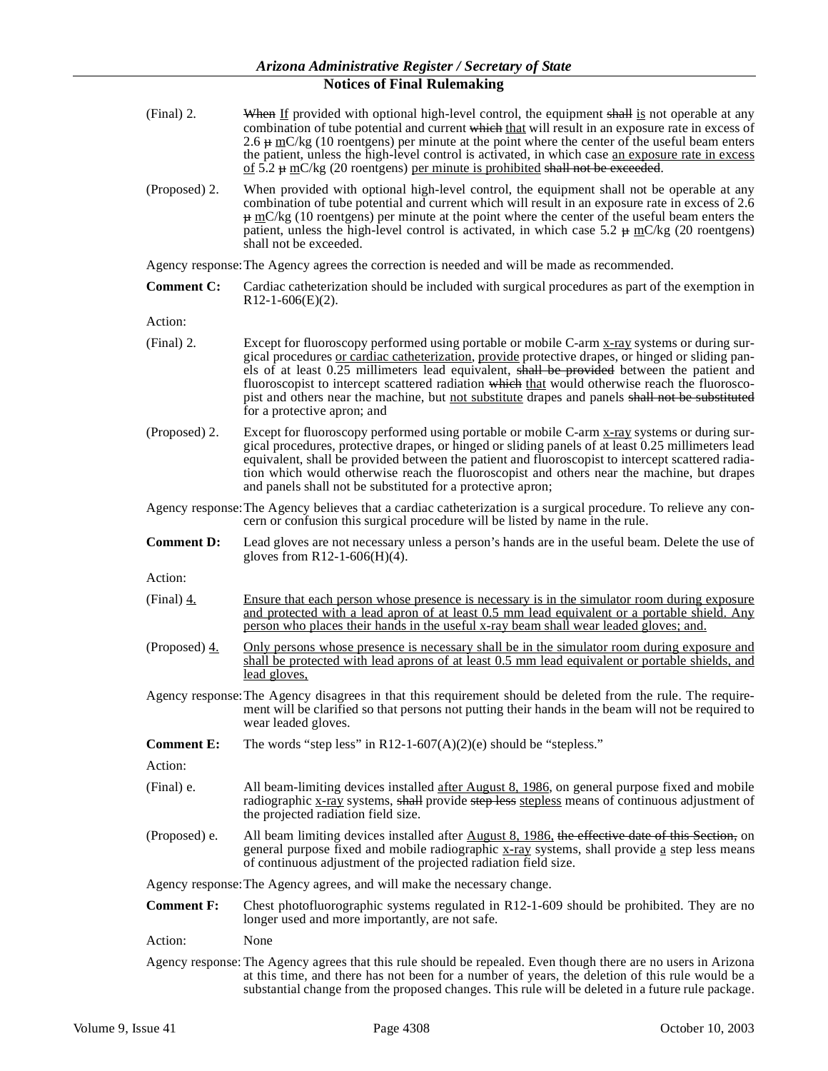(Final) 2. ~~When~~ If provided with optional high-level control, the equipment ~~shall~~ is not operable at any combination of tube potential and current ~~which~~ that will result in an exposure rate in excess of 2.6 ~~μ~~ mC/kg (10 roentgens) per minute at the point where the center of the useful beam enters the patient, unless the high-level control is activated, in which case an exposure rate in excess of 5.2 ~~μ~~ mC/kg (20 roentgens) per minute is prohibited ~~shall not be exceeded~~.

(Proposed) 2. When provided with optional high-level control, the equipment shall not be operable at any combination of tube potential and current which will result in an exposure rate in excess of 2.6 ~~μ~~ mC/kg (10 roentgens) per minute at the point where the center of the useful beam enters the patient, unless the high-level control is activated, in which case 5.2 ~~μ~~ mC/kg (20 roentgens) shall not be exceeded.

Agency response: The Agency agrees the correction is needed and will be made as recommended.

**Comment C:** Cardiac catheterization should be included with surgical procedures as part of the exemption in R12-1-606(E)(2).

Action:

(Final) 2. Except for fluoroscopy performed using portable or mobile C-arm x-ray systems or during surgical procedures or cardiac catheterization, provide protective drapes, or hinged or sliding panels of at least 0.25 millimeters lead equivalent, ~~shall be provided~~ between the patient and fluoroscopist to intercept scattered radiation ~~which~~ that would otherwise reach the fluoroscopist and others near the machine, but not substitute drapes and panels ~~shall not be substituted~~ for a protective apron; and

(Proposed) 2. Except for fluoroscopy performed using portable or mobile C-arm x-ray systems or during surgical procedures, protective drapes, or hinged or sliding panels of at least 0.25 millimeters lead equivalent, shall be provided between the patient and fluoroscopist to intercept scattered radiation which would otherwise reach the fluoroscopist and others near the machine, but drapes and panels shall not be substituted for a protective apron;

Agency response: The Agency believes that a cardiac catheterization is a surgical procedure. To relieve any concern or confusion this surgical procedure will be listed by name in the rule.

**Comment D:** Lead gloves are not necessary unless a person's hands are in the useful beam. Delete the use of gloves from R12-1-606(H)(4).

Action:

(Final) 4. Ensure that each person whose presence is necessary is in the simulator room during exposure and protected with a lead apron of at least 0.5 mm lead equivalent or a portable shield. Any person who places their hands in the useful x-ray beam shall wear leaded gloves; and.

(Proposed) 4. Only persons whose presence is necessary shall be in the simulator room during exposure and shall be protected with lead aprons of at least 0.5 mm lead equivalent or portable shields, and lead gloves,

Agency response: The Agency disagrees in that this requirement should be deleted from the rule. The requirement will be clarified so that persons not putting their hands in the beam will not be required to wear leaded gloves.

**Comment E:** The words "step less" in R12-1-607(A)(2)(e) should be "stepless."

Action:

(Final) e. All beam-limiting devices installed after August 8, 1986, on general purpose fixed and mobile radiographic x-ray systems, ~~shall~~ provide ~~step less~~ stepless means of continuous adjustment of the projected radiation field size.

(Proposed) e. All beam limiting devices installed after August 8, 1986, ~~the effective date of this Section,~~ on general purpose fixed and mobile radiographic x-ray systems, shall provide a step less means of continuous adjustment of the projected radiation field size.

Agency response: The Agency agrees, and will make the necessary change.

**Comment F:** Chest photofluorographic systems regulated in R12-1-609 should be prohibited. They are no longer used and more importantly, are not safe.

Action: None

Agency response: The Agency agrees that this rule should be repealed. Even though there are no users in Arizona at this time, and there has not been for a number of years, the deletion of this rule would be a substantial change from the proposed changes. This rule will be deleted in a future rule package.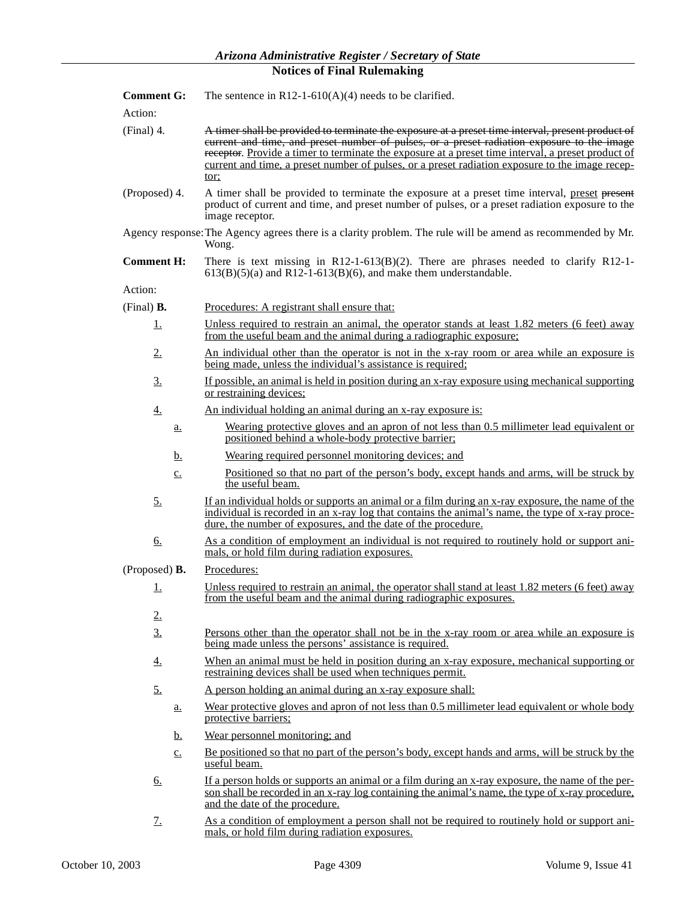**Comment G:** The sentence in R12-1-610(A)(4) needs to be clarified.

Action:

(Final) 4. ~~A timer shall be provided to terminate the exposure at a preset time interval, present product of current and time, and preset number of pulses, or a preset radiation exposure to the image receptor.~~ Provide a timer to terminate the exposure at a preset time interval, a preset product of current and time, a preset number of pulses, or a preset radiation exposure to the image receptor;

(Proposed) 4. A timer shall be provided to terminate the exposure at a preset time interval, preset ~~present~~ product of current and time, and preset number of pulses, or a preset radiation exposure to the image receptor.

Agency response: The Agency agrees there is a clarity problem. The rule will be amend as recommended by Mr. Wong.

**Comment H:** There is text missing in R12-1-613(B)(2). There are phrases needed to clarify R12-1-613(B)(5)(a) and R12-1-613(B)(6), and make them understandable.

Action:

(Final) **B.** Procedures: A registrant shall ensure that:

1. Unless required to restrain an animal, the operator stands at least 1.82 meters (6 feet) away from the useful beam and the animal during a radiographic exposure;
2. An individual other than the operator is not in the x-ray room or area while an exposure is being made, unless the individual's assistance is required;
3. If possible, an animal is held in position during an x-ray exposure using mechanical supporting or restraining devices;
4. An individual holding an animal during an x-ray exposure is:
   a. Wearing protective gloves and an apron of not less than 0.5 millimeter lead equivalent or positioned behind a whole-body protective barrier;
   b. Wearing required personnel monitoring devices; and
   c. Positioned so that no part of the person's body, except hands and arms, will be struck by the useful beam.
5. If an individual holds or supports an animal or a film during an x-ray exposure, the name of the individual is recorded in an x-ray log that contains the animal's name, the type of x-ray procedure, the number of exposures, and the date of the procedure.
6. As a condition of employment an individual is not required to routinely hold or support animals, or hold film during radiation exposures.

(Proposed) **B.** Procedures:

1. Unless required to restrain an animal, the operator shall stand at least 1.82 meters (6 feet) away from the useful beam and the animal during radiographic exposures.
2. 
3. Persons other than the operator shall not be in the x-ray room or area while an exposure is being made unless the persons' assistance is required.
4. When an animal must be held in position during an x-ray exposure, mechanical supporting or restraining devices shall be used when techniques permit.
5. A person holding an animal during an x-ray exposure shall:
   a. Wear protective gloves and apron of not less than 0.5 millimeter lead equivalent or whole body protective barriers;
   b. Wear personnel monitoring; and
   c. Be positioned so that no part of the person's body, except hands and arms, will be struck by the useful beam.
6. If a person holds or supports an animal or a film during an x-ray exposure, the name of the person shall be recorded in an x-ray log containing the animal's name, the type of x-ray procedure, and the date of the procedure.
7. As a condition of employment a person shall not be required to routinely hold or support animals, or hold film during radiation exposures.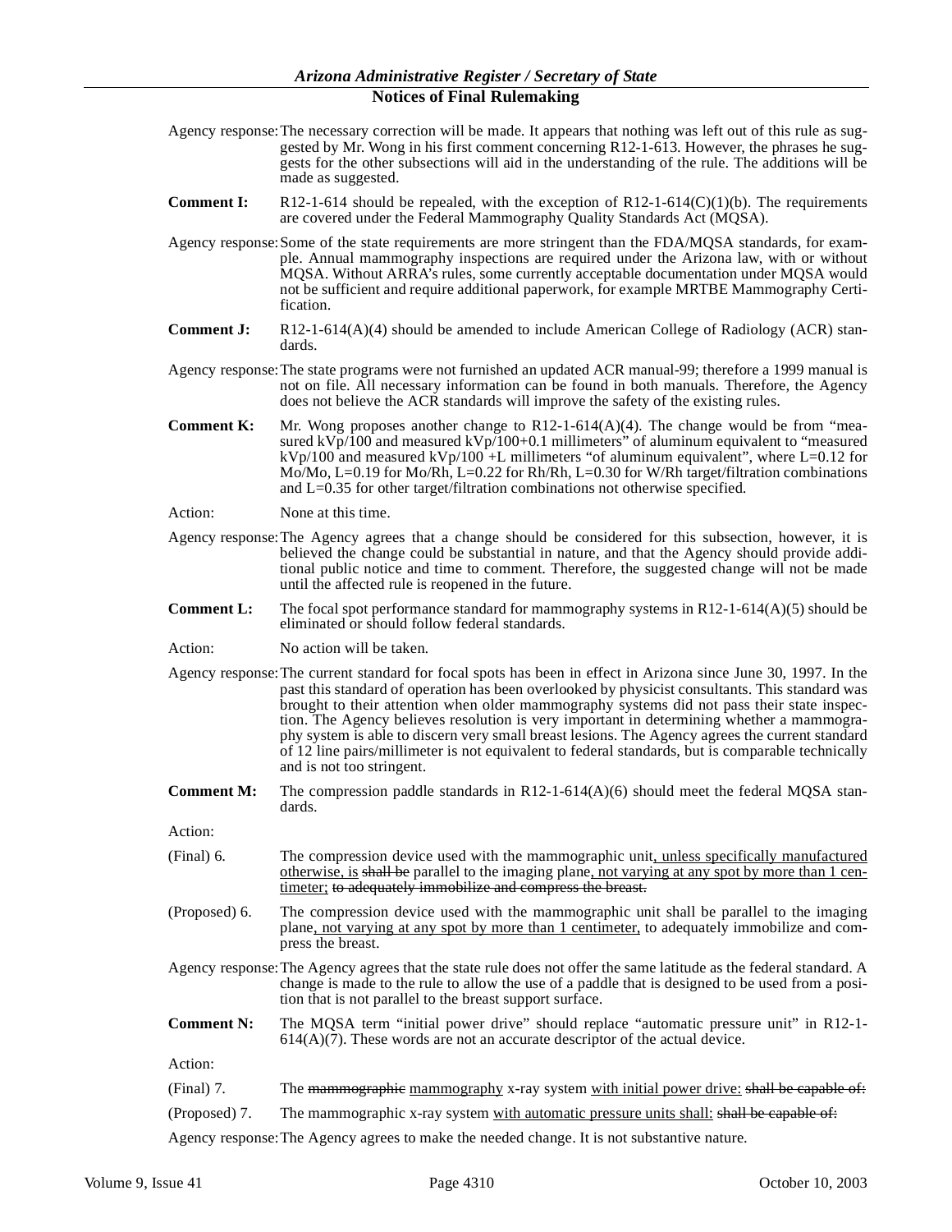Agency response: The necessary correction will be made. It appears that nothing was left out of this rule as suggested by Mr. Wong in his first comment concerning R12-1-613. However, the phrases he suggests for the other subsections will aid in the understanding of the rule. The additions will be made as suggested.

**Comment I:** R12-1-614 should be repealed, with the exception of R12-1-614(C)(1)(b). The requirements are covered under the Federal Mammography Quality Standards Act (MQSA).

Agency response: Some of the state requirements are more stringent than the FDA/MQSA standards, for example. Annual mammography inspections are required under the Arizona law, with or without MQSA. Without ARRA's rules, some currently acceptable documentation under MQSA would not be sufficient and require additional paperwork, for example MRTBE Mammography Certification.

**Comment J:** R12-1-614(A)(4) should be amended to include American College of Radiology (ACR) standards.

Agency response: The state programs were not furnished an updated ACR manual-99; therefore a 1999 manual is not on file. All necessary information can be found in both manuals. Therefore, the Agency does not believe the ACR standards will improve the safety of the existing rules.

**Comment K:** Mr. Wong proposes another change to R12-1-614(A)(4). The change would be from "measured kVp/100 and measured kVp/100+0.1 millimeters" of aluminum equivalent to "measured kVp/100 and measured kVp/100 +L millimeters "of aluminum equivalent", where L=0.12 for Mo/Mo, L=0.19 for Mo/Rh, L=0.22 for Rh/Rh, L=0.30 for W/Rh target/filtration combinations and L=0.35 for other target/filtration combinations not otherwise specified.

Action: None at this time.

Agency response: The Agency agrees that a change should be considered for this subsection, however, it is believed the change could be substantial in nature, and that the Agency should provide additional public notice and time to comment. Therefore, the suggested change will not be made until the affected rule is reopened in the future.

**Comment L:** The focal spot performance standard for mammography systems in R12-1-614(A)(5) should be eliminated or should follow federal standards.

Action: No action will be taken.

Agency response: The current standard for focal spots has been in effect in Arizona since June 30, 1997. In the past this standard of operation has been overlooked by physicist consultants. This standard was brought to their attention when older mammography systems did not pass their state inspection. The Agency believes resolution is very important in determining whether a mammography system is able to discern very small breast lesions. The Agency agrees the current standard of 12 line pairs/millimeter is not equivalent to federal standards, but is comparable technically and is not too stringent.

**Comment M:** The compression paddle standards in R12-1-614(A)(6) should meet the federal MQSA standards.

Action:

(Final) 6. The compression device used with the mammographic unit, unless specifically manufactured otherwise, is ~~shall be~~ parallel to the imaging plane, not varying at any spot by more than 1 centimeter; ~~to adequately immobilize and compress the breast.~~

(Proposed) 6. The compression device used with the mammographic unit shall be parallel to the imaging plane, not varying at any spot by more than 1 centimeter, to adequately immobilize and compress the breast.

Agency response: The Agency agrees that the state rule does not offer the same latitude as the federal standard. A change is made to the rule to allow the use of a paddle that is designed to be used from a position that is not parallel to the breast support surface.

**Comment N:** The MQSA term "initial power drive" should replace "automatic pressure unit" in R12-1-614(A)(7). These words are not an accurate descriptor of the actual device.

Action:

(Final) 7. The ~~mammographic~~ mammography x-ray system with initial power drive: ~~shall be capable of:~~

(Proposed) 7. The mammographic x-ray system with automatic pressure units shall: ~~shall be capable of:~~

Agency response: The Agency agrees to make the needed change. It is not substantive nature.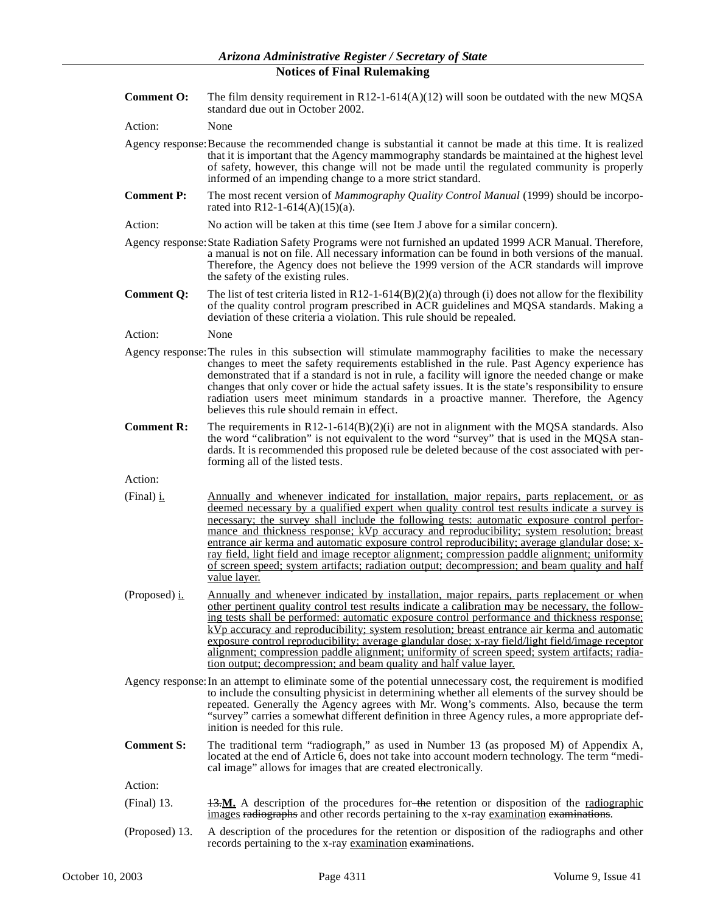**Comment O:** The film density requirement in R12-1-614(A)(12) will soon be outdated with the new MQSA standard due out in October 2002.

Action: None

Agency response: Because the recommended change is substantial it cannot be made at this time. It is realized that it is important that the Agency mammography standards be maintained at the highest level of safety, however, this change will not be made until the regulated community is properly informed of an impending change to a more strict standard.

**Comment P:** The most recent version of *Mammography Quality Control Manual* (1999) should be incorporated into R12-1-614(A)(15)(a).

Action: No action will be taken at this time (see Item J above for a similar concern).

Agency response: State Radiation Safety Programs were not furnished an updated 1999 ACR Manual. Therefore, a manual is not on file. All necessary information can be found in both versions of the manual. Therefore, the Agency does not believe the 1999 version of the ACR standards will improve the safety of the existing rules.

**Comment Q:** The list of test criteria listed in R12-1-614(B)(2)(a) through (i) does not allow for the flexibility of the quality control program prescribed in ACR guidelines and MQSA standards. Making a deviation of these criteria a violation. This rule should be repealed.

Action: None

Agency response: The rules in this subsection will stimulate mammography facilities to make the necessary changes to meet the safety requirements established in the rule. Past Agency experience has demonstrated that if a standard is not in rule, a facility will ignore the needed change or make changes that only cover or hide the actual safety issues. It is the state's responsibility to ensure radiation users meet minimum standards in a proactive manner. Therefore, the Agency believes this rule should remain in effect.

**Comment R:** The requirements in R12-1-614(B)(2)(i) are not in alignment with the MQSA standards. Also the word "calibration" is not equivalent to the word "survey" that is used in the MQSA standards. It is recommended this proposed rule be deleted because of the cost associated with performing all of the listed tests.

Action:

(Final) <u>i.</u> <u>Annually and whenever indicated for installation, major repairs, parts replacement, or as deemed necessary by a qualified expert when quality control test results indicate a survey is necessary; the survey shall include the following tests: automatic exposure control performance and thickness response; kVp accuracy and reproducibility; system resolution; breast entrance air kerma and automatic exposure control reproducibility; average glandular dose; x-ray field, light field and image receptor alignment; compression paddle alignment; uniformity of screen speed; system artifacts; radiation output; decompression; and beam quality and half value layer.</u>

(Proposed) <u>i.</u> <u>Annually and whenever indicated by installation, major repairs, parts replacement or when other pertinent quality control test results indicate a calibration may be necessary, the following tests shall be performed: automatic exposure control performance and thickness response; kVp accuracy and reproducibility; system resolution; breast entrance air kerma and automatic exposure control reproducibility; average glandular dose; x-ray field/light field/image receptor alignment; compression paddle alignment; uniformity of screen speed; system artifacts; radiation output; decompression; and beam quality and half value layer.</u>

Agency response: In an attempt to eliminate some of the potential unnecessary cost, the requirement is modified to include the consulting physicist in determining whether all elements of the survey should be repeated. Generally the Agency agrees with Mr. Wong's comments. Also, because the term "survey" carries a somewhat different definition in three Agency rules, a more appropriate definition is needed for this rule.

**Comment S:** The traditional term "radiograph," as used in Number 13 (as proposed M) of Appendix A, located at the end of Article 6, does not take into account modern technology. The term "medical image" allows for images that are created electronically.

Action:

(Final) 13. ~~13.~~<u>**M.**</u> A description of the procedures for ~~the~~ retention or disposition of the <u>radiographic images</u> ~~radiographs~~ and other records pertaining to the x-ray <u>examination</u> ~~examinations~~.

(Proposed) 13. A description of the procedures for the retention or disposition of the radiographs and other records pertaining to the x-ray <u>examination</u> ~~examinations~~.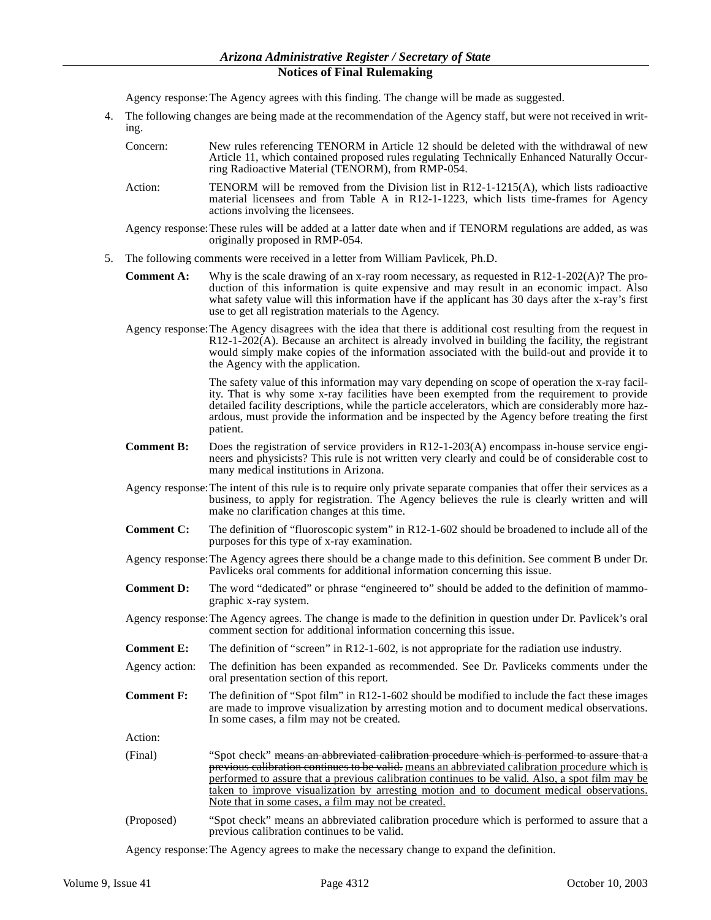Agency response: The Agency agrees with this finding. The change will be made as suggested.

4. The following changes are being made at the recommendation of the Agency staff, but were not received in writing.

   Concern: New rules referencing TENORM in Article 12 should be deleted with the withdrawal of new Article 11, which contained proposed rules regulating Technically Enhanced Naturally Occurring Radioactive Material (TENORM), from RMP-054.

   Action: TENORM will be removed from the Division list in R12-1-1215(A), which lists radioactive material licensees and from Table A in R12-1-1223, which lists time-frames for Agency actions involving the licensees.

   Agency response: These rules will be added at a latter date when and if TENORM regulations are added, as was originally proposed in RMP-054.

5. The following comments were received in a letter from William Pavlicek, Ph.D.

   **Comment A:** Why is the scale drawing of an x-ray room necessary, as requested in R12-1-202(A)? The production of this information is quite expensive and may result in an economic impact. Also what safety value will this information have if the applicant has 30 days after the x-ray's first use to get all registration materials to the Agency.

   Agency response: The Agency disagrees with the idea that there is additional cost resulting from the request in R12-1-202(A). Because an architect is already involved in building the facility, the registrant would simply make copies of the information associated with the build-out and provide it to the Agency with the application.

   The safety value of this information may vary depending on scope of operation the x-ray facility. That is why some x-ray facilities have been exempted from the requirement to provide detailed facility descriptions, while the particle accelerators, which are considerably more hazardous, must provide the information and be inspected by the Agency before treating the first patient.

   **Comment B:** Does the registration of service providers in R12-1-203(A) encompass in-house service engineers and physicists? This rule is not written very clearly and could be of considerable cost to many medical institutions in Arizona.

   Agency response: The intent of this rule is to require only private separate companies that offer their services as a business, to apply for registration. The Agency believes the rule is clearly written and will make no clarification changes at this time.

   **Comment C:** The definition of "fluoroscopic system" in R12-1-602 should be broadened to include all of the purposes for this type of x-ray examination.

   Agency response: The Agency agrees there should be a change made to this definition. See comment B under Dr. Pavliceks oral comments for additional information concerning this issue.

   **Comment D:** The word "dedicated" or phrase "engineered to" should be added to the definition of mammographic x-ray system.

   Agency response: The Agency agrees. The change is made to the definition in question under Dr. Pavlicek's oral comment section for additional information concerning this issue.

   **Comment E:** The definition of "screen" in R12-1-602, is not appropriate for the radiation use industry.

   Agency action: The definition has been expanded as recommended. See Dr. Pavliceks comments under the oral presentation section of this report.

   **Comment F:** The definition of "Spot film" in R12-1-602 should be modified to include the fact these images are made to improve visualization by arresting motion and to document medical observations. In some cases, a film may not be created.

   Action:

   (Final) "Spot check" ~~means an abbreviated calibration procedure which is performed to assure that a previous calibration continues to be valid.~~ <u>means an abbreviated calibration procedure which is performed to assure that a previous calibration continues to be valid. Also, a spot film may be taken to improve visualization by arresting motion and to document medical observations. Note that in some cases, a film may not be created.</u>

   (Proposed) "Spot check" means an abbreviated calibration procedure which is performed to assure that a previous calibration continues to be valid.

   Agency response: The Agency agrees to make the necessary change to expand the definition.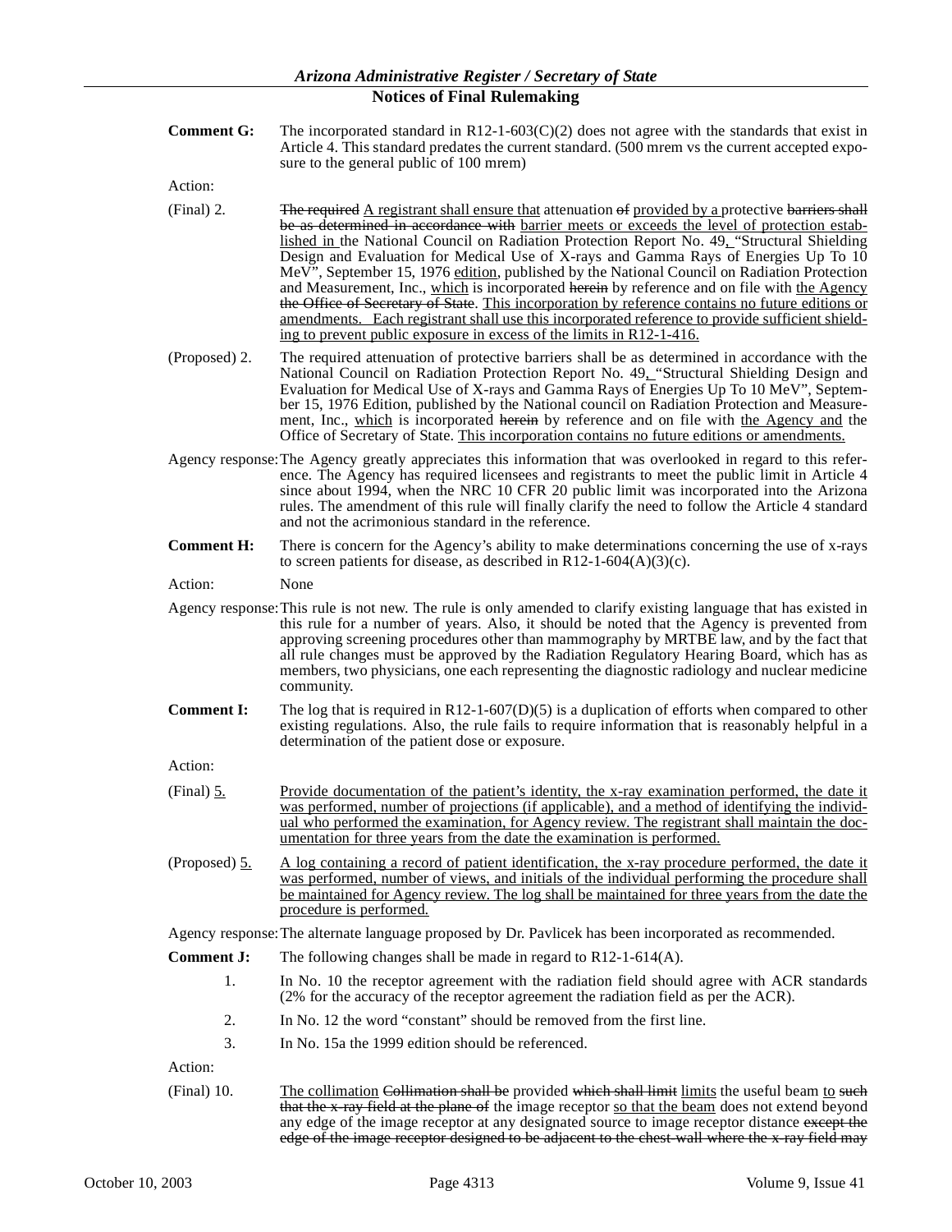**Comment G:** The incorporated standard in R12-1-603(C)(2) does not agree with the standards that exist in Article 4. This standard predates the current standard. (500 mrem vs the current accepted exposure to the general public of 100 mrem)

Action:

(Final) 2. ~~The required~~ A registrant shall ensure that attenuation ~~of~~ provided by a protective ~~barriers shall be as determined in accordance with~~ barrier meets or exceeds the level of protection established in the National Council on Radiation Protection Report No. 49, "Structural Shielding Design and Evaluation for Medical Use of X-rays and Gamma Rays of Energies Up To 10 MeV", September 15, 1976 edition, published by the National Council on Radiation Protection and Measurement, Inc., which is incorporated ~~herein~~ by reference and on file with the Agency ~~the Office of Secretary of State~~. This incorporation by reference contains no future editions or amendments. Each registrant shall use this incorporated reference to provide sufficient shielding to prevent public exposure in excess of the limits in R12-1-416.

(Proposed) 2. The required attenuation of protective barriers shall be as determined in accordance with the National Council on Radiation Protection Report No. 49, "Structural Shielding Design and Evaluation for Medical Use of X-rays and Gamma Rays of Energies Up To 10 MeV", September 15, 1976 Edition, published by the National council on Radiation Protection and Measurement, Inc., which is incorporated ~~herein~~ by reference and on file with the Agency and the Office of Secretary of State. This incorporation contains no future editions or amendments.

Agency response: The Agency greatly appreciates this information that was overlooked in regard to this reference. The Agency has required licensees and registrants to meet the public limit in Article 4 since about 1994, when the NRC 10 CFR 20 public limit was incorporated into the Arizona rules. The amendment of this rule will finally clarify the need to follow the Article 4 standard and not the acrimonious standard in the reference.

**Comment H:** There is concern for the Agency's ability to make determinations concerning the use of x-rays to screen patients for disease, as described in R12-1-604(A)(3)(c).

Action: None

Agency response: This rule is not new. The rule is only amended to clarify existing language that has existed in this rule for a number of years. Also, it should be noted that the Agency is prevented from approving screening procedures other than mammography by MRTBE law, and by the fact that all rule changes must be approved by the Radiation Regulatory Hearing Board, which has as members, two physicians, one each representing the diagnostic radiology and nuclear medicine community.

**Comment I:** The log that is required in R12-1-607(D)(5) is a duplication of efforts when compared to other existing regulations. Also, the rule fails to require information that is reasonably helpful in a determination of the patient dose or exposure.

Action:

(Final) 5. Provide documentation of the patient's identity, the x-ray examination performed, the date it was performed, number of projections (if applicable), and a method of identifying the individual who performed the examination, for Agency review. The registrant shall maintain the documentation for three years from the date the examination is performed.

(Proposed) 5. A log containing a record of patient identification, the x-ray procedure performed, the date it was performed, number of views, and initials of the individual performing the procedure shall be maintained for Agency review. The log shall be maintained for three years from the date the procedure is performed.

Agency response: The alternate language proposed by Dr. Pavlicek has been incorporated as recommended.

**Comment J:** The following changes shall be made in regard to R12-1-614(A).

1. In No. 10 the receptor agreement with the radiation field should agree with ACR standards (2% for the accuracy of the receptor agreement the radiation field as per the ACR).
2. In No. 12 the word "constant" should be removed from the first line.
3. In No. 15a the 1999 edition should be referenced.

Action:

(Final) 10. The collimation ~~Collimation shall be~~ provided ~~which shall limit~~ limits the useful beam to ~~such that the x-ray field at the plane of~~ the image receptor so that the beam does not extend beyond any edge of the image receptor at any designated source to image receptor distance ~~except the edge of the image receptor designed to be adjacent to the chest-wall where the x-ray field may~~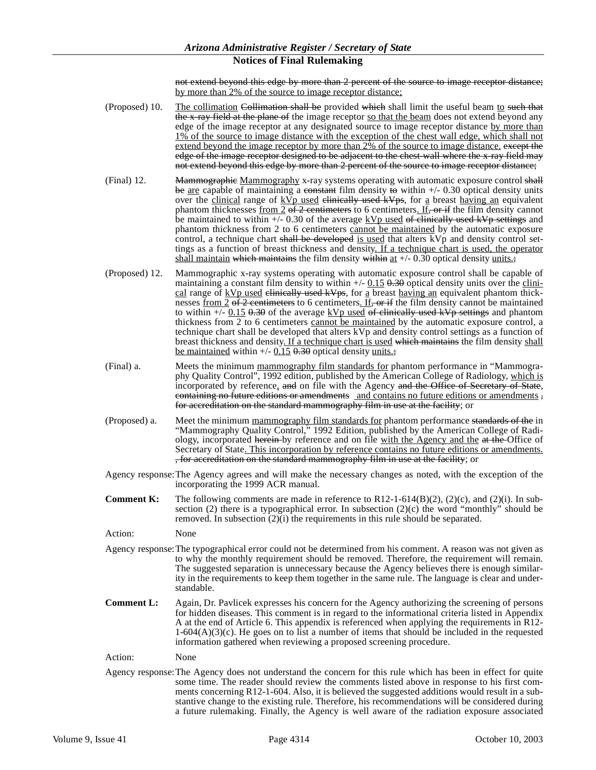~~not extend beyond this edge by more than 2 percent of the source to image receptor distance;~~ <u>by more than 2% of the source to image receptor distance;</u>

(Proposed) 10. <u>The collimation</u> ~~Collimation shall be~~ provided ~~which~~ shall limit the useful beam <u>to</u> ~~such that the x-ray field at the plane of~~ the image receptor <u>so that the beam</u> does not extend beyond any edge of the image receptor at any designated source to image receptor distance <u>by more than 1% of the source to image distance with the exception of the chest wall edge, which shall not extend beyond the image receptor by more than 2% of the source to image distance.</u> ~~except the edge of the image receptor designed to be adjacent to the chest wall where the x-ray field may not extend beyond this edge by more than 2 percent of the source to image receptor distance;~~

(Final) 12. ~~Mammographic~~ <u>Mammography</u> x-ray systems operating with automatic exposure control ~~shall be~~ <u>are</u> capable of maintaining a ~~constant~~ film density ~~to~~ within +/- 0.30 optical density units over the <u>clinical</u> range of <u>kVp used</u> ~~clinically used kVps~~, for <u>a</u> breast <u>having an</u> equivalent phantom thicknesses <u>from 2</u> ~~of 2 centimeters~~ to 6 centimeters<u>. If</u>~~, or if~~ the film density cannot be maintained to within +/- 0.30 of the average <u>kVp used</u> ~~of clinically used kVp settings~~ and phantom thickness from 2 to 6 centimeters <u>cannot be maintained</u> by the automatic exposure control, a technique chart ~~shall be developed~~ <u>is used</u> that alters kVp and density control settings as a function of breast thickness and density<u>. If a technique chart is used, the operator shall maintain</u> ~~which maintains~~ the film density ~~within~~ <u>at</u> +/- 0.30 optical density <u>units.</u>~~;~~

(Proposed) 12. Mammographic x-ray systems operating with automatic exposure control shall be capable of maintaining a constant film density to within +/- <u>0.15</u> ~~0.30~~ optical density units over the <u>clinical</u> range of <u>kVp used</u> ~~clinically used kVps~~, for <u>a</u> breast <u>having an</u> equivalent phantom thicknesses <u>from 2</u> ~~of 2 centimeters~~ to 6 centimeters<u>. If</u>~~, or if~~ the film density cannot be maintained to within +/- <u>0.15</u> ~~0.30~~ of the average <u>kVp used</u> ~~of clinically used kVp settings~~ and phantom thickness from 2 to 6 centimeters <u>cannot be maintained</u> by the automatic exposure control, a technique chart shall be developed that alters kVp and density control settings as a function of breast thickness and density<u>. If a technique chart is used</u> ~~which maintains~~ the film density <u>shall be maintained</u> within +/- <u>0.15</u> ~~0.30~~ optical density <u>units.</u>~~;~~

(Final) a. Meets the minimum <u>mammography film standards for</u> phantom performance in "Mammography Quality Control", 1992 edition, published by the American College of Radiology, <u>which is</u> incorporated by reference<u>,</u> ~~and~~ on file with the Agency ~~and the Office of Secretary of State, containing no future editions or amendments~~ <u>and contains no future editions or amendments</u> ~~, for accreditation on the standard mammography film in use at the facility~~; or

(Proposed) a. Meet the minimum <u>mammography film standards for</u> phantom performance ~~standards of the~~ in "Mammography Quality Control," 1992 Edition, published by the American College of Radiology, incorporated ~~herein~~ by reference and on file <u>with the Agency and the</u> ~~at the~~ Office of Secretary of State<u>. This incorporation by reference contains no future editions or amendments.</u> ~~, for accreditation on the standard mammography film in use at the facility~~; or

Agency response: The Agency agrees and will make the necessary changes as noted, with the exception of the incorporating the 1999 ACR manual.

**Comment K:** The following comments are made in reference to R12-1-614(B)(2), (2)(c), and (2)(i). In subsection (2) there is a typographical error. In subsection (2)(c) the word "monthly" should be removed. In subsection (2)(i) the requirements in this rule should be separated.

Action: None

Agency response: The typographical error could not be determined from his comment. A reason was not given as to why the monthly requirement should be removed. Therefore, the requirement will remain. The suggested separation is unnecessary because the Agency believes there is enough similarity in the requirements to keep them together in the same rule. The language is clear and understandable.

**Comment L:** Again, Dr. Pavlicek expresses his concern for the Agency authorizing the screening of persons for hidden diseases. This comment is in regard to the informational criteria listed in Appendix A at the end of Article 6. This appendix is referenced when applying the requirements in R12-1-604(A)(3)(c). He goes on to list a number of items that should be included in the requested information gathered when reviewing a proposed screening procedure.

Action: None

Agency response: The Agency does not understand the concern for this rule which has been in effect for quite some time. The reader should review the comments listed above in response to his first comments concerning R12-1-604. Also, it is believed the suggested additions would result in a substantive change to the existing rule. Therefore, his recommendations will be considered during a future rulemaking. Finally, the Agency is well aware of the radiation exposure associated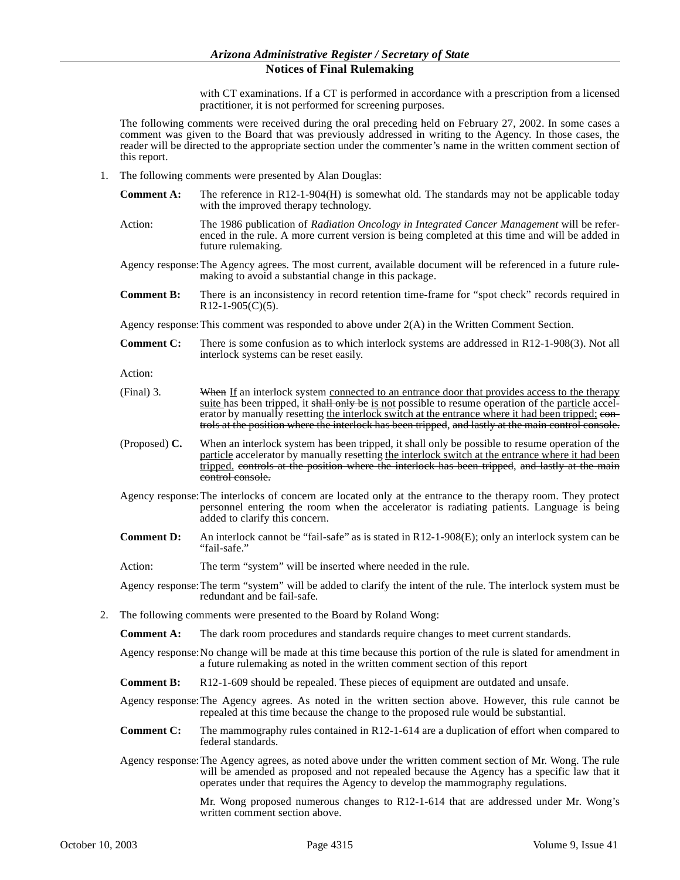with CT examinations. If a CT is performed in accordance with a prescription from a licensed practitioner, it is not performed for screening purposes.

The following comments were received during the oral preceding held on February 27, 2002. In some cases a comment was given to the Board that was previously addressed in writing to the Agency. In those cases, the reader will be directed to the appropriate section under the commenter's name in the written comment section of this report.

1. The following comments were presented by Alan Douglas:

**Comment A:** The reference in R12-1-904(H) is somewhat old. The standards may not be applicable today with the improved therapy technology.

Action: The 1986 publication of *Radiation Oncology in Integrated Cancer Management* will be referenced in the rule. A more current version is being completed at this time and will be added in future rulemaking.

Agency response: The Agency agrees. The most current, available document will be referenced in a future rulemaking to avoid a substantial change in this package.

**Comment B:** There is an inconsistency in record retention time-frame for "spot check" records required in R12-1-905(C)(5).

Agency response: This comment was responded to above under 2(A) in the Written Comment Section.

**Comment C:** There is some confusion as to which interlock systems are addressed in R12-1-908(3). Not all interlock systems can be reset easily.

Action:

(Final) 3. ~~When~~ If an interlock system connected to an entrance door that provides access to the therapy suite has been tripped, it ~~shall only be~~ is not possible to resume operation of the particle accelerator by manually resetting the interlock switch at the entrance where it had been tripped; ~~controls at the position where the interlock has been tripped, and lastly at the main control console.~~

(Proposed) **C.** When an interlock system has been tripped, it shall only be possible to resume operation of the particle accelerator by manually resetting the interlock switch at the entrance where it had been tripped. ~~controls at the position where the interlock has been tripped, and lastly at the main control console.~~

Agency response: The interlocks of concern are located only at the entrance to the therapy room. They protect personnel entering the room when the accelerator is radiating patients. Language is being added to clarify this concern.

**Comment D:** An interlock cannot be "fail-safe" as is stated in R12-1-908(E); only an interlock system can be "fail-safe."

Action: The term "system" will be inserted where needed in the rule.

Agency response: The term "system" will be added to clarify the intent of the rule. The interlock system must be redundant and be fail-safe.

2. The following comments were presented to the Board by Roland Wong:

**Comment A:** The dark room procedures and standards require changes to meet current standards.

Agency response: No change will be made at this time because this portion of the rule is slated for amendment in a future rulemaking as noted in the written comment section of this report

**Comment B:** R12-1-609 should be repealed. These pieces of equipment are outdated and unsafe.

Agency response: The Agency agrees. As noted in the written section above. However, this rule cannot be repealed at this time because the change to the proposed rule would be substantial.

**Comment C:** The mammography rules contained in R12-1-614 are a duplication of effort when compared to federal standards.

Agency response: The Agency agrees, as noted above under the written comment section of Mr. Wong. The rule will be amended as proposed and not repealed because the Agency has a specific law that it operates under that requires the Agency to develop the mammography regulations.

Mr. Wong proposed numerous changes to R12-1-614 that are addressed under Mr. Wong's written comment section above.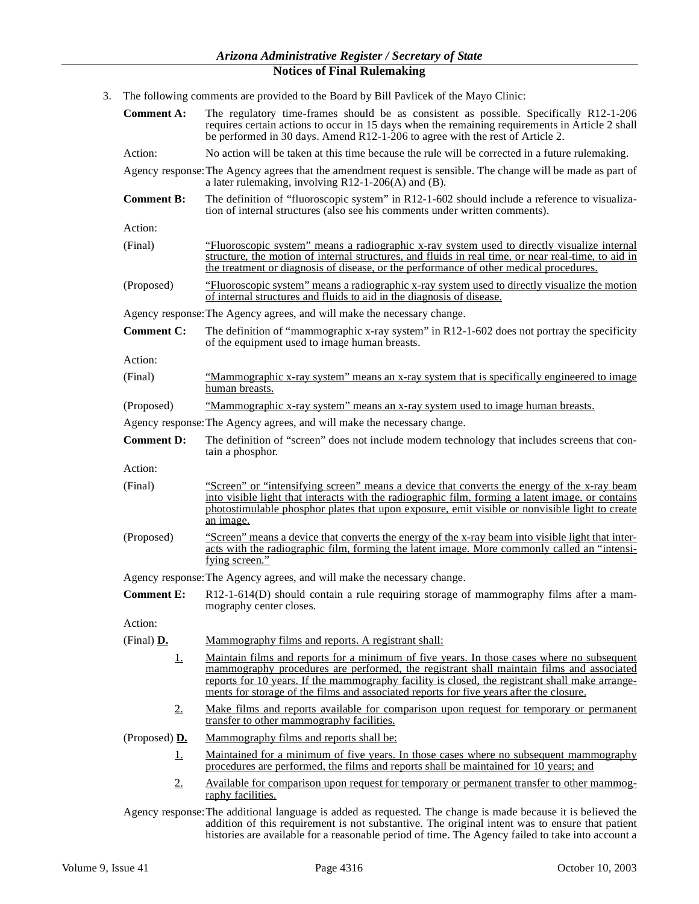3. The following comments are provided to the Board by Bill Pavlicek of the Mayo Clinic:

**Comment A:** The regulatory time-frames should be as consistent as possible. Specifically R12-1-206 requires certain actions to occur in 15 days when the remaining requirements in Article 2 shall be performed in 30 days. Amend R12-1-206 to agree with the rest of Article 2.

Action: No action will be taken at this time because the rule will be corrected in a future rulemaking.

Agency response: The Agency agrees that the amendment request is sensible. The change will be made as part of a later rulemaking, involving R12-1-206(A) and (B).

**Comment B:** The definition of "fluoroscopic system" in R12-1-602 should include a reference to visualization of internal structures (also see his comments under written comments).

Action:

(Final) <u>"Fluoroscopic system" means a radiographic x-ray system used to directly visualize internal structure, the motion of internal structures, and fluids in real time, or near real-time, to aid in the treatment or diagnosis of disease, or the performance of other medical procedures.</u>

(Proposed) <u>"Fluoroscopic system" means a radiographic x-ray system used to directly visualize the motion of internal structures and fluids to aid in the diagnosis of disease.</u>

Agency response: The Agency agrees, and will make the necessary change.

**Comment C:** The definition of "mammographic x-ray system" in R12-1-602 does not portray the specificity of the equipment used to image human breasts.

Action:

(Final) <u>"Mammographic x-ray system" means an x-ray system that is specifically engineered to image human breasts.</u>

(Proposed) <u>"Mammographic x-ray system" means an x-ray system used to image human breasts.</u>

Agency response: The Agency agrees, and will make the necessary change.

**Comment D:** The definition of "screen" does not include modern technology that includes screens that contain a phosphor.

Action:

(Final) <u>"Screen" or "intensifying screen" means a device that converts the energy of the x-ray beam into visible light that interacts with the radiographic film, forming a latent image, or contains photostimulable phosphor plates that upon exposure, emit visible or nonvisible light to create an image.</u>

(Proposed) <u>"Screen" means a device that converts the energy of the x-ray beam into visible light that interacts with the radiographic film, forming the latent image. More commonly called an "intensifying screen."</u>

Agency response: The Agency agrees, and will make the necessary change.

**Comment E:** R12-1-614(D) should contain a rule requiring storage of mammography films after a mammography center closes.

Action:

(Final) <u>**D.**</u> <u>Mammography films and reports. A registrant shall:</u>

<u>1.</u> <u>Maintain films and reports for a minimum of five years. In those cases where no subsequent mammography procedures are performed, the registrant shall maintain films and associated reports for 10 years. If the mammography facility is closed, the registrant shall make arrangements for storage of the films and associated reports for five years after the closure.</u>

<u>2.</u> <u>Make films and reports available for comparison upon request for temporary or permanent transfer to other mammography facilities.</u>

(Proposed) <u>**D.**</u> <u>Mammography films and reports shall be:</u>

<u>1.</u> <u>Maintained for a minimum of five years. In those cases where no subsequent mammography procedures are performed, the films and reports shall be maintained for 10 years; and</u>

<u>2.</u> <u>Available for comparison upon request for temporary or permanent transfer to other mammography facilities.</u>

Agency response: The additional language is added as requested. The change is made because it is believed the addition of this requirement is not substantive. The original intent was to ensure that patient histories are available for a reasonable period of time. The Agency failed to take into account a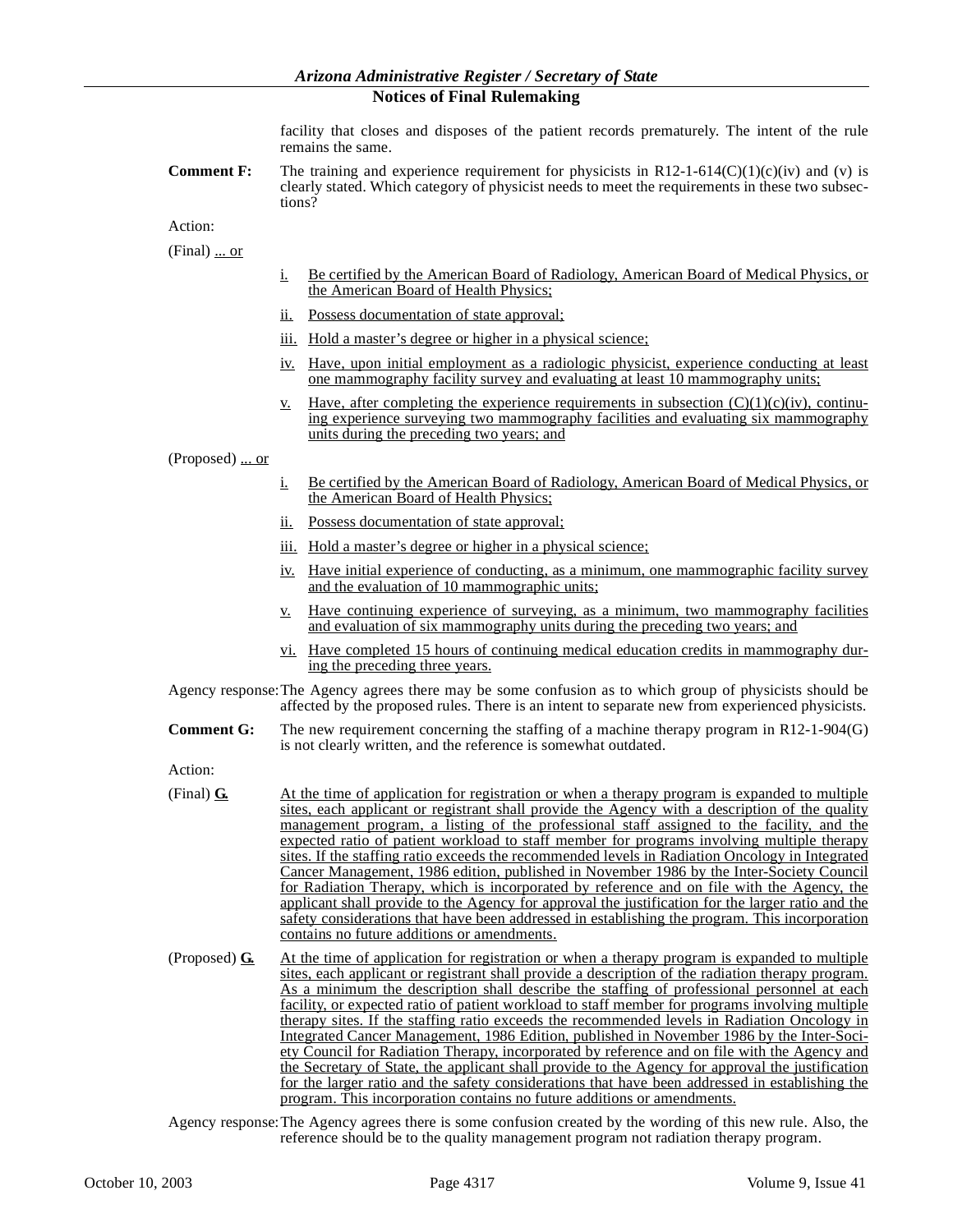facility that closes and disposes of the patient records prematurely. The intent of the rule remains the same.

**Comment F:** The training and experience requirement for physicists in R12-1-614(C)(1)(c)(iv) and (v) is clearly stated. Which category of physicist needs to meet the requirements in these two subsections?

Action:

(Final) ... or

i. Be certified by the American Board of Radiology, American Board of Medical Physics, or the American Board of Health Physics;

ii. Possess documentation of state approval;

iii. Hold a master's degree or higher in a physical science;

iv. Have, upon initial employment as a radiologic physicist, experience conducting at least one mammography facility survey and evaluating at least 10 mammography units;

v. Have, after completing the experience requirements in subsection (C)(1)(c)(iv), continuing experience surveying two mammography facilities and evaluating six mammography units during the preceding two years; and

(Proposed) ... or

i. Be certified by the American Board of Radiology, American Board of Medical Physics, or the American Board of Health Physics;

ii. Possess documentation of state approval;

iii. Hold a master's degree or higher in a physical science;

iv. Have initial experience of conducting, as a minimum, one mammographic facility survey and the evaluation of 10 mammographic units;

v. Have continuing experience of surveying, as a minimum, two mammography facilities and evaluation of six mammography units during the preceding two years; and

vi. Have completed 15 hours of continuing medical education credits in mammography during the preceding three years.

Agency response: The Agency agrees there may be some confusion as to which group of physicists should be affected by the proposed rules. There is an intent to separate new from experienced physicists.

**Comment G:** The new requirement concerning the staffing of a machine therapy program in R12-1-904(G) is not clearly written, and the reference is somewhat outdated.

Action:

(Final) **G.** At the time of application for registration or when a therapy program is expanded to multiple sites, each applicant or registrant shall provide the Agency with a description of the quality management program, a listing of the professional staff assigned to the facility, and the expected ratio of patient workload to staff member for programs involving multiple therapy sites. If the staffing ratio exceeds the recommended levels in Radiation Oncology in Integrated Cancer Management, 1986 edition, published in November 1986 by the Inter-Society Council for Radiation Therapy, which is incorporated by reference and on file with the Agency, the applicant shall provide to the Agency for approval the justification for the larger ratio and the safety considerations that have been addressed in establishing the program. This incorporation contains no future additions or amendments.

(Proposed) **G.** At the time of application for registration or when a therapy program is expanded to multiple sites, each applicant or registrant shall provide a description of the radiation therapy program. As a minimum the description shall describe the staffing of professional personnel at each facility, or expected ratio of patient workload to staff member for programs involving multiple therapy sites. If the staffing ratio exceeds the recommended levels in Radiation Oncology in Integrated Cancer Management, 1986 Edition, published in November 1986 by the Inter-Society Council for Radiation Therapy, incorporated by reference and on file with the Agency and the Secretary of State, the applicant shall provide to the Agency for approval the justification for the larger ratio and the safety considerations that have been addressed in establishing the program. This incorporation contains no future additions or amendments.

Agency response: The Agency agrees there is some confusion created by the wording of this new rule. Also, the reference should be to the quality management program not radiation therapy program.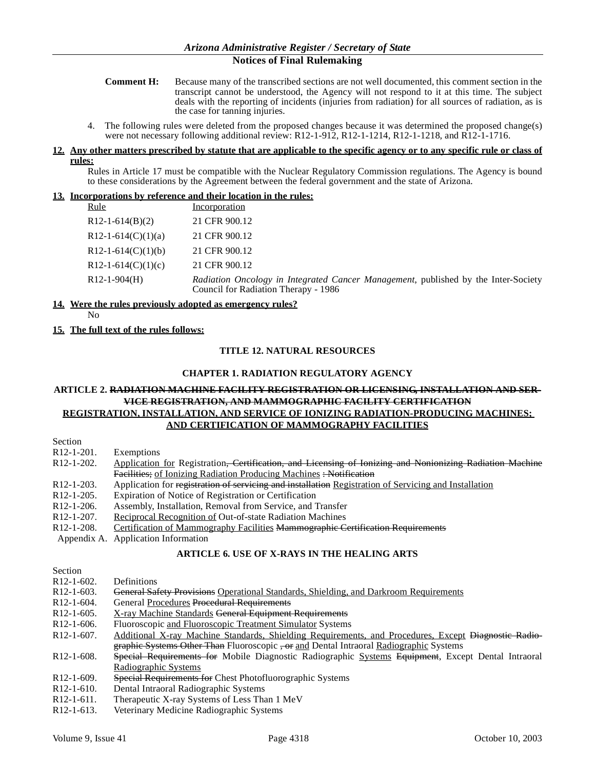**Comment H:** Because many of the transcribed sections are not well documented, this comment section in the transcript cannot be understood, the Agency will not respond to it at this time. The subject deals with the reporting of incidents (injuries from radiation) for all sources of radiation, as is the case for tanning injuries.

4. The following rules were deleted from the proposed changes because it was determined the proposed change(s) were not necessary following additional review: R12-1-912, R12-1-1214, R12-1-1218, and R12-1-1716.

**12. Any other matters prescribed by statute that are applicable to the specific agency or to any specific rule or class of rules:**

Rules in Article 17 must be compatible with the Nuclear Regulatory Commission regulations. The Agency is bound to these considerations by the Agreement between the federal government and the state of Arizona.

**13. Incorporations by reference and their location in the rules:**

| Rule | Incorporation |
|---|---|
| R12-1-614(B)(2) | 21 CFR 900.12 |
| R12-1-614(C)(1)(a) | 21 CFR 900.12 |
| R12-1-614(C)(1)(b) | 21 CFR 900.12 |
| R12-1-614(C)(1)(c) | 21 CFR 900.12 |
| R12-1-904(H) | *Radiation Oncology in Integrated Cancer Management*, published by the Inter-Society Council for Radiation Therapy - 1986 |

**14. Were the rules previously adopted as emergency rules?**

No

**15. The full text of the rules follows:**

## TITLE 12. NATURAL RESOURCES

## CHAPTER 1. RADIATION REGULATORY AGENCY

## ARTICLE 2. ~~RADIATION MACHINE FACILITY REGISTRATION OR LICENSING, INSTALLATION AND SERVICE REGISTRATION, AND MAMMOGRAPHIC FACILITY CERTIFICATION~~ <u>REGISTRATION, INSTALLATION, AND SERVICE OF IONIZING RADIATION-PRODUCING MACHINES; AND CERTIFICATION OF MAMMOGRAPHY FACILITIES</u>

Section

R12-1-201. Exemptions

R12-1-202. <u>Application for</u> Registration~~, Certification, and Licensing of Ionizing and Nonionizing Radiation Machine Facilities;~~ <u>of Ionizing Radiation Producing Machines</u> ~~: Notification~~

R12-1-203. Application for ~~registration of servicing and installation~~ <u>Registration of Servicing and Installation</u>

R12-1-205. Expiration of Notice of Registration or Certification

R12-1-206. Assembly, Installation, Removal from Service, and Transfer

R12-1-207. <u>Reciprocal Recognition of</u> Out-of-state Radiation Machines

R12-1-208. <u>Certification of Mammography Facilities</u> ~~Mammographic Certification Requirements~~

Appendix A. Application Information

## ARTICLE 6. USE OF X-RAYS IN THE HEALING ARTS

Section

R12-1-602. Definitions

R12-1-603. ~~General Safety Provisions~~ <u>Operational Standards, Shielding, and Darkroom Requirements</u>

R12-1-604. General <u>Procedures</u> ~~Procedural Requirements~~

R12-1-605. <u>X-ray Machine Standards</u> ~~General Equipment Requirements~~

R12-1-606. Fluoroscopic <u>and Fluoroscopic Treatment Simulator</u> Systems

R12-1-607. <u>Additional X-ray Machine Standards, Shielding Requirements, and Procedures, Except</u> ~~Diagnostic Radiographic Systems Other Than~~ Fluoroscopic ~~, or~~ <u>and</u> Dental Intraoral <u>Radiographic</u> Systems

R12-1-608. ~~Special Requirements for~~ Mobile Diagnostic Radiographic <u>Systems</u> ~~Equipment~~, Except Dental Intraoral <u>Radiographic Systems</u>

R12-1-609. ~~Special Requirements for~~ Chest Photofluorographic Systems

R12-1-610. Dental Intraoral Radiographic Systems

R12-1-611. Therapeutic X-ray Systems of Less Than 1 MeV

R12-1-613. Veterinary Medicine Radiographic Systems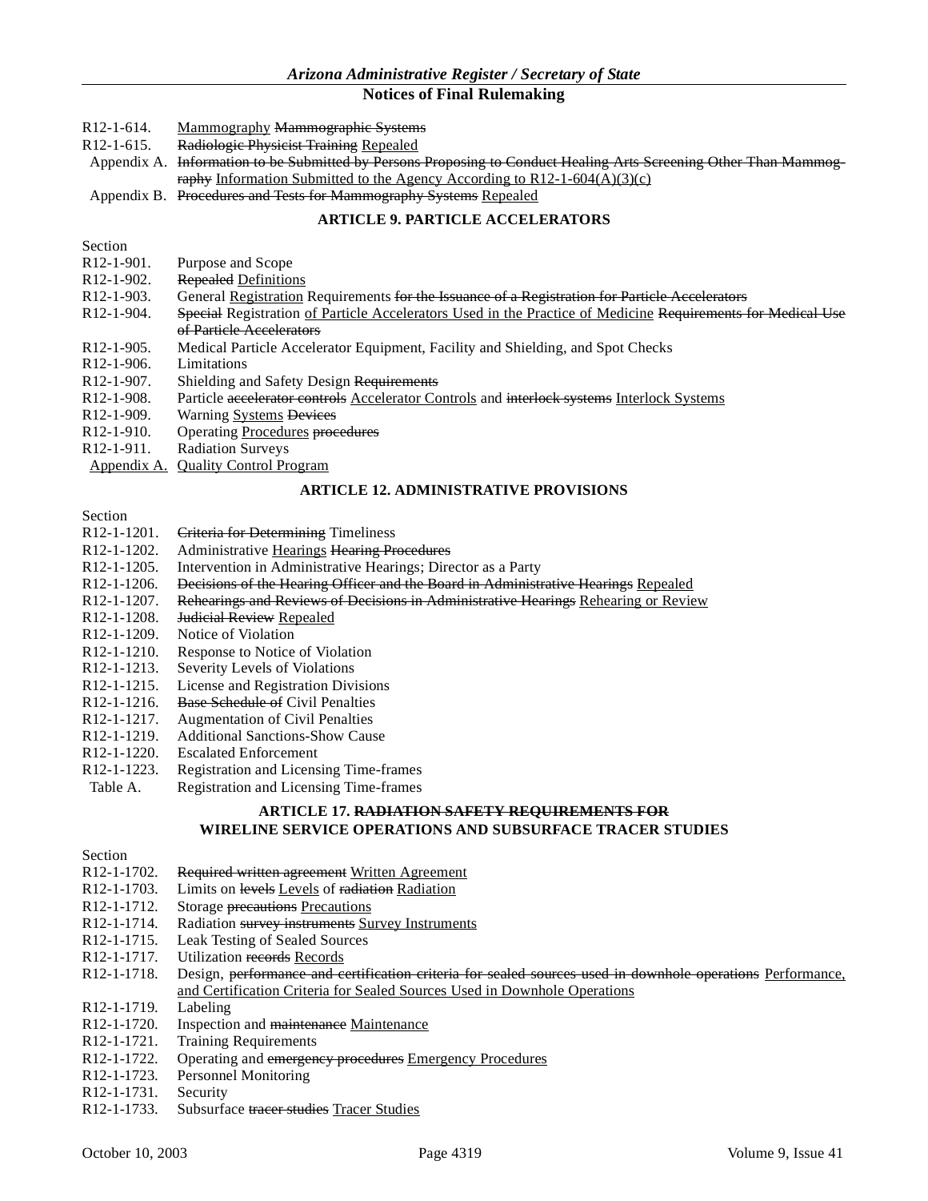R12-1-614. <u>Mammography</u> ~~Mammographic Systems~~

R12-1-615. ~~Radiologic Physicist Training~~ <u>Repealed</u>

Appendix A. ~~Information to be Submitted by Persons Proposing to Conduct Healing Arts Screening Other Than Mammography~~ <u>Information Submitted to the Agency According to R12-1-604(A)(3)(c)</u>

Appendix B. ~~Procedures and Tests for Mammography Systems~~ <u>Repealed</u>

### ARTICLE 9. PARTICLE ACCELERATORS

Section

R12-1-901. Purpose and Scope

R12-1-902. ~~Repealed~~ <u>Definitions</u>

R12-1-903. General <u>Registration</u> Requirements ~~for the Issuance of a Registration for Particle Accelerators~~

R12-1-904. ~~Special~~ Registration <u>of Particle Accelerators Used in the Practice of Medicine</u> ~~Requirements for Medical Use of Particle Accelerators~~

R12-1-905. Medical Particle Accelerator Equipment, Facility and Shielding, and Spot Checks

R12-1-906. Limitations

R12-1-907. Shielding and Safety Design ~~Requirements~~

R12-1-908. Particle ~~accelerator controls~~ <u>Accelerator Controls</u> and ~~interlock systems~~ <u>Interlock Systems</u>

R12-1-909. Warning <u>Systems</u> ~~Devices~~

R12-1-910. Operating <u>Procedures</u> ~~procedures~~

R12-1-911. Radiation Surveys

<u>Appendix A.</u> <u>Quality Control Program</u>

### ARTICLE 12. ADMINISTRATIVE PROVISIONS

Section

R12-1-1201. ~~Criteria for Determining~~ Timeliness

R12-1-1202. Administrative <u>Hearings</u> ~~Hearing Procedures~~

R12-1-1205. Intervention in Administrative Hearings; Director as a Party

R12-1-1206. ~~Decisions of the Hearing Officer and the Board in Administrative Hearings~~ <u>Repealed</u>

R12-1-1207. ~~Rehearings and Reviews of Decisions in Administrative Hearings~~ <u>Rehearing or Review</u>

R12-1-1208. ~~Judicial Review~~ <u>Repealed</u>

R12-1-1209. Notice of Violation

R12-1-1210. Response to Notice of Violation

R12-1-1213. Severity Levels of Violations

R12-1-1215. License and Registration Divisions

R12-1-1216. ~~Base Schedule of~~ Civil Penalties

R12-1-1217. Augmentation of Civil Penalties

R12-1-1219. Additional Sanctions-Show Cause

R12-1-1220. Escalated Enforcement

R12-1-1223. Registration and Licensing Time-frames

Table A. Registration and Licensing Time-frames

### ARTICLE 17. ~~RADIATION SAFETY REQUIREMENTS FOR~~ WIRELINE SERVICE OPERATIONS AND SUBSURFACE TRACER STUDIES

Section

R12-1-1702. ~~Required written agreement~~ <u>Written Agreement</u>

R12-1-1703. Limits on ~~levels~~ <u>Levels</u> of ~~radiation~~ <u>Radiation</u>

R12-1-1712. Storage ~~precautions~~ <u>Precautions</u>

R12-1-1714. Radiation ~~survey instruments~~ <u>Survey Instruments</u>

R12-1-1715. Leak Testing of Sealed Sources

R12-1-1717. Utilization ~~records~~ <u>Records</u>

R12-1-1718. Design, ~~performance and certification criteria for sealed sources used in downhole operations~~ <u>Performance, and Certification Criteria for Sealed Sources Used in Downhole Operations</u>

R12-1-1719. Labeling

R12-1-1720. Inspection and ~~maintenance~~ <u>Maintenance</u>

R12-1-1721. Training Requirements

R12-1-1722. Operating and ~~emergency procedures~~ <u>Emergency Procedures</u>

R12-1-1723. Personnel Monitoring

R12-1-1731. Security

R12-1-1733. Subsurface ~~tracer studies~~ <u>Tracer Studies</u>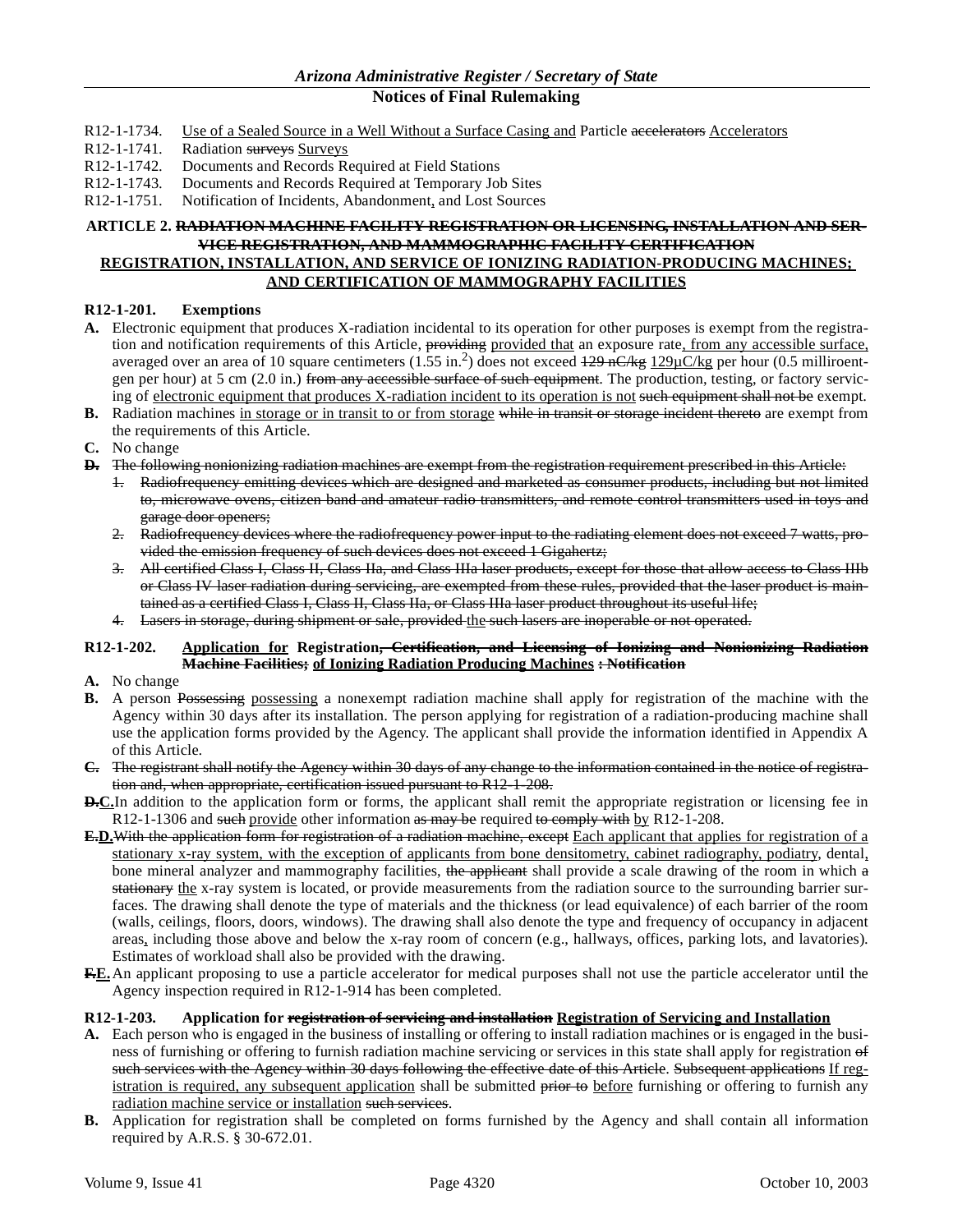R12-1-1734. Use of a Sealed Source in a Well Without a Surface Casing and Particle ~~accelerators~~ Accelerators
R12-1-1741. Radiation ~~surveys~~ Surveys
R12-1-1742. Documents and Records Required at Field Stations
R12-1-1743. Documents and Records Required at Temporary Job Sites
R12-1-1751. Notification of Incidents, Abandonment, and Lost Sources

**ARTICLE 2. ~~RADIATION MACHINE FACILITY REGISTRATION OR LICENSING, INSTALLATION AND SERVICE REGISTRATION, AND MAMMOGRAPHIC FACILITY CERTIFICATION~~ REGISTRATION, INSTALLATION, AND SERVICE OF IONIZING RADIATION-PRODUCING MACHINES; AND CERTIFICATION OF MAMMOGRAPHY FACILITIES**

**R12-1-201. Exemptions**

**A.** Electronic equipment that produces X-radiation incidental to its operation for other purposes is exempt from the registration and notification requirements of this Article, ~~providing~~ provided that an exposure rate, from any accessible surface, averaged over an area of 10 square centimeters (1.55 in.$^2$) does not exceed ~~129 nC/kg~~ 129μC/kg per hour (0.5 milliroentgen per hour) at 5 cm (2.0 in.) ~~from any accessible surface of such equipment~~. The production, testing, or factory servicing of electronic equipment that produces X-radiation incident to its operation is not ~~such equipment shall not be~~ exempt.

**B.** Radiation machines in storage or in transit to or from storage ~~while in transit or storage incident thereto~~ are exempt from the requirements of this Article.

**C.** No change

~~**D.** The following nonionizing radiation machines are exempt from the registration requirement prescribed in this Article:~~

1. ~~Radiofrequency emitting devices which are designed and marketed as consumer products, including but not limited to, microwave ovens, citizen band and amateur radio transmitters, and remote control transmitters used in toys and garage door openers;~~
2. ~~Radiofrequency devices where the radiofrequency power input to the radiating element does not exceed 7 watts, provided the emission frequency of such devices does not exceed 1 Gigahertz;~~
3. ~~All certified Class I, Class II, Class IIa, and Class IIIa laser products, except for those that allow access to Class IIIb or Class IV laser radiation during servicing, are exempted from these rules, provided that the laser product is maintained as a certified Class I, Class II, Class IIa, or Class IIIa laser product throughout its useful life;~~
4. ~~Lasers in storage, during shipment or sale, provided~~ the ~~such lasers are inoperable or not operated.~~

**R12-1-202. Application for Registration~~, Certification, and Licensing of Ionizing and Nonionizing Radiation Machine Facilities;~~ of Ionizing Radiation Producing Machines ~~: Notification~~**

**A.** No change

**B.** A person ~~Possessing~~ possessing a nonexempt radiation machine shall apply for registration of the machine with the Agency within 30 days after its installation. The person applying for registration of a radiation-producing machine shall use the application forms provided by the Agency. The applicant shall provide the information identified in Appendix A of this Article.

~~**C.** The registrant shall notify the Agency within 30 days of any change to the information contained in the notice of registration and, when appropriate, certification issued pursuant to R12-1-208.~~

~~**D.**~~**C.** In addition to the application form or forms, the applicant shall remit the appropriate registration or licensing fee in R12-1-1306 and ~~such~~ provide other information ~~as may be~~ required ~~to comply with~~ by R12-1-208.

~~**E.**~~**D.** ~~With the application form for registration of a radiation machine, except~~ Each applicant that applies for registration of a stationary x-ray system, with the exception of applicants from bone densitometry, cabinet radiography, podiatry, dental, bone mineral analyzer and mammography facilities, ~~the applicant~~ shall provide a scale drawing of the room in which ~~a stationary~~ the x-ray system is located, or provide measurements from the radiation source to the surrounding barrier surfaces. The drawing shall denote the type of materials and the thickness (or lead equivalence) of each barrier of the room (walls, ceilings, floors, doors, windows). The drawing shall also denote the type and frequency of occupancy in adjacent areas, including those above and below the x-ray room of concern (e.g., hallways, offices, parking lots, and lavatories). Estimates of workload shall also be provided with the drawing.

~~**F.**~~**E.** An applicant proposing to use a particle accelerator for medical purposes shall not use the particle accelerator until the Agency inspection required in R12-1-914 has been completed.

**R12-1-203. Application for ~~registration of servicing and installation~~ Registration of Servicing and Installation**

**A.** Each person who is engaged in the business of installing or offering to install radiation machines or is engaged in the business of furnishing or offering to furnish radiation machine servicing or services in this state shall apply for registration ~~of such services with the Agency within 30 days following the effective date of this Article~~. ~~Subsequent applications~~ If registration is required, any subsequent application shall be submitted ~~prior to~~ before furnishing or offering to furnish any radiation machine service or installation ~~such services~~.

**B.** Application for registration shall be completed on forms furnished by the Agency and shall contain all information required by A.R.S. § 30-672.01.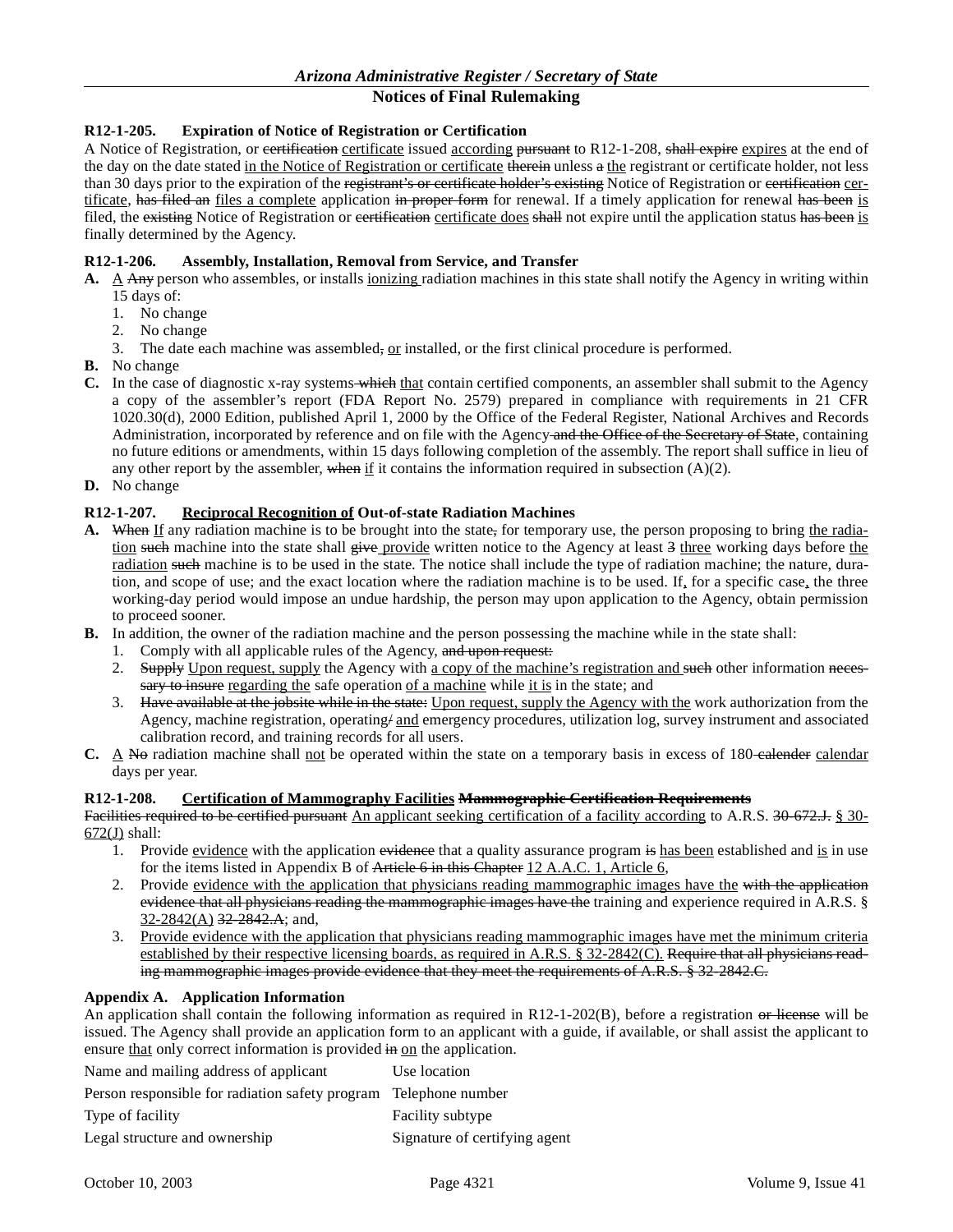**R12-1-205. Expiration of Notice of Registration or Certification**

A Notice of Registration, or ~~certification~~ <u>certificate</u> issued <u>according</u> ~~pursuant~~ to R12-1-208, ~~shall expire~~ <u>expires</u> at the end of the day on the date stated <u>in the Notice of Registration or certificate</u> ~~therein~~ unless ~~a~~ <u>the</u> registrant or certificate holder, not less than 30 days prior to the expiration of the ~~registrant's or certificate holder's existing~~ Notice of Registration or ~~certification~~ <u>certificate</u>, ~~has filed an~~ <u>files a complete</u> application ~~in proper form~~ for renewal. If a timely application for renewal ~~has been~~ <u>is</u> filed, the ~~existing~~ Notice of Registration or ~~certification~~ <u>certificate does</u> ~~shall~~ not expire until the application status ~~has been~~ <u>is</u> finally determined by the Agency.

**R12-1-206. Assembly, Installation, Removal from Service, and Transfer**

**A.** <u>A</u> ~~Any~~ person who assembles, or installs <u>ionizing</u> radiation machines in this state shall notify the Agency in writing within 15 days of:
   1. No change
   2. No change
   3. The date each machine was assembled~~,~~ <u>or</u> installed, or the first clinical procedure is performed.

**B.** No change

**C.** In the case of diagnostic x-ray systems ~~which~~ <u>that</u> contain certified components, an assembler shall submit to the Agency a copy of the assembler's report (FDA Report No. 2579) prepared in compliance with requirements in 21 CFR 1020.30(d), 2000 Edition, published April 1, 2000 by the Office of the Federal Register, National Archives and Records Administration, incorporated by reference and on file with the Agency ~~and the Office of the Secretary of State~~, containing no future editions or amendments, within 15 days following completion of the assembly. The report shall suffice in lieu of any other report by the assembler, ~~when~~ <u>if</u> it contains the information required in subsection (A)(2).

**D.** No change

**R12-1-207. <u>Reciprocal Recognition of</u> Out-of-state Radiation Machines**

**A.** ~~When~~ <u>If</u> any radiation machine is to be brought into the state~~,~~ for temporary use, the person proposing to bring <u>the radiation</u> ~~such~~ machine into the state shall ~~give~~ <u>provide</u> written notice to the Agency at least ~~3~~ <u>three</u> working days before <u>the radiation</u> ~~such~~ machine is to be used in the state. The notice shall include the type of radiation machine; the nature, duration, and scope of use; and the exact location where the radiation machine is to be used. If<u>,</u> for a specific case<u>,</u> the three working-day period would impose an undue hardship, the person may upon application to the Agency, obtain permission to proceed sooner.

**B.** In addition, the owner of the radiation machine and the person possessing the machine while in the state shall:
   1. Comply with all applicable rules of the Agency~~, and upon request:~~
   2. ~~Supply~~ <u>Upon request, supply</u> the Agency with <u>a copy of the machine's registration and</u> ~~such~~ other information ~~necessary to insure~~ <u>regarding the</u> safe operation <u>of a machine</u> while <u>it is</u> in the state; and
   3. ~~Have available at the jobsite while in the state:~~ <u>Upon request, supply the Agency with the</u> work authorization from the Agency, machine registration, operating~~/~~ <u>and</u> emergency procedures, utilization log, survey instrument and associated calibration record, and training records for all users.

**C.** <u>A</u> ~~No~~ radiation machine shall <u>not</u> be operated within the state on a temporary basis in excess of 180 ~~calender~~ <u>calendar</u> days per year.

**R12-1-208. <u>Certification of Mammography Facilities</u> ~~Mammographic Certification Requirements~~**

~~Facilities required to be certified pursuant~~ <u>An applicant seeking certification of a facility according</u> to A.R.S. ~~30-672.J.~~ <u>§ 30-672(J)</u> shall:
   1. Provide <u>evidence</u> with the application ~~evidence~~ that a quality assurance program ~~is~~ <u>has been</u> established and <u>is</u> in use for the items listed in Appendix B of ~~Article 6 in this Chapter~~ <u>12 A.A.C. 1, Article 6</u>,
   2. Provide <u>evidence with the application that physicians reading mammographic images have the</u> ~~with the application evidence that all physicians reading the mammographic images have the~~ training and experience required in A.R.S. § <u>32-2842(A)</u> ~~32-2842.A~~; and,
   3. <u>Provide evidence with the application that physicians reading mammographic images have met the minimum criteria established by their respective licensing boards, as required in A.R.S. § 32-2842(C).</u> ~~Require that all physicians reading mammographic images provide evidence that they meet the requirements of A.R.S. § 32-2842.C.~~

**Appendix A. Application Information**

An application shall contain the following information as required in R12-1-202(B), before a registration ~~or license~~ will be issued. The Agency shall provide an application form to an applicant with a guide, if available, or shall assist the applicant to ensure <u>that</u> only correct information is provided ~~in~~ <u>on</u> the application.

| | |
|---|---|
| Name and mailing address of applicant | Use location |
| Person responsible for radiation safety program | Telephone number |
| Type of facility | Facility subtype |
| Legal structure and ownership | Signature of certifying agent |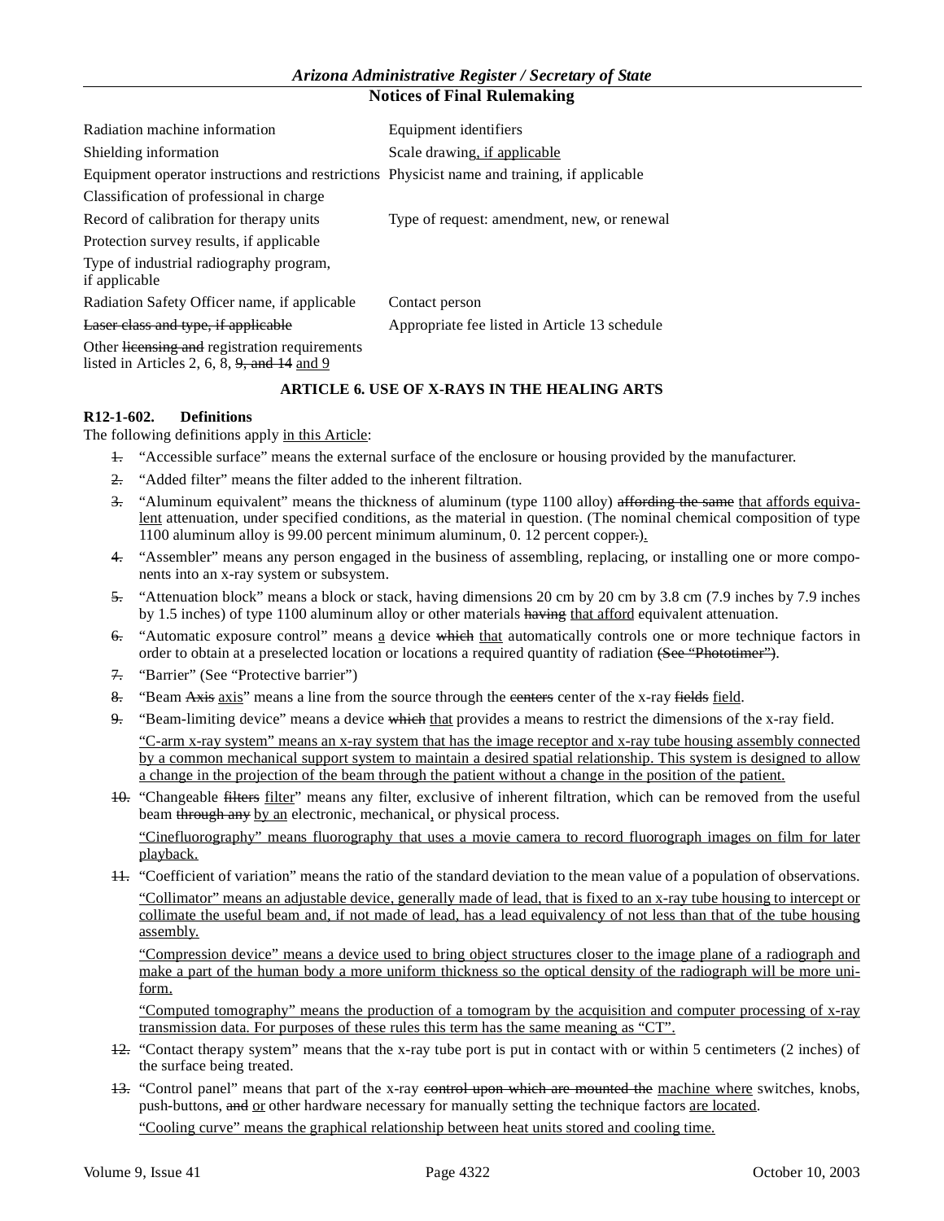| | |
|---|---|
| Radiation machine information | Equipment identifiers |
| Shielding information | Scale drawing, if applicable |
| Equipment operator instructions and restrictions | Physicist name and training, if applicable |
| Classification of professional in charge | |
| Record of calibration for therapy units | Type of request: amendment, new, or renewal |
| Protection survey results, if applicable | |
| Type of industrial radiography program, if applicable | |
| Radiation Safety Officer name, if applicable | Contact person |
| ~~Laser class and type, if applicable~~ | Appropriate fee listed in Article 13 schedule |
| Other ~~licensing and~~ registration requirements listed in Articles 2, 6, 8, ~~9, and 14~~ and 9 | |

## ARTICLE 6. USE OF X-RAYS IN THE HEALING ARTS

**R12-1-602. Definitions**

The following definitions apply in this Article:

~~1.~~ "Accessible surface" means the external surface of the enclosure or housing provided by the manufacturer.

~~2.~~ "Added filter" means the filter added to the inherent filtration.

~~3.~~ "Aluminum equivalent" means the thickness of aluminum (type 1100 alloy) ~~affording the same~~ that affords equivalent attenuation, under specified conditions, as the material in question. (The nominal chemical composition of type 1100 aluminum alloy is 99.00 percent minimum aluminum, 0. 12 percent copper~~.~~).

~~4.~~ "Assembler" means any person engaged in the business of assembling, replacing, or installing one or more components into an x-ray system or subsystem.

~~5.~~ "Attenuation block" means a block or stack, having dimensions 20 cm by 20 cm by 3.8 cm (7.9 inches by 7.9 inches by 1.5 inches) of type 1100 aluminum alloy or other materials ~~having~~ that afford equivalent attenuation.

~~6.~~ "Automatic exposure control" means a device ~~which~~ that automatically controls one or more technique factors in order to obtain at a preselected location or locations a required quantity of radiation ~~(See "Phototimer")~~.

~~7.~~ "Barrier" (See "Protective barrier")

~~8.~~ "Beam ~~Axis~~ axis" means a line from the source through the ~~centers~~ center of the x-ray ~~fields~~ field.

~~9.~~ "Beam-limiting device" means a device ~~which~~ that provides a means to restrict the dimensions of the x-ray field.

"C-arm x-ray system" means an x-ray system that has the image receptor and x-ray tube housing assembly connected by a common mechanical support system to maintain a desired spatial relationship. This system is designed to allow a change in the projection of the beam through the patient without a change in the position of the patient.

~~10.~~ "Changeable ~~filters~~ filter" means any filter, exclusive of inherent filtration, which can be removed from the useful beam ~~through any~~ by an electronic, mechanical, or physical process.

"Cinefluorography" means fluorography that uses a movie camera to record fluorograph images on film for later playback.

~~11.~~ "Coefficient of variation" means the ratio of the standard deviation to the mean value of a population of observations.

"Collimator" means an adjustable device, generally made of lead, that is fixed to an x-ray tube housing to intercept or collimate the useful beam and, if not made of lead, has a lead equivalency of not less than that of the tube housing assembly.

"Compression device" means a device used to bring object structures closer to the image plane of a radiograph and make a part of the human body a more uniform thickness so the optical density of the radiograph will be more uniform.

"Computed tomography" means the production of a tomogram by the acquisition and computer processing of x-ray transmission data. For purposes of these rules this term has the same meaning as "CT".

~~12.~~ "Contact therapy system" means that the x-ray tube port is put in contact with or within 5 centimeters (2 inches) of the surface being treated.

~~13.~~ "Control panel" means that part of the x-ray ~~control upon which are mounted the~~ machine where switches, knobs, push-buttons, ~~and~~ or other hardware necessary for manually setting the technique factors are located.

"Cooling curve" means the graphical relationship between heat units stored and cooling time.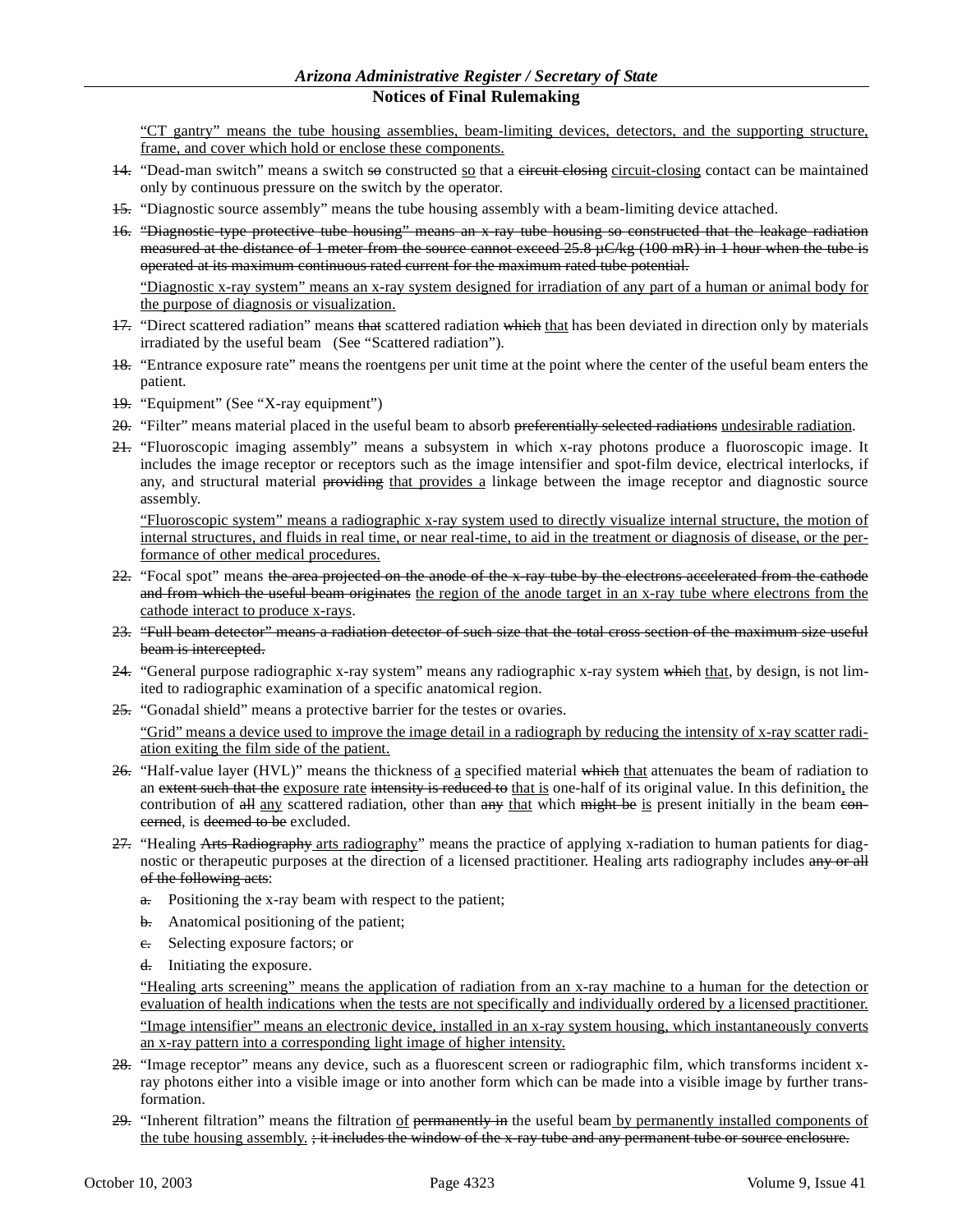"CT gantry" means the tube housing assemblies, beam-limiting devices, detectors, and the supporting structure, frame, and cover which hold or enclose these components.

14. "Dead-man switch" means a switch so constructed so that a circuit closing circuit-closing contact can be maintained only by continuous pressure on the switch by the operator.

15. "Diagnostic source assembly" means the tube housing assembly with a beam-limiting device attached.

16. "Diagnostic-type protective tube housing" means an x-ray tube housing so constructed that the leakage radiation measured at the distance of 1 meter from the source cannot exceed 25.8 μC/kg (100 mR) in 1 hour when the tube is operated at its maximum continuous rated current for the maximum rated tube potential.

"Diagnostic x-ray system" means an x-ray system designed for irradiation of any part of a human or animal body for the purpose of diagnosis or visualization.

17. "Direct scattered radiation" means that scattered radiation which that has been deviated in direction only by materials irradiated by the useful beam (See "Scattered radiation").

18. "Entrance exposure rate" means the roentgens per unit time at the point where the center of the useful beam enters the patient.

19. "Equipment" (See "X-ray equipment")

20. "Filter" means material placed in the useful beam to absorb preferentially selected radiations undesirable radiation.

21. "Fluoroscopic imaging assembly" means a subsystem in which x-ray photons produce a fluoroscopic image. It includes the image receptor or receptors such as the image intensifier and spot-film device, electrical interlocks, if any, and structural material providing that provides a linkage between the image receptor and diagnostic source assembly.

"Fluoroscopic system" means a radiographic x-ray system used to directly visualize internal structure, the motion of internal structures, and fluids in real time, or near real-time, to aid in the treatment or diagnosis of disease, or the performance of other medical procedures.

22. "Focal spot" means the area projected on the anode of the x-ray tube by the electrons accelerated from the cathode and from which the useful beam originates the region of the anode target in an x-ray tube where electrons from the cathode interact to produce x-rays.

23. "Full beam detector" means a radiation detector of such size that the total cross section of the maximum size useful beam is intercepted.

24. "General purpose radiographic x-ray system" means any radiographic x-ray system which that, by design, is not limited to radiographic examination of a specific anatomical region.

25. "Gonadal shield" means a protective barrier for the testes or ovaries.

"Grid" means a device used to improve the image detail in a radiograph by reducing the intensity of x-ray scatter radiation exiting the film side of the patient.

26. "Half-value layer (HVL)" means the thickness of a specified material which that attenuates the beam of radiation to an extent such that the exposure rate intensity is reduced to that is one-half of its original value. In this definition, the contribution of all any scattered radiation, other than any that which might be is present initially in the beam concerned, is deemed to be excluded.

27. "Healing Arts Radiography arts radiography" means the practice of applying x-radiation to human patients for diagnostic or therapeutic purposes at the direction of a licensed practitioner. Healing arts radiography includes any or all of the following acts:

   a. Positioning the x-ray beam with respect to the patient;
   b. Anatomical positioning of the patient;
   c. Selecting exposure factors; or
   d. Initiating the exposure.

"Healing arts screening" means the application of radiation from an x-ray machine to a human for the detection or evaluation of health indications when the tests are not specifically and individually ordered by a licensed practitioner.

"Image intensifier" means an electronic device, installed in an x-ray system housing, which instantaneously converts an x-ray pattern into a corresponding light image of higher intensity.

28. "Image receptor" means any device, such as a fluorescent screen or radiographic film, which transforms incident x-ray photons either into a visible image or into another form which can be made into a visible image by further transformation.

29. "Inherent filtration" means the filtration of permanently in the useful beam by permanently installed components of the tube housing assembly. ; it includes the window of the x-ray tube and any permanent tube or source enclosure.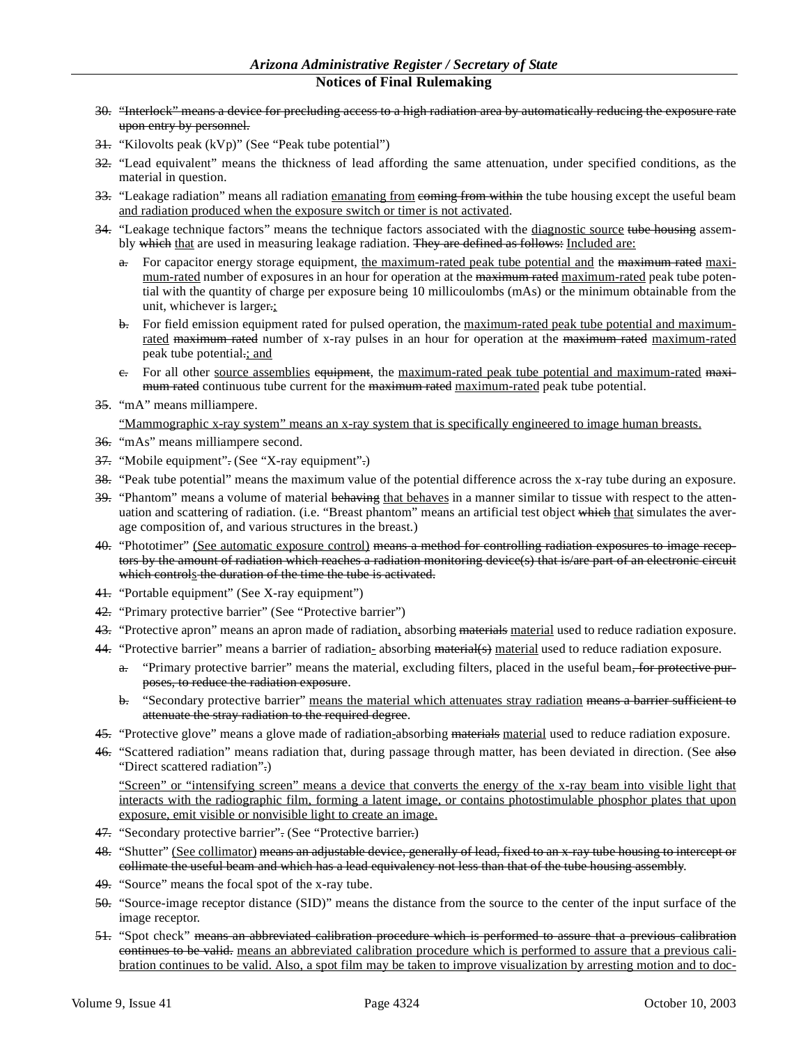30. ~~"Interlock" means a device for precluding access to a high radiation area by automatically reducing the exposure rate upon entry by personnel.~~

31. "Kilovolts peak (kVp)" (See "Peak tube potential")

32. "Lead equivalent" means the thickness of lead affording the same attenuation, under specified conditions, as the material in question.

33. "Leakage radiation" means all radiation emanating from ~~coming from within~~ the tube housing except the useful beam and radiation produced when the exposure switch or timer is not activated.

34. "Leakage technique factors" means the technique factors associated with the diagnostic source ~~tube housing~~ assembly ~~which~~ that are used in measuring leakage radiation. ~~They are defined as follows:~~ Included are:

    a. For capacitor energy storage equipment, the maximum-rated peak tube potential and the ~~maximum rated~~ maximum-rated number of exposures in an hour for operation at the ~~maximum rated~~ maximum-rated peak tube potential with the quantity of charge per exposure being 10 millicoulombs (mAs) or the minimum obtainable from the unit, whichever is larger~~.~~;

    b. For field emission equipment rated for pulsed operation, the maximum-rated peak tube potential and maximum-rated ~~maximum rated~~ number of x-ray pulses in an hour for operation at the ~~maximum rated~~ maximum-rated peak tube potential~~.~~; and

    c. For all other source assemblies ~~equipment~~, the maximum-rated peak tube potential and maximum-rated ~~maximum rated~~ continuous tube current for the ~~maximum rated~~ maximum-rated peak tube potential.

35. "mA" means milliampere.

    "Mammographic x-ray system" means an x-ray system that is specifically engineered to image human breasts.

36. "mAs" means milliampere second.

37. "Mobile equipment"~~.~~ (See "X-ray equipment"~~.~~)

38. "Peak tube potential" means the maximum value of the potential difference across the x-ray tube during an exposure.

39. "Phantom" means a volume of material ~~behaving~~ that behaves in a manner similar to tissue with respect to the attenuation and scattering of radiation. (i.e. "Breast phantom" means an artificial test object ~~which~~ that simulates the average composition of, and various structures in the breast.)

40. "Phototimer" (See automatic exposure control) ~~means a method for controlling radiation exposures to image receptors by the amount of radiation which reaches a radiation monitoring device(s) that is/are part of an electronic circuit which controls the duration of the time the tube is activated.~~

41. "Portable equipment" (See X-ray equipment")

42. "Primary protective barrier" (See "Protective barrier")

43. "Protective apron" means an apron made of radiation, absorbing ~~materials~~ material used to reduce radiation exposure.

44. "Protective barrier" means a barrier of radiation- absorbing ~~material(s)~~ material used to reduce radiation exposure.

    a. "Primary protective barrier" means the material, excluding filters, placed in the useful beam~~, for protective purposes, to reduce the radiation exposure~~.

    b. "Secondary protective barrier" means the material which attenuates stray radiation ~~means a barrier sufficient to attenuate the stray radiation to the required degree~~.

45. "Protective glove" means a glove made of radiation-absorbing ~~materials~~ material used to reduce radiation exposure.

46. "Scattered radiation" means radiation that, during passage through matter, has been deviated in direction. (See ~~also~~ "Direct scattered radiation"~~.~~)

    "Screen" or "intensifying screen" means a device that converts the energy of the x-ray beam into visible light that interacts with the radiographic film, forming a latent image, or contains photostimulable phosphor plates that upon exposure, emit visible or nonvisible light to create an image.

47. "Secondary protective barrier"~~.~~ (See "Protective barrier~~.~~)

48. "Shutter" (See collimator) ~~means an adjustable device, generally of lead, fixed to an x-ray tube housing to intercept or collimate the useful beam and which has a lead equivalency not less than that of the tube housing assembly~~.

49. "Source" means the focal spot of the x-ray tube.

50. "Source-image receptor distance (SID)" means the distance from the source to the center of the input surface of the image receptor.

51. "Spot check" ~~means an abbreviated calibration procedure which is performed to assure that a previous calibration continues to be valid.~~ means an abbreviated calibration procedure which is performed to assure that a previous calibration continues to be valid. Also, a spot film may be taken to improve visualization by arresting motion and to doc-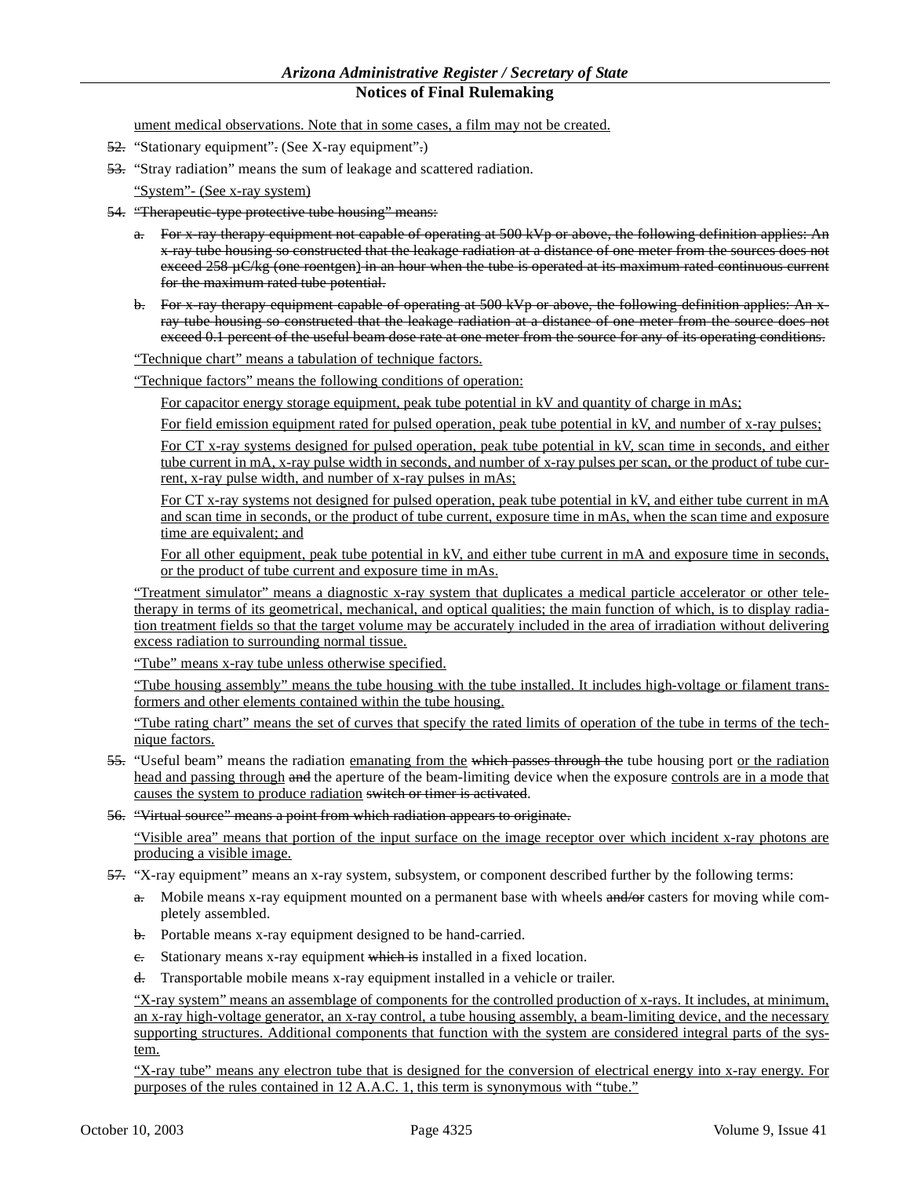ument medical observations. Note that in some cases, a film may not be created.

52. "Stationary equipment". (See X-ray equipment".)

53. "Stray radiation" means the sum of leakage and scattered radiation.

"System"- (See x-ray system)

54. "Therapeutic-type protective tube housing" means:

   a. For x-ray therapy equipment not capable of operating at 500 kVp or above, the following definition applies: An x-ray tube housing so constructed that the leakage radiation at a distance of one meter from the sources does not exceed 258 µC/kg (one roentgen) in an hour when the tube is operated at its maximum rated continuous current for the maximum rated tube potential.

   b. For x-ray therapy equipment capable of operating at 500 kVp or above, the following definition applies: An x-ray tube housing so constructed that the leakage radiation at a distance of one meter from the source does not exceed 0.1 percent of the useful beam dose rate at one meter from the source for any of its operating conditions.

"Technique chart" means a tabulation of technique factors.

"Technique factors" means the following conditions of operation:

For capacitor energy storage equipment, peak tube potential in kV and quantity of charge in mAs;

For field emission equipment rated for pulsed operation, peak tube potential in kV, and number of x-ray pulses;

For CT x-ray systems designed for pulsed operation, peak tube potential in kV, scan time in seconds, and either tube current in mA, x-ray pulse width in seconds, and number of x-ray pulses per scan, or the product of tube current, x-ray pulse width, and number of x-ray pulses in mAs;

For CT x-ray systems not designed for pulsed operation, peak tube potential in kV, and either tube current in mA and scan time in seconds, or the product of tube current, exposure time in mAs, when the scan time and exposure time are equivalent; and

For all other equipment, peak tube potential in kV, and either tube current in mA and exposure time in seconds, or the product of tube current and exposure time in mAs.

"Treatment simulator" means a diagnostic x-ray system that duplicates a medical particle accelerator or other teletherapy in terms of its geometrical, mechanical, and optical qualities; the main function of which, is to display radiation treatment fields so that the target volume may be accurately included in the area of irradiation without delivering excess radiation to surrounding normal tissue.

"Tube" means x-ray tube unless otherwise specified.

"Tube housing assembly" means the tube housing with the tube installed. It includes high-voltage or filament transformers and other elements contained within the tube housing.

"Tube rating chart" means the set of curves that specify the rated limits of operation of the tube in terms of the technique factors.

55. "Useful beam" means the radiation emanating from the which passes through the tube housing port or the radiation head and passing through and the aperture of the beam-limiting device when the exposure controls are in a mode that causes the system to produce radiation switch or timer is activated.

56. "Virtual source" means a point from which radiation appears to originate.

"Visible area" means that portion of the input surface on the image receptor over which incident x-ray photons are producing a visible image.

57. "X-ray equipment" means an x-ray system, subsystem, or component described further by the following terms:

   a. Mobile means x-ray equipment mounted on a permanent base with wheels and/or casters for moving while completely assembled.

   b. Portable means x-ray equipment designed to be hand-carried.

   c. Stationary means x-ray equipment which is installed in a fixed location.

   d. Transportable mobile means x-ray equipment installed in a vehicle or trailer.

"X-ray system" means an assemblage of components for the controlled production of x-rays. It includes, at minimum, an x-ray high-voltage generator, an x-ray control, a tube housing assembly, a beam-limiting device, and the necessary supporting structures. Additional components that function with the system are considered integral parts of the system.

"X-ray tube" means any electron tube that is designed for the conversion of electrical energy into x-ray energy. For purposes of the rules contained in 12 A.A.C. 1, this term is synonymous with "tube."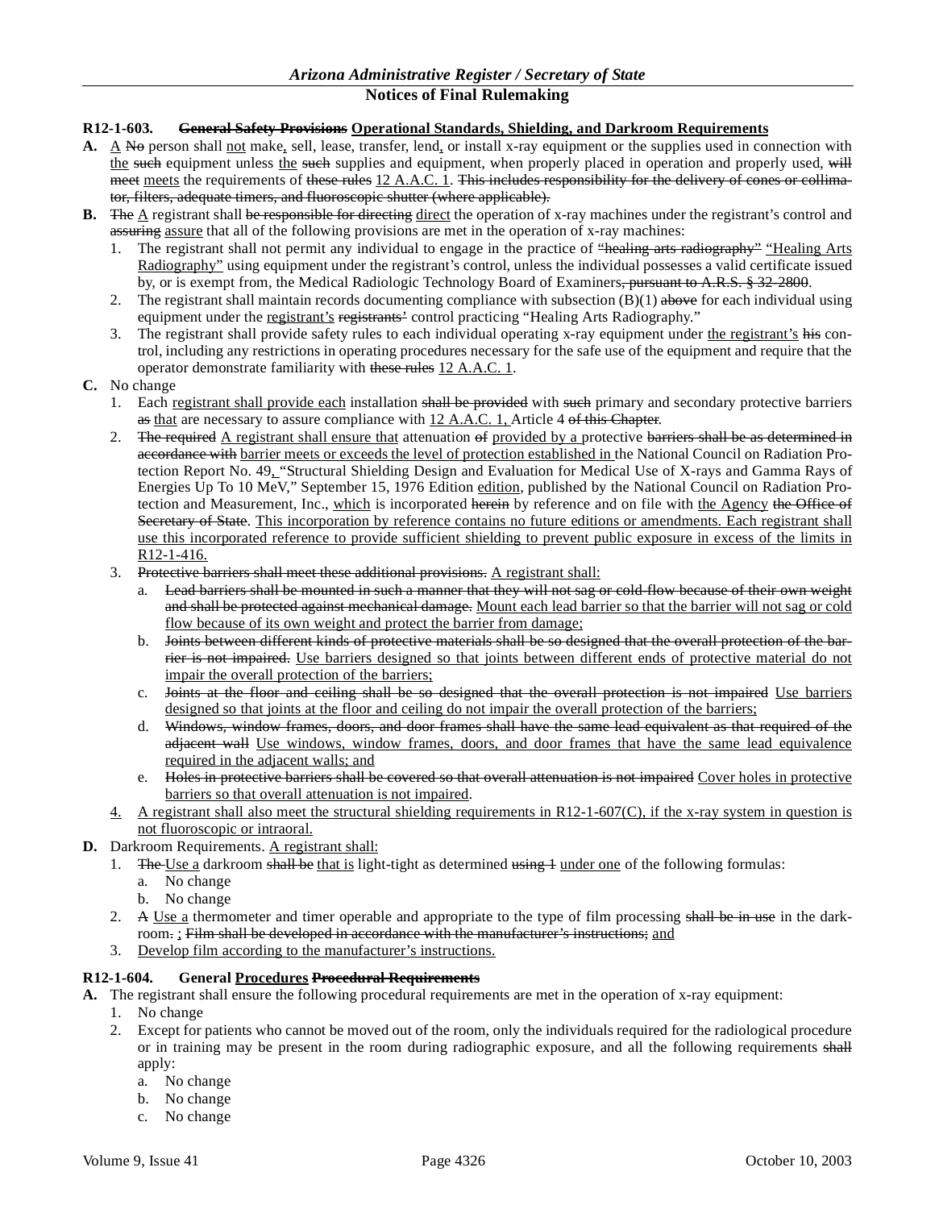**R12-1-603. ~~General Safety Provisions~~ <u>Operational Standards, Shielding, and Darkroom Requirements</u>**

**A.** <u>A</u> ~~No~~ person shall <u>not</u> make<u>,</u> sell, lease, transfer, lend<u>,</u> or install x-ray equipment or the supplies used in connection with <u>the</u> ~~such~~ equipment unless <u>the</u> ~~such~~ supplies and equipment, when properly placed in operation and properly used, ~~will meet~~ <u>meets</u> the requirements of ~~these rules~~ <u>12 A.A.C. 1</u>. ~~This includes responsibility for the delivery of cones or collimator, filters, adequate timers, and fluoroscopic shutter (where applicable).~~

**B.** ~~The~~ <u>A</u> registrant shall ~~be responsible for directing~~ <u>direct</u> the operation of x-ray machines under the registrant's control and ~~assuring~~ <u>assure</u> that all of the following provisions are met in the operation of x-ray machines:

1. The registrant shall not permit any individual to engage in the practice of ~~"healing arts radiography"~~ <u>"Healing Arts Radiography"</u> using equipment under the registrant's control, unless the individual possesses a valid certificate issued by, or is exempt from, the Medical Radiologic Technology Board of Examiners~~, pursuant to A.R.S. § 32-2800~~.
2. The registrant shall maintain records documenting compliance with subsection (B)(1) ~~above~~ for each individual using equipment under the <u>registrant's</u> ~~registrants'~~ control practicing "Healing Arts Radiography."
3. The registrant shall provide safety rules to each individual operating x-ray equipment under <u>the registrant's</u> ~~his~~ control, including any restrictions in operating procedures necessary for the safe use of the equipment and require that the operator demonstrate familiarity with ~~these rules~~ <u>12 A.A.C. 1</u>.

**C.** No change

1. Each <u>registrant shall provide each</u> installation ~~shall be provided~~ with ~~such~~ primary and secondary protective barriers ~~as~~ <u>that</u> are necessary to assure compliance with <u>12 A.A.C. 1,</u> Article 4 ~~of this Chapter~~.
2. ~~The required~~ <u>A registrant shall ensure that</u> attenuation ~~of~~ <u>provided by a</u> protective ~~barriers shall be as determined in accordance with~~ <u>barrier meets or exceeds the level of protection established in</u> the National Council on Radiation Protection Report No. 49<u>,</u> "Structural Shielding Design and Evaluation for Medical Use of X-rays and Gamma Rays of Energies Up To 10 MeV," September 15, 1976 Edition <u>edition</u>, published by the National Council on Radiation Protection and Measurement, Inc., <u>which</u> is incorporated ~~herein~~ by reference and on file with <u>the Agency</u> ~~the Office of Secretary of State~~. <u>This incorporation by reference contains no future editions or amendments. Each registrant shall use this incorporated reference to provide sufficient shielding to prevent public exposure in excess of the limits in R12-1-416.</u>
3. ~~Protective barriers shall meet these additional provisions.~~ <u>A registrant shall:</u>
   a. ~~Lead barriers shall be mounted in such a manner that they will not sag or cold-flow because of their own weight and shall be protected against mechanical damage.~~ <u>Mount each lead barrier so that the barrier will not sag or cold flow because of its own weight and protect the barrier from damage;</u>
   b. ~~Joints between different kinds of protective materials shall be so designed that the overall protection of the barrier is not impaired.~~ <u>Use barriers designed so that joints between different ends of protective material do not impair the overall protection of the barriers;</u>
   c. ~~Joints at the floor and ceiling shall be so designed that the overall protection is not impaired~~ <u>Use barriers designed so that joints at the floor and ceiling do not impair the overall protection of the barriers;</u>
   d. ~~Windows, window frames, doors, and door frames shall have the same lead equivalent as that required of the adjacent wall~~ <u>Use windows, window frames, doors, and door frames that have the same lead equivalence required in the adjacent walls; and</u>
   e. ~~Holes in protective barriers shall be covered so that overall attenuation is not impaired~~ <u>Cover holes in protective barriers so that overall attenuation is not impaired</u>.
4. <u>A registrant shall also meet the structural shielding requirements in R12-1-607(C), if the x-ray system in question is not fluoroscopic or intraoral.</u>

**D.** Darkroom Requirements. <u>A registrant shall:</u>

1. ~~The~~ <u>Use a</u> darkroom ~~shall be~~ <u>that is</u> light-tight as determined ~~using 1~~ <u>under one</u> of the following formulas:
   a. No change
   b. No change
2. ~~A~~ <u>Use a</u> thermometer and timer operable and appropriate to the type of film processing ~~shall be in use~~ in the darkroom~~.~~ <u>;</u> ~~Film shall be developed in accordance with the manufacturer's instructions;~~ <u>and</u>
3. <u>Develop film according to the manufacturer's instructions.</u>

**R12-1-604. General <u>Procedures</u> ~~Procedural Requirements~~**

**A.** The registrant shall ensure the following procedural requirements are met in the operation of x-ray equipment:

1. No change
2. Except for patients who cannot be moved out of the room, only the individuals required for the radiological procedure or in training may be present in the room during radiographic exposure, and all the following requirements ~~shall~~ apply:
   a. No change
   b. No change
   c. No change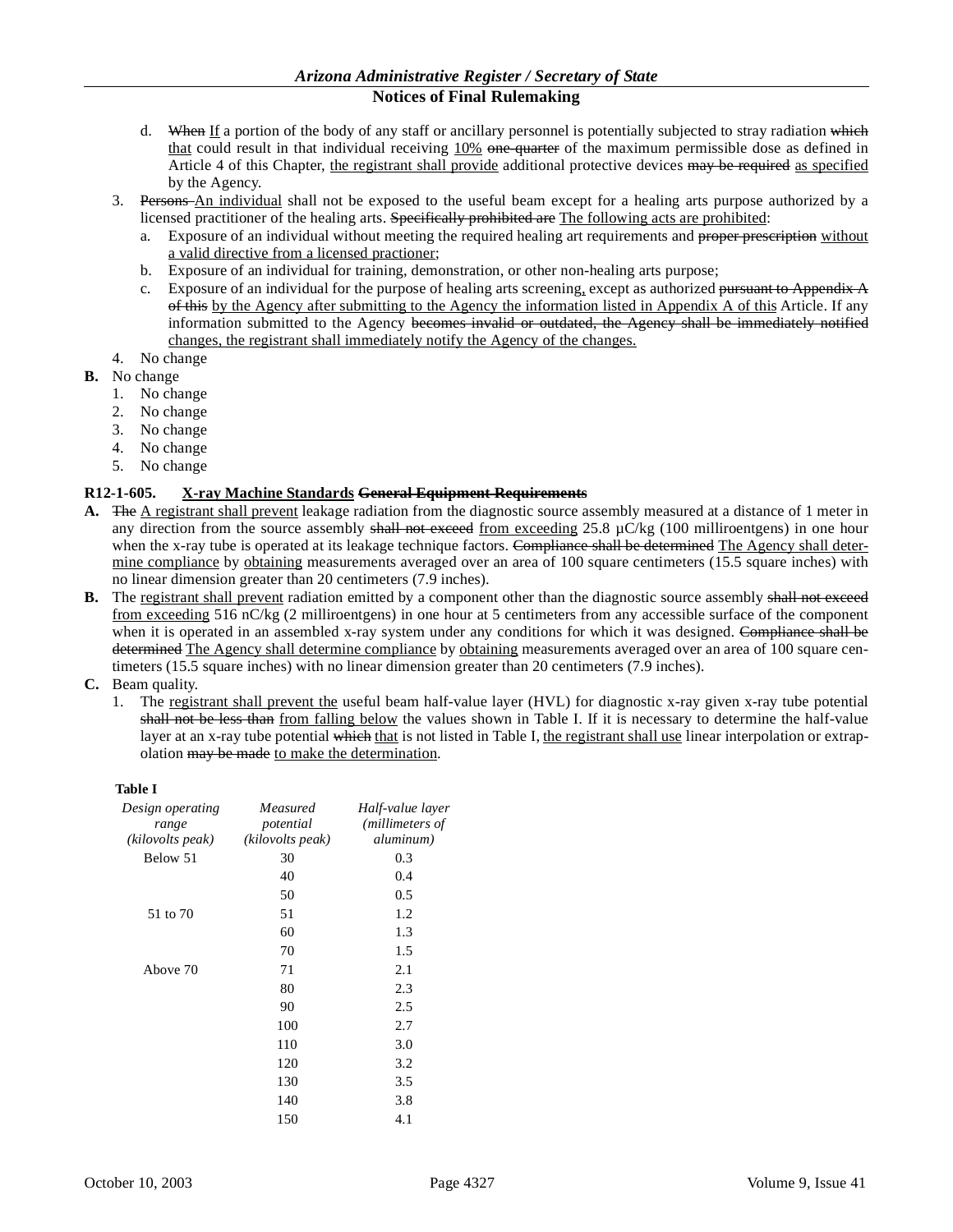d. ~~When~~ If a portion of the body of any staff or ancillary personnel is potentially subjected to stray radiation ~~which~~ that could result in that individual receiving 10% ~~one-quarter~~ of the maximum permissible dose as defined in Article 4 of this Chapter, the registrant shall provide additional protective devices ~~may be required~~ as specified by the Agency.

3. ~~Persons~~ An individual shall not be exposed to the useful beam except for a healing arts purpose authorized by a licensed practitioner of the healing arts. ~~Specifically prohibited are~~ The following acts are prohibited:
   a. Exposure of an individual without meeting the required healing art requirements and ~~proper prescription~~ without a valid directive from a licensed practioner;
   b. Exposure of an individual for training, demonstration, or other non-healing arts purpose;
   c. Exposure of an individual for the purpose of healing arts screening, except as authorized ~~pursuant to Appendix A of this~~ by the Agency after submitting to the Agency the information listed in Appendix A of this Article. If any information submitted to the Agency ~~becomes invalid or outdated, the Agency shall be immediately notified~~ changes, the registrant shall immediately notify the Agency of the changes.
4. No change

**B.** No change
1. No change
2. No change
3. No change
4. No change
5. No change

**R12-1-605. X-ray Machine Standards ~~General Equipment Requirements~~**

**A.** ~~The~~ A registrant shall prevent leakage radiation from the diagnostic source assembly measured at a distance of 1 meter in any direction from the source assembly ~~shall not exceed~~ from exceeding 25.8 μC/kg (100 milliroentgens) in one hour when the x-ray tube is operated at its leakage technique factors. ~~Compliance shall be determined~~ The Agency shall determine compliance by obtaining measurements averaged over an area of 100 square centimeters (15.5 square inches) with no linear dimension greater than 20 centimeters (7.9 inches).

**B.** The registrant shall prevent radiation emitted by a component other than the diagnostic source assembly ~~shall not exceed~~ from exceeding 516 nC/kg (2 milliroentgens) in one hour at 5 centimeters from any accessible surface of the component when it is operated in an assembled x-ray system under any conditions for which it was designed. ~~Compliance shall be determined~~ The Agency shall determine compliance by obtaining measurements averaged over an area of 100 square centimeters (15.5 square inches) with no linear dimension greater than 20 centimeters (7.9 inches).

**C.** Beam quality.
1. The registrant shall prevent the useful beam half-value layer (HVL) for diagnostic x-ray given x-ray tube potential ~~shall not be less than~~ from falling below the values shown in Table I. If it is necessary to determine the half-value layer at an x-ray tube potential ~~which~~ that is not listed in Table I, the registrant shall use linear interpolation or extrapolation ~~may be made~~ to make the determination.

**Table I**

| *Design operating range (kilovolts peak)* | *Measured potential (kilovolts peak)* | *Half-value layer (millimeters of aluminum)* |
|---|---|---|
| Below 51 | 30 | 0.3 |
| | 40 | 0.4 |
| | 50 | 0.5 |
| 51 to 70 | 51 | 1.2 |
| | 60 | 1.3 |
| | 70 | 1.5 |
| Above 70 | 71 | 2.1 |
| | 80 | 2.3 |
| | 90 | 2.5 |
| | 100 | 2.7 |
| | 110 | 3.0 |
| | 120 | 3.2 |
| | 130 | 3.5 |
| | 140 | 3.8 |
| | 150 | 4.1 |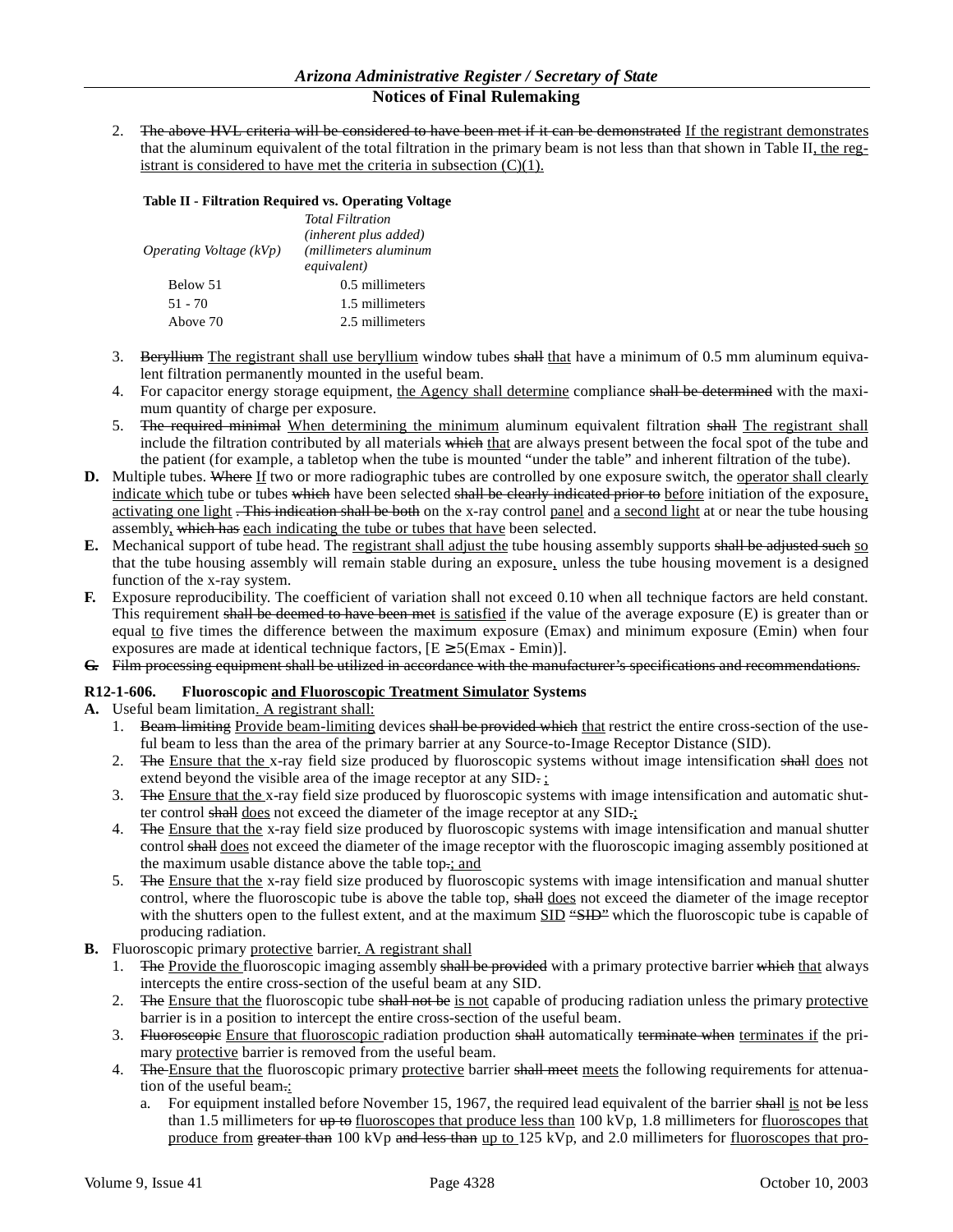2. ~~The above HVL criteria will be considered to have been met if it can be demonstrated~~ <u>If the registrant demonstrates</u> that the aluminum equivalent of the total filtration in the primary beam is not less than that shown in Table II<u>, the registrant is considered to have met the criteria in subsection (C)(1).</u>

**Table II - Filtration Required vs. Operating Voltage**

| *Operating Voltage (kVp)* | *Total Filtration (inherent plus added) (millimeters aluminum equivalent)* |
|---|---|
| Below 51 | 0.5 millimeters |
| 51 - 70 | 1.5 millimeters |
| Above 70 | 2.5 millimeters |

3. ~~Beryllium~~ <u>The registrant shall use beryllium</u> window tubes ~~shall~~ <u>that</u> have a minimum of 0.5 mm aluminum equivalent filtration permanently mounted in the useful beam.
4. For capacitor energy storage equipment, <u>the Agency shall determine</u> compliance ~~shall be determined~~ with the maximum quantity of charge per exposure.
5. ~~The required minimal~~ <u>When determining the minimum</u> aluminum equivalent filtration ~~shall~~ <u>The registrant shall</u> include the filtration contributed by all materials ~~which~~ <u>that</u> are always present between the focal spot of the tube and the patient (for example, a tabletop when the tube is mounted "under the table" and inherent filtration of the tube).

**D.** Multiple tubes. ~~Where~~ <u>If</u> two or more radiographic tubes are controlled by one exposure switch, the <u>operator shall clearly indicate which</u> tube or tubes ~~which~~ have been selected ~~shall be clearly indicated prior to~~ <u>before</u> initiation of the exposure<u>, activating one light</u> ~~. This indication shall be both~~ on the x-ray control <u>panel</u> and <u>a second light</u> at or near the tube housing assembly<u>,</u> ~~which has~~ <u>each indicating the tube or tubes that have</u> been selected.

**E.** Mechanical support of tube head. The <u>registrant shall adjust the</u> tube housing assembly supports ~~shall be adjusted such~~ <u>so</u> that the tube housing assembly will remain stable during an exposure<u>,</u> unless the tube housing movement is a designed function of the x-ray system.

**F.** Exposure reproducibility. The coefficient of variation shall not exceed 0.10 when all technique factors are held constant. This requirement ~~shall be deemed to have been met~~ <u>is satisfied</u> if the value of the average exposure (E) is greater than or equal <u>to</u> five times the difference between the maximum exposure (Emax) and minimum exposure (Emin) when four exposures are made at identical technique factors, [E $\geq$ 5(Emax - Emin)].

~~**G.** Film processing equipment shall be utilized in accordance with the manufacturer's specifications and recommendations.~~

### R12-1-606. Fluoroscopic <u>and Fluoroscopic Treatment Simulator</u> Systems

**A.** Useful beam limitation<u>. A registrant shall:</u>

1. ~~Beam-limiting~~ <u>Provide beam-limiting</u> devices ~~shall be provided which~~ <u>that</u> restrict the entire cross-section of the useful beam to less than the area of the primary barrier at any Source-to-Image Receptor Distance (SID).
2. ~~The~~ <u>Ensure that the</u> x-ray field size produced by fluoroscopic systems without image intensification ~~shall~~ <u>does</u> not extend beyond the visible area of the image receptor at any SID~~.~~ <u>;</u>
3. ~~The~~ <u>Ensure that the</u> x-ray field size produced by fluoroscopic systems with image intensification and automatic shutter control ~~shall~~ <u>does</u> not exceed the diameter of the image receptor at any SID~~.~~<u>;</u>
4. ~~The~~ <u>Ensure that the</u> x-ray field size produced by fluoroscopic systems with image intensification and manual shutter control ~~shall~~ <u>does</u> not exceed the diameter of the image receptor with the fluoroscopic imaging assembly positioned at the maximum usable distance above the table top~~.~~<u>; and</u>
5. ~~The~~ <u>Ensure that the</u> x-ray field size produced by fluoroscopic systems with image intensification and manual shutter control, where the fluoroscopic tube is above the table top, ~~shall~~ <u>does</u> not exceed the diameter of the image receptor with the shutters open to the fullest extent, and at the maximum <u>SID</u> ~~"SID"~~ which the fluoroscopic tube is capable of producing radiation.

**B.** Fluoroscopic primary <u>protective</u> barrier<u>. A registrant shall</u>

1. ~~The~~ <u>Provide the</u> fluoroscopic imaging assembly ~~shall be provided~~ with a primary protective barrier ~~which~~ <u>that</u> always intercepts the entire cross-section of the useful beam at any SID.
2. ~~The~~ <u>Ensure that the</u> fluoroscopic tube ~~shall not be~~ <u>is not</u> capable of producing radiation unless the primary <u>protective</u> barrier is in a position to intercept the entire cross-section of the useful beam.
3. ~~Fluoroscopic~~ <u>Ensure that fluoroscopic</u> radiation production ~~shall~~ automatically ~~terminate when~~ <u>terminates if</u> the primary <u>protective</u> barrier is removed from the useful beam.
4. ~~The~~ <u>Ensure that the</u> fluoroscopic primary <u>protective</u> barrier ~~shall meet~~ <u>meets</u> the following requirements for attenuation of the useful beam~~.~~<u>:</u>
   a. For equipment installed before November 15, 1967, the required lead equivalent of the barrier ~~shall~~ <u>is</u> not ~~be~~ less than 1.5 millimeters for ~~up to~~ <u>fluoroscopes that produce less than</u> 100 kVp, 1.8 millimeters for <u>fluoroscopes that produce from</u> ~~greater than~~ 100 kVp ~~and less than~~ <u>up to</u> 125 kVp, and 2.0 millimeters for <u>fluoroscopes that pro-</u>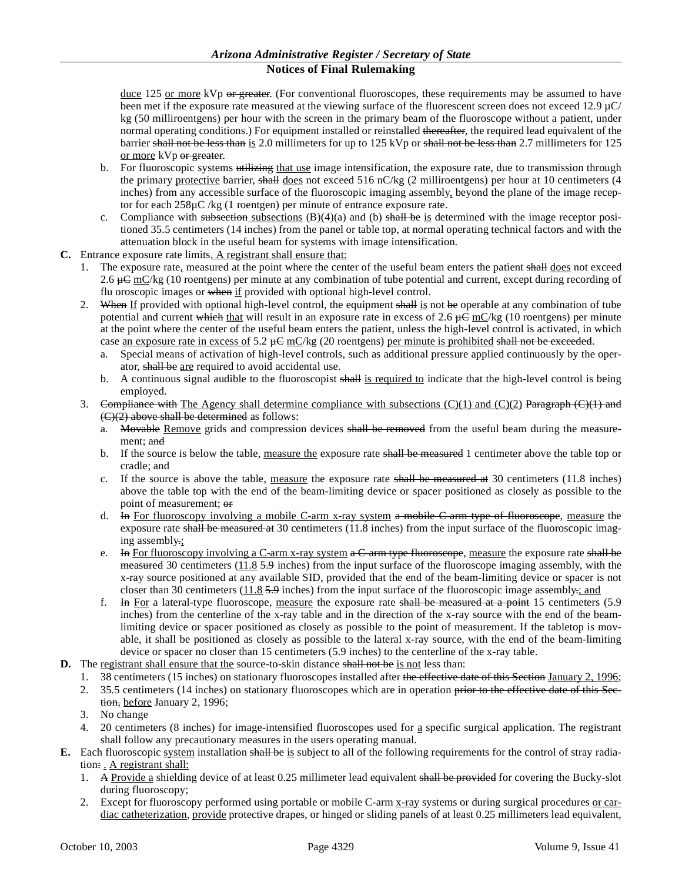<u>duce</u> 125 <u>or more</u> kVp ~~or greater~~. (For conventional fluoroscopes, these requirements may be assumed to have been met if the exposure rate measured at the viewing surface of the fluorescent screen does not exceed 12.9 µC/kg (50 milliroentgens) per hour with the screen in the primary beam of the fluoroscope without a patient, under normal operating conditions.) For equipment installed or reinstalled ~~thereafter~~, the required lead equivalent of the barrier ~~shall not be less than~~ <u>is</u> 2.0 millimeters for up to 125 kVp or ~~shall not be less than~~ 2.7 millimeters for 125 <u>or more</u> kVp ~~or greater~~.

   b. For fluoroscopic systems ~~utilizing~~ <u>that use</u> image intensification, the exposure rate, due to transmission through the primary <u>protective</u> barrier, ~~shall~~ <u>does</u> not exceed 516 nC/kg (2 milliroentgens) per hour at 10 centimeters (4 inches) from any accessible surface of the fluoroscopic imaging assembly<u>,</u> beyond the plane of the image receptor for each 258µC /kg (1 roentgen) per minute of entrance exposure rate.

   c. Compliance with ~~subsection~~ <u>subsections</u> (B)(4)(a) and (b) ~~shall be~~ <u>is</u> determined with the image receptor positioned 35.5 centimeters (14 inches) from the panel or table top, at normal operating technical factors and with the attenuation block in the useful beam for systems with image intensification.

**C.** Entrance exposure rate limits<u>. A registrant shall ensure that:</u>

1. The exposure rate<u>,</u> measured at the point where the center of the useful beam enters the patient ~~shall~~ <u>does</u> not exceed 2.6 ~~µC~~ <u>mC</u>/kg (10 roentgens) per minute at any combination of tube potential and current, except during recording of flu oroscopic images or ~~when~~ <u>if</u> provided with optional high-level control.
2. ~~When~~ <u>If</u> provided with optional high-level control, the equipment ~~shall~~ <u>is</u> not ~~be~~ operable at any combination of tube potential and current ~~which~~ <u>that</u> will result in an exposure rate in excess of 2.6 ~~µC~~ <u>mC</u>/kg (10 roentgens) per minute at the point where the center of the useful beam enters the patient, unless the high-level control is activated, in which case <u>an exposure rate in excess of</u> 5.2 ~~µC~~ <u>mC</u>/kg (20 roentgens) <u>per minute is prohibited</u> ~~shall not be exceeded~~.
   a. Special means of activation of high-level controls, such as additional pressure applied continuously by the operator, ~~shall be~~ <u>are</u> required to avoid accidental use.
   b. A continuous signal audible to the fluoroscopist ~~shall~~ <u>is required to</u> indicate that the high-level control is being employed.
3. ~~Compliance with~~ <u>The Agency shall determine compliance with subsections (C)(1) and (C)(2)</u> ~~Paragraph (C)(1) and (C)(2) above shall be determined~~ as follows:
   a. ~~Movable~~ <u>Remove</u> grids and compression devices ~~shall be removed~~ from the useful beam during the measurement; ~~and~~
   b. If the source is below the table, <u>measure the</u> exposure rate ~~shall be measured~~ 1 centimeter above the table top or cradle; and
   c. If the source is above the table, <u>measure</u> the exposure rate ~~shall be measured at~~ 30 centimeters (11.8 inches) above the table top with the end of the beam-limiting device or spacer positioned as closely as possible to the point of measurement; ~~or~~
   d. ~~In~~ <u>For fluoroscopy involving a mobile C-arm x-ray system</u> ~~a mobile C-arm type of fluoroscope~~, <u>measure</u> the exposure rate ~~shall be measured at~~ 30 centimeters (11.8 inches) from the input surface of the fluoroscopic imaging assembly~~.~~<u>;</u>
   e. ~~In~~ <u>For fluoroscopy involving a C-arm x-ray system</u> ~~a C-arm type fluoroscope~~, <u>measure</u> the exposure rate ~~shall be measured~~ 30 centimeters (<u>11.8</u> ~~5.9~~ inches) from the input surface of the fluoroscope imaging assembly, with the x-ray source positioned at any available SID, provided that the end of the beam-limiting device or spacer is not closer than 30 centimeters (<u>11.8</u> ~~5.9~~ inches) from the input surface of the fluoroscopic image assembly~~.~~<u>; and</u>
   f. ~~In~~ <u>For</u> a lateral-type fluoroscope, <u>measure</u> the exposure rate ~~shall be measured at a point~~ 15 centimeters (5.9 inches) from the centerline of the x-ray table and in the direction of the x-ray source with the end of the beam-limiting device or spacer positioned as closely as possible to the point of measurement. If the tabletop is movable, it shall be positioned as closely as possible to the lateral x-ray source, with the end of the beam-limiting device or spacer no closer than 15 centimeters (5.9 inches) to the centerline of the x-ray table.

**D.** The <u>registrant shall ensure that the</u> source-to-skin distance ~~shall not be~~ <u>is not</u> less than:

1. 38 centimeters (15 inches) on stationary fluoroscopes installed after ~~the effective date of this Section~~ <u>January 2, 1996</u>;
2. 35.5 centimeters (14 inches) on stationary fluoroscopes which are in operation ~~prior to the effective date of this Section,~~ <u>before</u> January 2, 1996;
3. No change
4. 20 centimeters (8 inches) for image-intensified fluoroscopes used for <u>a</u> specific surgical application. The registrant shall follow any precautionary measures in the users operating manual.

**E.** Each fluoroscopic <u>system</u> installation ~~shall be~~ <u>is</u> subject to all of the following requirements for the control of stray radiation~~:~~ <u>. A registrant shall:</u>

1. ~~A~~ <u>Provide a</u> shielding device of at least 0.25 millimeter lead equivalent ~~shall be provided~~ for covering the Bucky-slot during fluoroscopy;
2. Except for fluoroscopy performed using portable or mobile C-arm <u>x-ray</u> systems or during surgical procedures <u>or cardiac catheterization</u>, <u>provide</u> protective drapes, or hinged or sliding panels of at least 0.25 millimeters lead equivalent,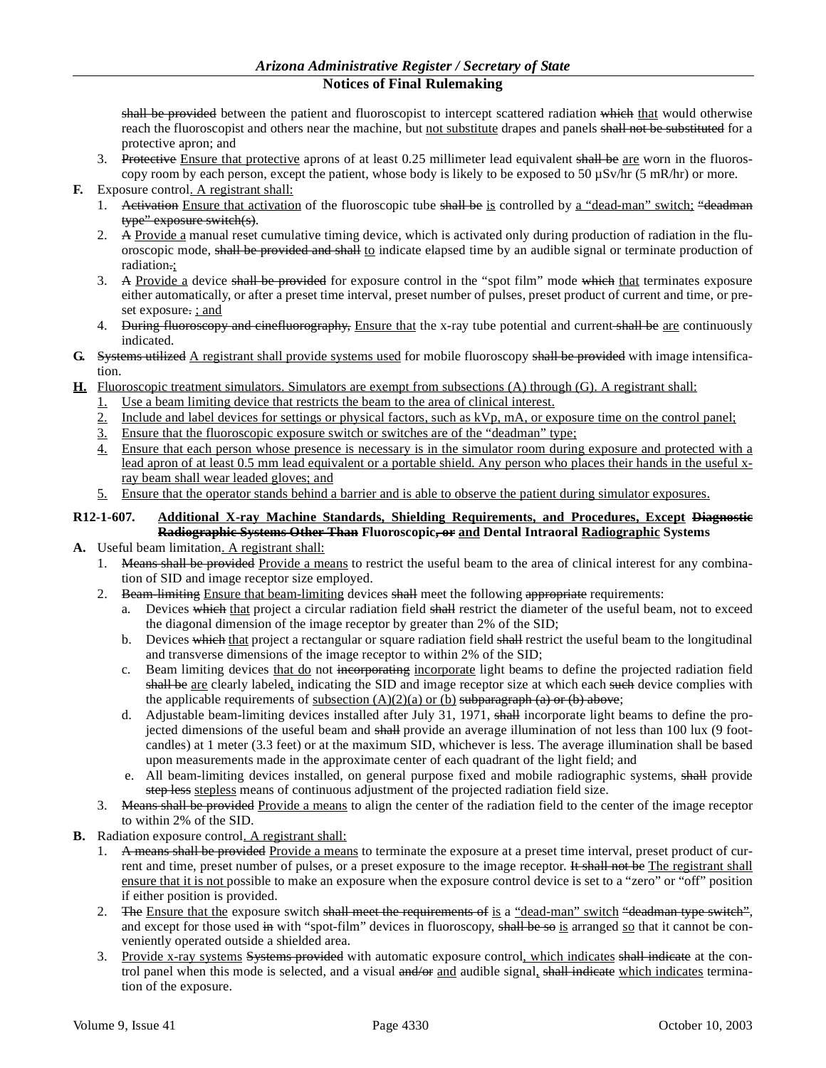shall be provided between the patient and fluoroscopist to intercept scattered radiation which that would otherwise reach the fluoroscopist and others near the machine, but not substitute drapes and panels shall not be substituted for a protective apron; and

3. Protective Ensure that protective aprons of at least 0.25 millimeter lead equivalent shall be are worn in the fluoroscopy room by each person, except the patient, whose body is likely to be exposed to 50 μSv/hr (5 mR/hr) or more.

**F.** Exposure control. A registrant shall:

1. Activation Ensure that activation of the fluoroscopic tube shall be is controlled by a "dead-man" switch; "deadman type" exposure switch(s).
2. A Provide a manual reset cumulative timing device, which is activated only during production of radiation in the fluoroscopic mode, shall be provided and shall to indicate elapsed time by an audible signal or terminate production of radiation.;
3. A Provide a device shall be provided for exposure control in the "spot film" mode which that terminates exposure either automatically, or after a preset time interval, preset number of pulses, preset product of current and time, or preset exposure. ; and
4. During fluoroscopy and cinefluorography, Ensure that the x-ray tube potential and current shall be are continuously indicated.

**G.** Systems utilized A registrant shall provide systems used for mobile fluoroscopy shall be provided with image intensification.

**H.** Fluoroscopic treatment simulators. Simulators are exempt from subsections (A) through (G). A registrant shall:

1. Use a beam limiting device that restricts the beam to the area of clinical interest.
2. Include and label devices for settings or physical factors, such as kVp, mA, or exposure time on the control panel;
3. Ensure that the fluoroscopic exposure switch or switches are of the "deadman" type;
4. Ensure that each person whose presence is necessary is in the simulator room during exposure and protected with a lead apron of at least 0.5 mm lead equivalent or a portable shield. Any person who places their hands in the useful x-ray beam shall wear leaded gloves; and
5. Ensure that the operator stands behind a barrier and is able to observe the patient during simulator exposures.

**R12-1-607. Additional X-ray Machine Standards, Shielding Requirements, and Procedures, Except Diagnostic Radiographic Systems Other Than Fluoroscopic, or and Dental Intraoral Radiographic Systems**

**A.** Useful beam limitation. A registrant shall:

1. Means shall be provided Provide a means to restrict the useful beam to the area of clinical interest for any combination of SID and image receptor size employed.
2. Beam-limiting Ensure that beam-limiting devices shall meet the following appropriate requirements:
   a. Devices which that project a circular radiation field shall restrict the diameter of the useful beam, not to exceed the diagonal dimension of the image receptor by greater than 2% of the SID;
   b. Devices which that project a rectangular or square radiation field shall restrict the useful beam to the longitudinal and transverse dimensions of the image receptor to within 2% of the SID;
   c. Beam limiting devices that do not incorporating incorporate light beams to define the projected radiation field shall be are clearly labeled, indicating the SID and image receptor size at which each such device complies with the applicable requirements of subsection (A)(2)(a) or (b) subparagraph (a) or (b) above;
   d. Adjustable beam-limiting devices installed after July 31, 1971, shall incorporate light beams to define the projected dimensions of the useful beam and shall provide an average illumination of not less than 100 lux (9 foot-candles) at 1 meter (3.3 feet) or at the maximum SID, whichever is less. The average illumination shall be based upon measurements made in the approximate center of each quadrant of the light field; and
   e. All beam-limiting devices installed, on general purpose fixed and mobile radiographic systems, shall provide step less stepless means of continuous adjustment of the projected radiation field size.
3. Means shall be provided Provide a means to align the center of the radiation field to the center of the image receptor to within 2% of the SID.

**B.** Radiation exposure control. A registrant shall:

1. A means shall be provided Provide a means to terminate the exposure at a preset time interval, preset product of current and time, preset number of pulses, or a preset exposure to the image receptor. It shall not be The registrant shall ensure that it is not possible to make an exposure when the exposure control device is set to a "zero" or "off" position if either position is provided.
2. The Ensure that the exposure switch shall meet the requirements of is a "dead-man" switch "deadman type switch", and except for those used in with "spot-film" devices in fluoroscopy, shall be so is arranged so that it cannot be conveniently operated outside a shielded area.
3. Provide x-ray systems Systems provided with automatic exposure control, which indicates shall indicate at the control panel when this mode is selected, and a visual and/or and audible signal, shall indicate which indicates termination of the exposure.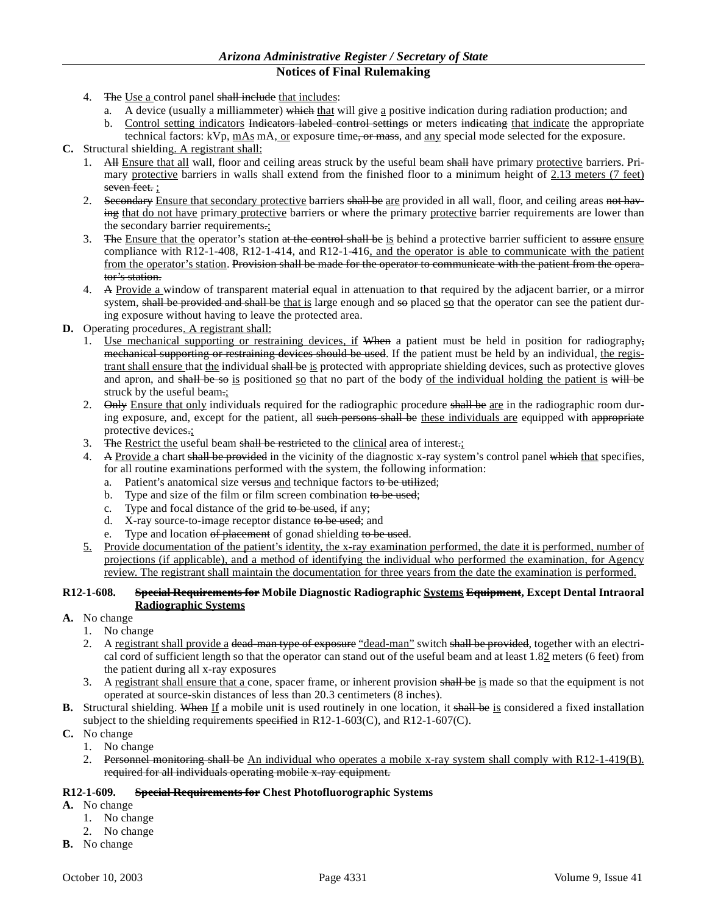4. ~~The~~ Use a control panel ~~shall include~~ that includes:
   a. A device (usually a milliammeter) ~~which~~ that will give a positive indication during radiation production; and
   b. Control setting indicators ~~Indicators labeled control settings~~ or meters ~~indicating~~ that indicate the appropriate technical factors: kVp, mAs mA, or exposure time~~, or mass~~, and any special mode selected for the exposure.

**C.** Structural shielding. A registrant shall:
1. ~~All~~ Ensure that all wall, floor and ceiling areas struck by the useful beam ~~shall~~ have primary protective barriers. Primary protective barriers in walls shall extend from the finished floor to a minimum height of 2.13 meters (7 feet) ~~seven feet.~~ ;
2. ~~Secondary~~ Ensure that secondary protective barriers ~~shall be~~ are provided in all wall, floor, and ceiling areas ~~not having~~ that do not have primary protective barriers or where the primary protective barrier requirements are lower than the secondary barrier requirements~~.~~;
3. ~~The~~ Ensure that the operator's station ~~at the control shall be~~ is behind a protective barrier sufficient to ~~assure~~ ensure compliance with R12-1-408, R12-1-414, and R12-1-416, and the operator is able to communicate with the patient from the operator's station. ~~Provision shall be made for the operator to communicate with the patient from the operator's station.~~
4. ~~A~~ Provide a window of transparent material equal in attenuation to that required by the adjacent barrier, or a mirror system, ~~shall be provided and shall be~~ that is large enough and ~~so~~ placed so that the operator can see the patient during exposure without having to leave the protected area.

**D.** Operating procedures. A registrant shall:
1. Use mechanical supporting or restraining devices, if ~~When~~ a patient must be held in position for radiography~~, mechanical supporting or restraining devices should be used~~. If the patient must be held by an individual, the registrant shall ensure that the individual ~~shall be~~ is protected with appropriate shielding devices, such as protective gloves and apron, and ~~shall be so~~ is positioned so that no part of the body of the individual holding the patient is ~~will be~~ struck by the useful beam~~.~~;
2. ~~Only~~ Ensure that only individuals required for the radiographic procedure ~~shall be~~ are in the radiographic room during exposure, and, except for the patient, all ~~such persons shall be~~ these individuals are equipped with ~~appropriate~~ protective devices~~.~~;
3. ~~The~~ Restrict the useful beam ~~shall be restricted~~ to the clinical area of interest~~.~~;
4. ~~A~~ Provide a chart ~~shall be provided~~ in the vicinity of the diagnostic x-ray system's control panel ~~which~~ that specifies, for all routine examinations performed with the system, the following information:
   a. Patient's anatomical size ~~versus~~ and technique factors ~~to be utilized~~;
   b. Type and size of the film or film screen combination ~~to be used~~;
   c. Type and focal distance of the grid ~~to be used~~, if any;
   d. X-ray source-to-image receptor distance ~~to be used~~; and
   e. Type and location ~~of placement~~ of gonad shielding ~~to be used~~.
5. Provide documentation of the patient's identity, the x-ray examination performed, the date it is performed, number of projections (if applicable), and a method of identifying the individual who performed the examination, for Agency review. The registrant shall maintain the documentation for three years from the date the examination is performed.

**R12-1-608. ~~Special Requirements for~~ Mobile Diagnostic Radiographic Systems ~~Equipment~~, Except Dental Intraoral Radiographic Systems**

**A.** No change
1. No change
2. A registrant shall provide a ~~dead-man type of exposure~~ "dead-man" switch ~~shall be provided~~, together with an electrical cord of sufficient length so that the operator can stand out of the useful beam and at least 1.82 meters (6 feet) from the patient during all x-ray exposures
3. A registrant shall ensure that a cone, spacer frame, or inherent provision ~~shall be~~ is made so that the equipment is not operated at source-skin distances of less than 20.3 centimeters (8 inches).

**B.** Structural shielding. ~~When~~ If a mobile unit is used routinely in one location, it ~~shall be~~ is considered a fixed installation subject to the shielding requirements ~~specified~~ in R12-1-603(C), and R12-1-607(C).

**C.** No change
1. No change
2. ~~Personnel monitoring shall be~~ An individual who operates a mobile x-ray system shall comply with R12-1-419(B). ~~required for all individuals operating mobile x-ray equipment.~~

**R12-1-609. ~~Special Requirements for~~ Chest Photofluorographic Systems**

**A.** No change
1. No change
2. No change

**B.** No change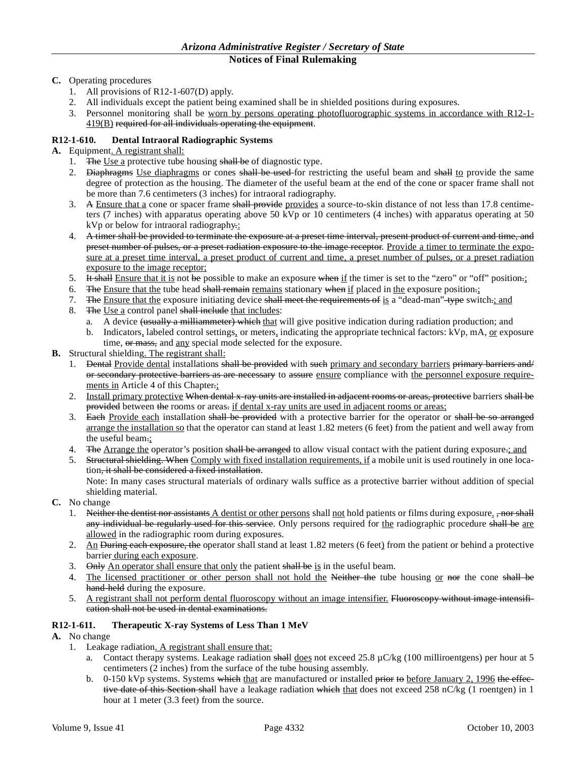**C.** Operating procedures

1. All provisions of R12-1-607(D) apply.
2. All individuals except the patient being examined shall be in shielded positions during exposures.
3. Personnel monitoring shall be worn by persons operating photofluorographic systems in accordance with R12-1-419(B) required for all individuals operating the equipment.

**R12-1-610. Dental Intraoral Radiographic Systems**

**A.** Equipment. A registrant shall:

1. The Use a protective tube housing shall be of diagnostic type.
2. Diaphragms Use diaphragms or cones shall be used for restricting the useful beam and shall to provide the same degree of protection as the housing. The diameter of the useful beam at the end of the cone or spacer frame shall not be more than 7.6 centimeters (3 inches) for intraoral radiography.
3. A Ensure that a cone or spacer frame shall provide provides a source-to-skin distance of not less than 17.8 centimeters (7 inches) with apparatus operating above 50 kVp or 10 centimeters (4 inches) with apparatus operating at 50 kVp or below for intraoral radiography.;
4. A timer shall be provided to terminate the exposure at a preset time interval, present product of current and time, and preset number of pulses, or a preset radiation exposure to the image receptor. Provide a timer to terminate the exposure at a preset time interval, a preset product of current and time, a preset number of pulses, or a preset radiation exposure to the image receptor;
5. It shall Ensure that it is not be possible to make an exposure when if the timer is set to the "zero" or "off" position.;
6. The Ensure that the tube head shall remain remains stationary when if placed in the exposure position.;
7. The Ensure that the exposure initiating device shall meet the requirements of is a "dead-man" type switch.; and
8. The Use a control panel shall include that includes:
   a. A device (usually a milliammeter) which that will give positive indication during radiation production; and
   b. Indicators, labeled control settings, or meters, indicating the appropriate technical factors: kVp, mA, or exposure time, or mass, and any special mode selected for the exposure.

**B.** Structural shielding. The registrant shall:

1. Dental Provide dental installations shall be provided with such primary and secondary barriers primary barriers and/or secondary protective barriers as are necessary to assure ensure compliance with the personnel exposure requirements in Article 4 of this Chapter.;
2. Install primary protective When dental x-ray units are installed in adjacent rooms or areas, protective barriers shall be provided between the rooms or areas. if dental x-ray units are used in adjacent rooms or areas;
3. Each Provide each installation shall be provided with a protective barrier for the operator or shall be so arranged arrange the installation so that the operator can stand at least 1.82 meters (6 feet) from the patient and well away from the useful beam.;
4. The Arrange the operator's position shall be arranged to allow visual contact with the patient during exposure.; and
5. Structural shielding. When Comply with fixed installation requirements, if a mobile unit is used routinely in one location, it shall be considered a fixed installation.

   Note: In many cases structural materials of ordinary walls suffice as a protective barrier without addition of special shielding material.

**C.** No change

1. Neither the dentist nor assistants A dentist or other persons shall not hold patients or films during exposure. , nor shall any individual be regularly used for this service. Only persons required for the radiographic procedure shall be are allowed in the radiographic room during exposures.
2. An During each exposure, the operator shall stand at least 1.82 meters (6 feet) from the patient or behind a protective barrier during each exposure.
3. Only An operator shall ensure that only the patient shall be is in the useful beam.
4. The licensed practitioner or other person shall not hold the Neither the tube housing or nor the cone shall be hand-held during the exposure.
5. A registrant shall not perform dental fluoroscopy without an image intensifier. Fluoroscopy without image intensification shall not be used in dental examinations.

**R12-1-611. Therapeutic X-ray Systems of Less Than 1 MeV**

**A.** No change

1. Leakage radiation. A registrant shall ensure that:
   a. Contact therapy systems. Leakage radiation shall does not exceed 25.8 µC/kg (100 milliroentgens) per hour at 5 centimeters (2 inches) from the surface of the tube housing assembly.
   b. 0-150 kVp systems. Systems which that are manufactured or installed prior to before January 2, 1996 the effective date of this Section shall have a leakage radiation which that does not exceed 258 nC/kg (1 roentgen) in 1 hour at 1 meter (3.3 feet) from the source.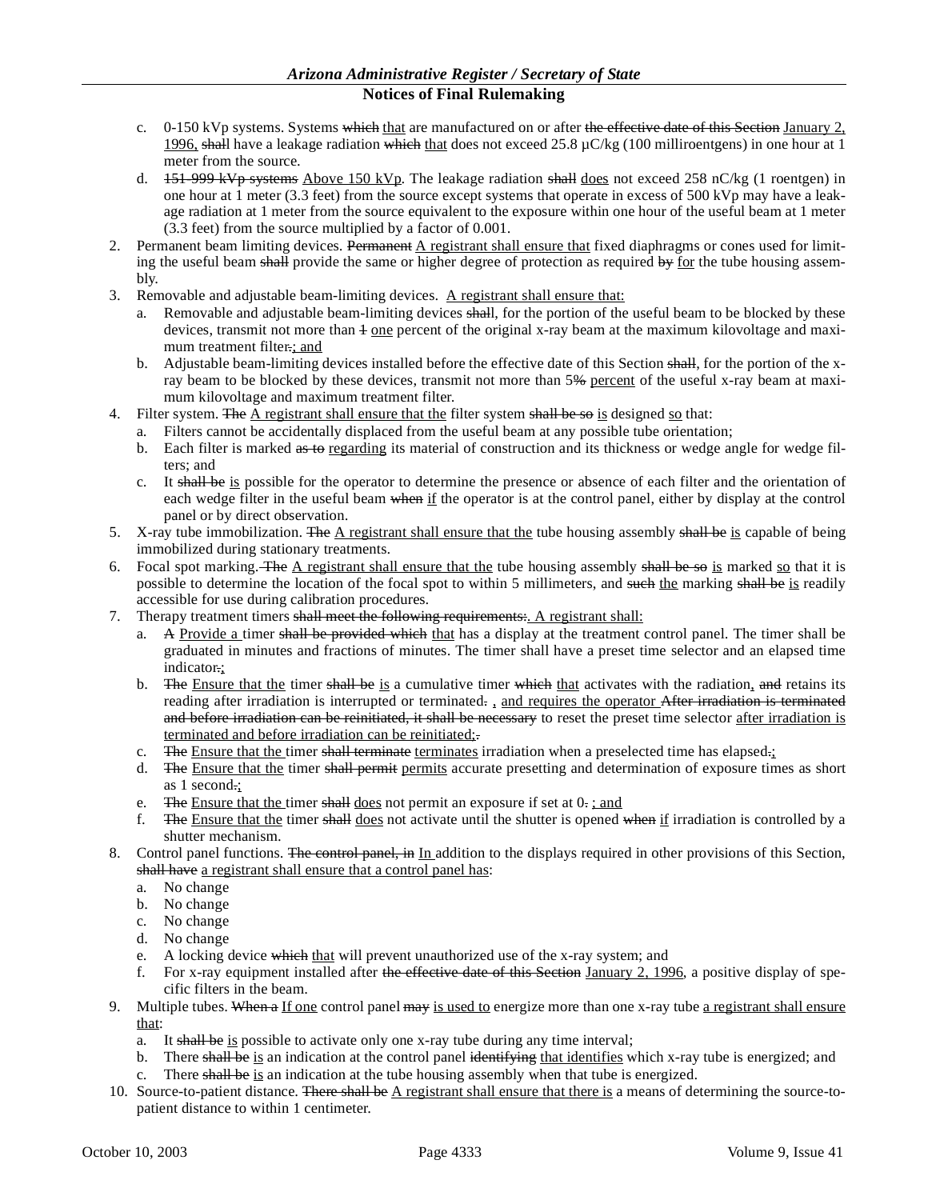c. 0-150 kVp systems. Systems ~~which~~ <u>that</u> are manufactured on or after ~~the effective date of this Section~~ <u>January 2, 1996,</u> ~~shall~~ have a leakage radiation ~~which~~ <u>that</u> does not exceed 25.8 µC/kg (100 milliroentgens) in one hour at 1 meter from the source.

d. ~~151-999 kVp systems~~ <u>Above 150 kVp</u>. The leakage radiation ~~shall~~ <u>does</u> not exceed 258 nC/kg (1 roentgen) in one hour at 1 meter (3.3 feet) from the source except systems that operate in excess of 500 kVp may have a leakage radiation at 1 meter from the source equivalent to the exposure within one hour of the useful beam at 1 meter (3.3 feet) from the source multiplied by a factor of 0.001.

2. Permanent beam limiting devices. ~~Permanent~~ <u>A registrant shall ensure that</u> fixed diaphragms or cones used for limiting the useful beam ~~shall~~ provide the same or higher degree of protection as required ~~by~~ <u>for</u> the tube housing assembly.

3. Removable and adjustable beam-limiting devices. <u>A registrant shall ensure that:</u>

   a. Removable and adjustable beam-limiting devices ~~shall~~, for the portion of the useful beam to be blocked by these devices, transmit not more than ~~1~~ <u>one</u> percent of the original x-ray beam at the maximum kilovoltage and maximum treatment filter~~.~~<u>; and</u>

   b. Adjustable beam-limiting devices installed before the effective date of this Section ~~shall~~, for the portion of the x-ray beam to be blocked by these devices, transmit not more than 5~~%~~ <u>percent</u> of the useful x-ray beam at maximum kilovoltage and maximum treatment filter.

4. Filter system. ~~The~~ <u>A registrant shall ensure that the</u> filter system ~~shall be so~~ <u>is</u> designed <u>so</u> that:

   a. Filters cannot be accidentally displaced from the useful beam at any possible tube orientation;

   b. Each filter is marked ~~as to~~ <u>regarding</u> its material of construction and its thickness or wedge angle for wedge filters; and

   c. It ~~shall be~~ <u>is</u> possible for the operator to determine the presence or absence of each filter and the orientation of each wedge filter in the useful beam ~~when~~ <u>if</u> the operator is at the control panel, either by display at the control panel or by direct observation.

5. X-ray tube immobilization. ~~The~~ <u>A registrant shall ensure that the</u> tube housing assembly ~~shall be~~ <u>is</u> capable of being immobilized during stationary treatments.

6. Focal spot marking. ~~The~~ <u>A registrant shall ensure that the</u> tube housing assembly ~~shall be so~~ <u>is</u> marked <u>so</u> that it is possible to determine the location of the focal spot to within 5 millimeters, and ~~such~~ <u>the</u> marking ~~shall be~~ <u>is</u> readily accessible for use during calibration procedures.

7. Therapy treatment timers ~~shall meet the following requirements:~~<u>. A registrant shall:</u>

   a. ~~A~~ <u>Provide a</u> timer ~~shall be provided which~~ <u>that</u> has a display at the treatment control panel. The timer shall be graduated in minutes and fractions of minutes. The timer shall have a preset time selector and an elapsed time indicator~~.~~<u>;</u>

   b. ~~The~~ <u>Ensure that the</u> timer ~~shall be~~ <u>is</u> a cumulative timer ~~which~~ <u>that</u> activates with the radiation<u>,</u> ~~and~~ retains its reading after irradiation is interrupted or terminated~~.~~ <u>, and requires the operator</u> ~~After irradiation is terminated and before irradiation can be reinitiated, it shall be necessary~~ to reset the preset time selector <u>after irradiation is terminated and before irradiation can be reinitiated;</u>~~.~~

   c. ~~The~~ <u>Ensure that the</u> timer ~~shall terminate~~ <u>terminates</u> irradiation when a preselected time has elapsed~~.~~<u>;</u>

   d. ~~The~~ <u>Ensure that the</u> timer ~~shall permit~~ <u>permits</u> accurate presetting and determination of exposure times as short as 1 second~~.~~<u>;</u>

   e. ~~The~~ <u>Ensure that the</u> timer ~~shall~~ <u>does</u> not permit an exposure if set at 0~~.~~ <u>; and</u>

   f. ~~The~~ <u>Ensure that the</u> timer ~~shall~~ <u>does</u> not activate until the shutter is opened ~~when~~ <u>if</u> irradiation is controlled by a shutter mechanism.

8. Control panel functions. ~~The control panel, in~~ <u>In</u> addition to the displays required in other provisions of this Section, ~~shall have~~ <u>a registrant shall ensure that a control panel has</u>:

   a. No change

   b. No change

   c. No change

   d. No change

   e. A locking device ~~which~~ <u>that</u> will prevent unauthorized use of the x-ray system; and

   f. For x-ray equipment installed after ~~the effective date of this Section~~ <u>January 2, 1996</u>, a positive display of specific filters in the beam.

9. Multiple tubes. ~~When a~~ <u>If one</u> control panel ~~may~~ <u>is used to</u> energize more than one x-ray tube <u>a registrant shall ensure that</u>:

   a. It ~~shall be~~ <u>is</u> possible to activate only one x-ray tube during any time interval;

   b. There ~~shall be~~ <u>is</u> an indication at the control panel ~~identifying~~ <u>that identifies</u> which x-ray tube is energized; and

   c. There ~~shall be~~ <u>is</u> an indication at the tube housing assembly when that tube is energized.

10. Source-to-patient distance. ~~There shall be~~ <u>A registrant shall ensure that there is</u> a means of determining the source-to-patient distance to within 1 centimeter.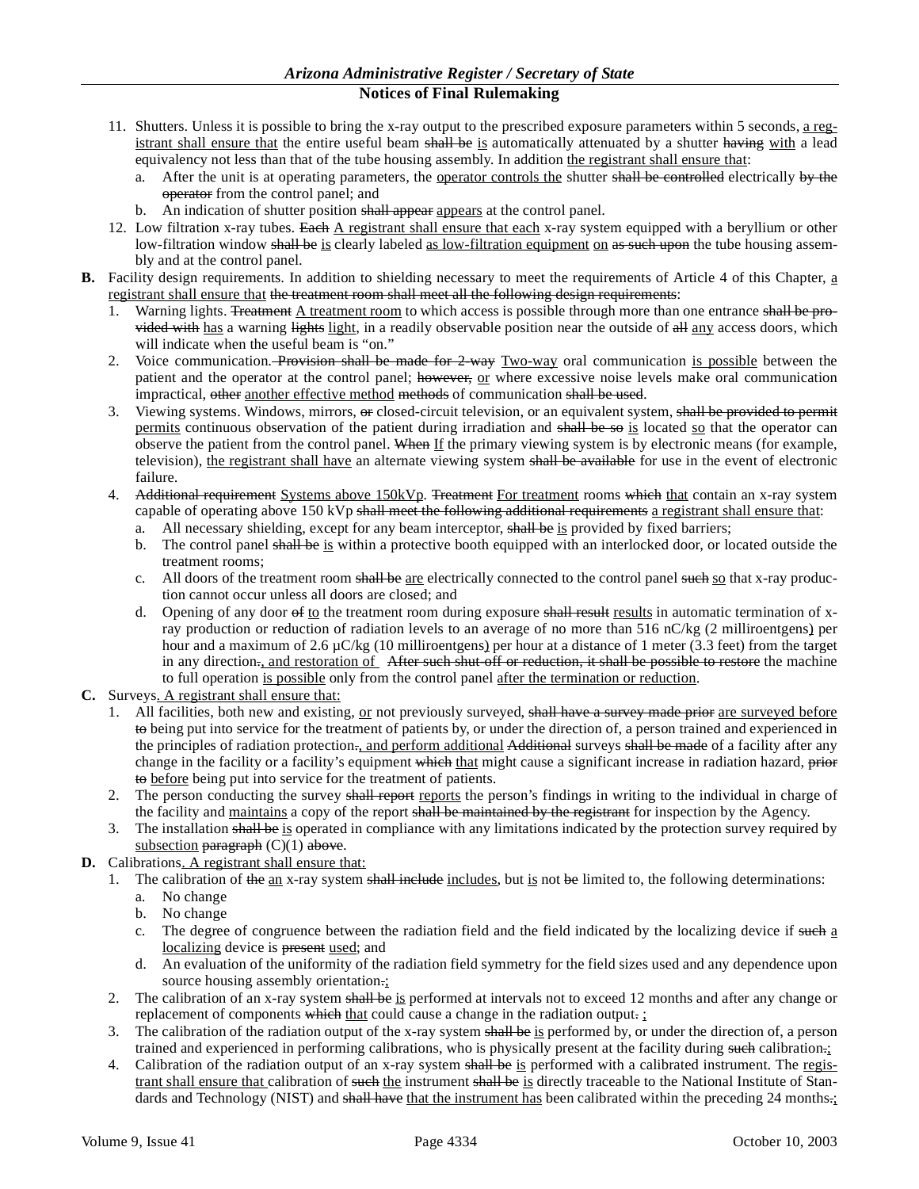11. Shutters. Unless it is possible to bring the x-ray output to the prescribed exposure parameters within 5 seconds, a registrant shall ensure that the entire useful beam ~~shall be~~ is automatically attenuated by a shutter ~~having~~ with a lead equivalency not less than that of the tube housing assembly. In addition the registrant shall ensure that:
    a. After the unit is at operating parameters, the operator controls the shutter ~~shall be controlled~~ electrically ~~by the operator~~ from the control panel; and
    b. An indication of shutter position ~~shall appear~~ appears at the control panel.
12. Low filtration x-ray tubes. ~~Each~~ A registrant shall ensure that each x-ray system equipped with a beryllium or other low-filtration window ~~shall be~~ is clearly labeled as low-filtration equipment on ~~as such upon~~ the tube housing assembly and at the control panel.

**B.** Facility design requirements. In addition to shielding necessary to meet the requirements of Article 4 of this Chapter, a registrant shall ensure that ~~the treatment room shall meet all the following design requirements~~:

1. Warning lights. ~~Treatment~~ A treatment room to which access is possible through more than one entrance ~~shall be provided with~~ has a warning ~~lights~~ light, in a readily observable position near the outside of ~~all~~ any access doors, which will indicate when the useful beam is "on."
2. Voice communication. ~~Provision shall be made for 2-way~~ Two-way oral communication is possible between the patient and the operator at the control panel; ~~however,~~ or where excessive noise levels make oral communication impractical, ~~other~~ another effective method ~~methods~~ of communication ~~shall be used~~.
3. Viewing systems. Windows, mirrors, ~~or~~ closed-circuit television, or an equivalent system, ~~shall be provided to permit~~ permits continuous observation of the patient during irradiation and ~~shall be so~~ is located so that the operator can observe the patient from the control panel. ~~When~~ If the primary viewing system is by electronic means (for example, television), the registrant shall have an alternate viewing system ~~shall be available~~ for use in the event of electronic failure.
4. ~~Additional requirement~~ Systems above 150kVp. ~~Treatment~~ For treatment rooms ~~which~~ that contain an x-ray system capable of operating above 150 kVp ~~shall meet the following additional requirements~~ a registrant shall ensure that:
    a. All necessary shielding, except for any beam interceptor, ~~shall be~~ is provided by fixed barriers;
    b. The control panel ~~shall be~~ is within a protective booth equipped with an interlocked door, or located outside the treatment rooms;
    c. All doors of the treatment room ~~shall be~~ are electrically connected to the control panel ~~such~~ so that x-ray production cannot occur unless all doors are closed; and
    d. Opening of any door ~~of~~ to the treatment room during exposure ~~shall result~~ results in automatic termination of x-ray production or reduction of radiation levels to an average of no more than 516 nC/kg (2 milliroentgens) per hour and a maximum of 2.6 μC/kg (10 milliroentgens) per hour at a distance of 1 meter (3.3 feet) from the target in any direction~~.~~, and restoration of ~~After such shut-off or reduction, it shall be possible to restore~~ the machine to full operation is possible only from the control panel after the termination or reduction.

**C.** Surveys. A registrant shall ensure that:

1. All facilities, both new and existing, or not previously surveyed, ~~shall have a survey made prior~~ are surveyed before ~~to~~ being put into service for the treatment of patients by, or under the direction of, a person trained and experienced in the principles of radiation protection~~.~~, and perform additional ~~Additional~~ surveys ~~shall be made~~ of a facility after any change in the facility or a facility's equipment ~~which~~ that might cause a significant increase in radiation hazard, ~~prior to~~ before being put into service for the treatment of patients.
2. The person conducting the survey ~~shall report~~ reports the person's findings in writing to the individual in charge of the facility and maintains a copy of the report ~~shall be maintained by the registrant~~ for inspection by the Agency.
3. The installation ~~shall be~~ is operated in compliance with any limitations indicated by the protection survey required by subsection ~~paragraph~~ (C)(1) ~~above~~.

**D.** Calibrations. A registrant shall ensure that:

1. The calibration of ~~the~~ an x-ray system ~~shall include~~ includes, but is not ~~be~~ limited to, the following determinations:
    a. No change
    b. No change
    c. The degree of congruence between the radiation field and the field indicated by the localizing device if ~~such~~ a localizing device is ~~present~~ used; and
    d. An evaluation of the uniformity of the radiation field symmetry for the field sizes used and any dependence upon source housing assembly orientation~~.~~;
2. The calibration of an x-ray system ~~shall be~~ is performed at intervals not to exceed 12 months and after any change or replacement of components ~~which~~ that could cause a change in the radiation output~~.~~ ;
3. The calibration of the radiation output of the x-ray system ~~shall be~~ is performed by, or under the direction of, a person trained and experienced in performing calibrations, who is physically present at the facility during ~~such~~ calibration~~.~~;
4. Calibration of the radiation output of an x-ray system ~~shall be~~ is performed with a calibrated instrument. The registrant shall ensure that calibration of ~~such~~ the instrument ~~shall be~~ is directly traceable to the National Institute of Standards and Technology (NIST) and ~~shall have~~ that the instrument has been calibrated within the preceding 24 months~~.~~;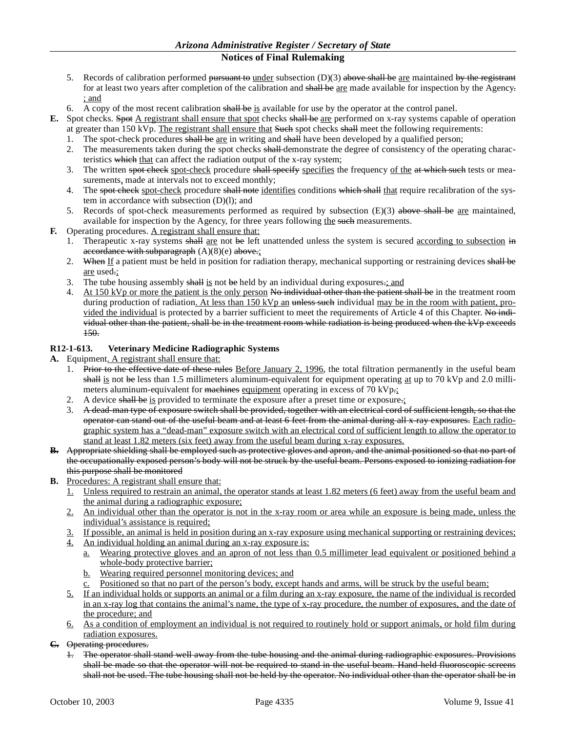5. Records of calibration performed ~~pursuant to~~ under subsection (D)(3) ~~above shall be~~ are maintained ~~by the registrant~~ for at least two years after completion of the calibration and ~~shall be~~ are made available for inspection by the Agency~~.~~ ; and
6. A copy of the most recent calibration ~~shall be~~ is available for use by the operator at the control panel.

**E.** Spot checks. ~~Spot~~ A registrant shall ensure that spot checks ~~shall be~~ are performed on x-ray systems capable of operation at greater than 150 kVp. The registrant shall ensure that ~~Such~~ spot checks ~~shall~~ meet the following requirements:

1. The spot-check procedures ~~shall be~~ are in writing and ~~shall~~ have been developed by a qualified person;
2. The measurements taken during the spot checks ~~shall~~ demonstrate the degree of consistency of the operating characteristics ~~which~~ that can affect the radiation output of the x-ray system;
3. The written ~~spot check~~ spot-check procedure ~~shall specify~~ specifies the frequency of the ~~at which such~~ tests or measurements, made at intervals not to exceed monthly;
4. The ~~spot check~~ spot-check procedure ~~shall note~~ identifies conditions ~~which shall~~ that require recalibration of the system in accordance with subsection (D)(l); and
5. Records of spot-check measurements performed as required by subsection (E)(3) ~~above shall be~~ are maintained, available for inspection by the Agency, for three years following the ~~such~~ measurements.

**F.** Operating procedures. A registrant shall ensure that:

1. Therapeutic x-ray systems ~~shall~~ are not ~~be~~ left unattended unless the system is secured according to subsection ~~in accordance with subparagraph~~ (A)(8)(e) ~~above.~~;
2. ~~When~~ If a patient must be held in position for radiation therapy, mechanical supporting or restraining devices ~~shall be~~ are used~~.~~;
3. The tube housing assembly ~~shall~~ is not ~~be~~ held by an individual during exposures~~.~~; and
4. At 150 kVp or more the patient is the only person ~~No individual other than the patient shall be~~ in the treatment room during production of radiation. At less than 150 kVp an ~~unless such~~ individual may be in the room with patient, provided the individual is protected by a barrier sufficient to meet the requirements of Article 4 of this Chapter. ~~No individual other than the patient, shall be in the treatment room while radiation is being produced when the kVp exceeds 150.~~

### R12-1-613. Veterinary Medicine Radiographic Systems

**A.** Equipment. A registrant shall ensure that:

1. ~~Prior to the effective date of these rules~~ Before January 2, 1996, the total filtration permanently in the useful beam ~~shall~~ is not ~~be~~ less than 1.5 millimeters aluminum-equivalent for equipment operating at up to 70 kVp and 2.0 millimeters aluminum-equivalent for ~~machines~~ equipment operating in excess of 70 kVp~~.~~;
2. A device ~~shall be~~ is provided to terminate the exposure after a preset time or exposure~~.~~;
3. ~~A dead-man type of exposure switch shall be provided, together with an electrical cord of sufficient length, so that the operator can stand out of the useful beam and at least 6 feet from the animal during all x-ray exposures.~~ Each radiographic system has a "dead-man" exposure switch with an electrical cord of sufficient length to allow the operator to stand at least 1.82 meters (six feet) away from the useful beam during x-ray exposures.

~~**B.** Appropriate shielding shall be employed such as protective gloves and apron, and the animal positioned so that no part of the occupationally exposed person's body will not be struck by the useful beam. Persons exposed to ionizing radiation for this purpose shall be monitored~~

**B.** Procedures: A registrant shall ensure that:

1. Unless required to restrain an animal, the operator stands at least 1.82 meters (6 feet) away from the useful beam and the animal during a radiographic exposure;
2. An individual other than the operator is not in the x-ray room or area while an exposure is being made, unless the individual's assistance is required;
3. If possible, an animal is held in position during an x-ray exposure using mechanical supporting or restraining devices;
4. An individual holding an animal during an x-ray exposure is:
   a. Wearing protective gloves and an apron of not less than 0.5 millimeter lead equivalent or positioned behind a whole-body protective barrier;
   b. Wearing required personnel monitoring devices; and
   c. Positioned so that no part of the person's body, except hands and arms, will be struck by the useful beam;
5. If an individual holds or supports an animal or a film during an x-ray exposure, the name of the individual is recorded in an x-ray log that contains the animal's name, the type of x-ray procedure, the number of exposures, and the date of the procedure; and
6. As a condition of employment an individual is not required to routinely hold or support animals, or hold film during radiation exposures.

~~**C.** Operating procedures.~~

~~1. The operator shall stand well away from the tube housing and the animal during radiographic exposures. Provisions shall be made so that the operator will not be required to stand in the useful beam. Hand-held fluoroscopic screens shall not be used. The tube housing shall not be held by the operator. No individual other than the operator shall be in~~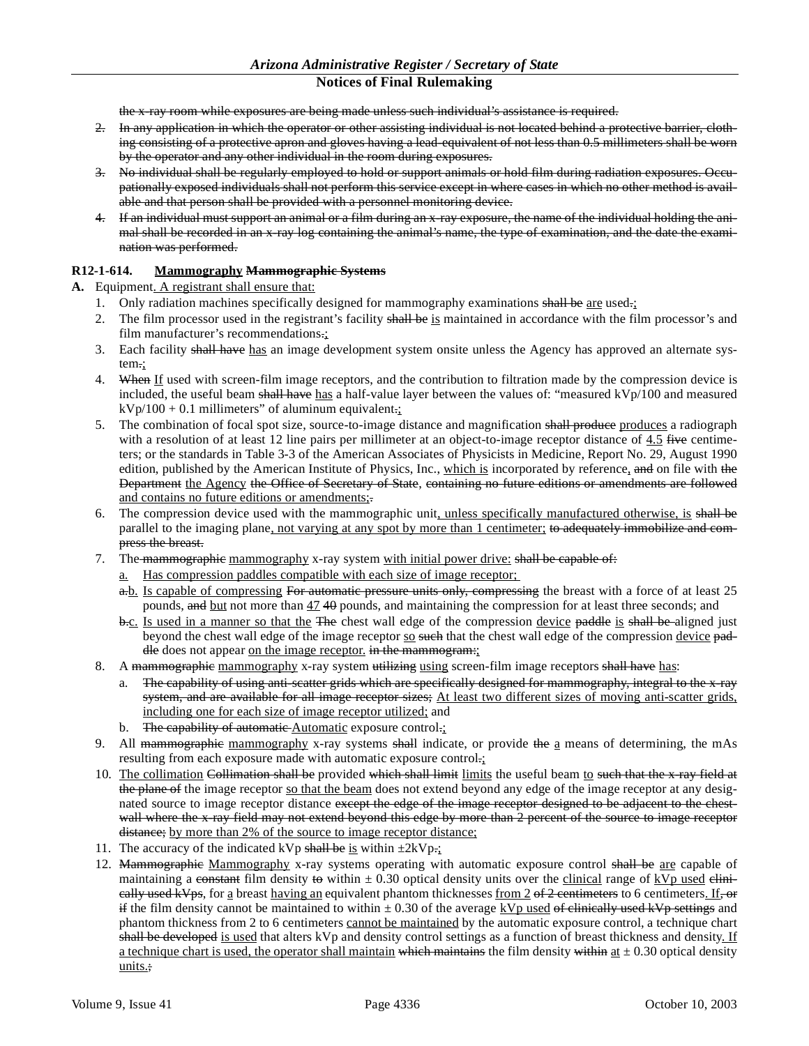the x-ray room while exposures are being made unless such individual's assistance is required.

2. In any application in which the operator or other assisting individual is not located behind a protective barrier, clothing consisting of a protective apron and gloves having a lead-equivalent of not less than 0.5 millimeters shall be worn by the operator and any other individual in the room during exposures.
3. No individual shall be regularly employed to hold or support animals or hold film during radiation exposures. Occupationally exposed individuals shall not perform this service except in where cases in which no other method is available and that person shall be provided with a personnel monitoring device.
4. If an individual must support an animal or a film during an x-ray exposure, the name of the individual holding the animal shall be recorded in an x-ray log containing the animal's name, the type of examination, and the date the examination was performed.

**R12-1-614. Mammography Mammographic Systems**

**A.** Equipment. A registrant shall ensure that:

1. Only radiation machines specifically designed for mammography examinations shall be are used.;
2. The film processor used in the registrant's facility shall be is maintained in accordance with the film processor's and film manufacturer's recommendations.;
3. Each facility shall have has an image development system onsite unless the Agency has approved an alternate system.;
4. When If used with screen-film image receptors, and the contribution to filtration made by the compression device is included, the useful beam shall have has a half-value layer between the values of: "measured kVp/100 and measured kVp/100 + 0.1 millimeters" of aluminum equivalent.;
5. The combination of focal spot size, source-to-image distance and magnification shall produce produces a radiograph with a resolution of at least 12 line pairs per millimeter at an object-to-image receptor distance of 4.5 five centimeters; or the standards in Table 3-3 of the American Associates of Physicists in Medicine, Report No. 29, August 1990 edition, published by the American Institute of Physics, Inc., which is incorporated by reference, and on file with the Department the Agency the Office of Secretary of State, containing no future editions or amendments are followed and contains no future editions or amendments;.
6. The compression device used with the mammographic unit, unless specifically manufactured otherwise, is shall be parallel to the imaging plane, not varying at any spot by more than 1 centimeter; to adequately immobilize and compress the breast.
7. The mammographic mammography x-ray system with initial power drive: shall be capable of:
   a. Has compression paddles compatible with each size of image receptor;
   a.b. Is capable of compressing For automatic pressure units only, compressing the breast with a force of at least 25 pounds, and but not more than 47 40 pounds, and maintaining the compression for at least three seconds; and
   b.c. Is used in a manner so that the The chest wall edge of the compression device paddle is shall be aligned just beyond the chest wall edge of the image receptor so such that the chest wall edge of the compression device paddle does not appear on the image receptor. in the mammogram:;
8. A mammographic mammography x-ray system utilizing using screen-film image receptors shall have has:
   a. The capability of using anti-scatter grids which are specifically designed for mammography, integral to the x-ray system, and are available for all image receptor sizes; At least two different sizes of moving anti-scatter grids, including one for each size of image receptor utilized; and
   b. The capability of automatic Automatic exposure control.;
9. All mammographic mammography x-ray systems shall indicate, or provide the a means of determining, the mAs resulting from each exposure made with automatic exposure control.;
10. The collimation Collimation shall be provided which shall limit limits the useful beam to such that the x-ray field at the plane of the image receptor so that the beam does not extend beyond any edge of the image receptor at any designated source to image receptor distance except the edge of the image receptor designed to be adjacent to the chest wall where the x-ray field may not extend beyond this edge by more than 2 percent of the source to image receptor distance; by more than 2% of the source to image receptor distance;
11. The accuracy of the indicated kVp shall be is within ±2kVp.;
12. Mammographic Mammography x-ray systems operating with automatic exposure control shall be are capable of maintaining a constant film density to within ± 0.30 optical density units over the clinical range of kVp used clinically used kVps, for a breast having an equivalent phantom thicknesses from 2 of 2 centimeters to 6 centimeters. If, or if the film density cannot be maintained to within ± 0.30 of the average kVp used of clinically used kVp settings and phantom thickness from 2 to 6 centimeters cannot be maintained by the automatic exposure control, a technique chart shall be developed is used that alters kVp and density control settings as a function of breast thickness and density. If a technique chart is used, the operator shall maintain which maintains the film density within at ± 0.30 optical density units.;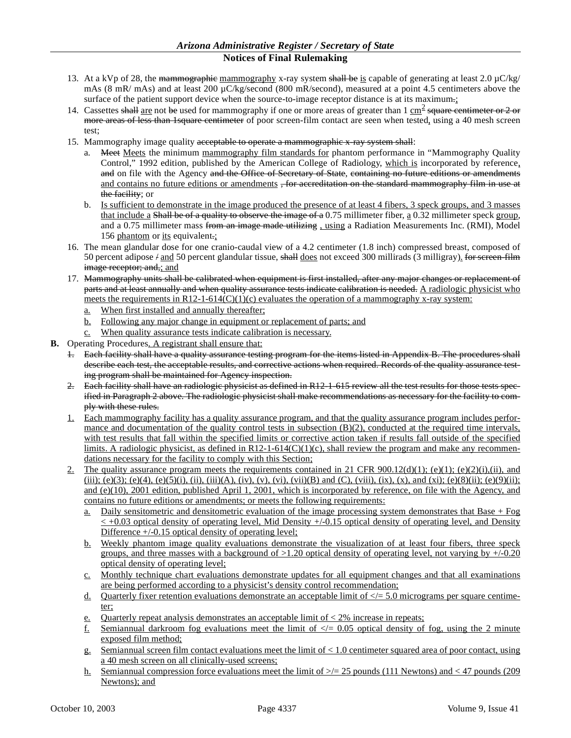13. At a kVp of 28, the ~~mammographic~~ <u>mammography</u> x-ray system ~~shall be~~ <u>is</u> capable of generating at least 2.0 µC/kg/ mAs (8 mR/ mAs) and at least 200 µC/kg/second (800 mR/second), measured at a point 4.5 centimeters above the surface of the patient support device when the source-to-image receptor distance is at its maximum~~.~~<u>;</u>
14. Cassettes ~~shall~~ <u>are</u> not ~~be~~ used for mammography if one or more areas of greater than 1 <u>cm$^2$</u> ~~square centimeter or 2 or more areas of less than 1square centimeter~~ of poor screen-film contact are seen when tested<u>,</u> using a 40 mesh screen test;
15. Mammography image quality ~~acceptable to operate a mammographic x-ray system shall~~:
    a. ~~Meet~~ <u>Meets</u> the minimum <u>mammography film standards for</u> phantom performance in "Mammography Quality Control," 1992 edition, published by the American College of Radiology, <u>which is</u> incorporated by reference<u>,</u> ~~and~~ on file with the Agency ~~and the Office of Secretary of State, containing no future editions or amendments~~ <u>and contains no future editions or amendments</u> ~~, for accreditation on the standard mammography film in use at the facility~~; or
    b. <u>Is sufficient to demonstrate in the image produced the presence of at least 4 fibers, 3 speck groups, and 3 masses that include a</u> ~~Shall be of a quality to observe the image of a~~ 0.75 millimeter fiber, <u>a</u> 0.32 millimeter speck <u>group</u>, and a 0.75 millimeter mass ~~from an image made utilizing~~ <u>, using</u> a Radiation Measurements Inc. (RMI), Model 156 <u>phantom</u> or <u>its</u> equivalent~~.~~<u>;</u>
16. The mean glandular dose for one cranio-caudal view of a 4.2 centimeter (1.8 inch) compressed breast, composed of 50 percent adipose ~~/~~ <u>and</u> 50 percent glandular tissue, ~~shall~~ <u>does</u> not exceed 300 millirads (3 milligray)<u>.</u> ~~for screen-film image receptor; and,~~<u>; and</u>
17. ~~Mammography units shall be calibrated when equipment is first installed, after any major changes or replacement of parts and at least annually and when quality assurance tests indicate calibration is needed.~~ <u>A radiologic physicist who meets the requirements in R12-1-614(C)(1)(c) evaluates the operation of a mammography x-ray system:</u>
    <u>a.</u> <u>When first installed and annually thereafter;</u>
    <u>b.</u> <u>Following any major change in equipment or replacement of parts; and</u>
    <u>c.</u> <u>When quality assurance tests indicate calibration is necessary.</u>

**B.** Operating Procedures<u>. A registrant shall ensure that:</u>

~~1. Each facility shall have a quality assurance testing program for the items listed in Appendix B. The procedures shall describe each test, the acceptable results, and corrective actions when required. Records of the quality assurance testing program shall be maintained for Agency inspection.~~

~~2. Each facility shall have an radiologic physicist as defined in R12-1-615 review all the test results for those tests specified in Paragraph 2 above. The radiologic physicist shall make recommendations as necessary for the facility to comply with these rules.~~

<u>1.</u> <u>Each mammography facility has a quality assurance program, and that the quality assurance program includes performance and documentation of the quality control tests in subsection (B)(2), conducted at the required time intervals, with test results that fall within the specified limits or corrective action taken if results fall outside of the specified limits. A radiologic physicist, as defined in R12-1-614(C)(1)(c), shall review the program and make any recommendations necessary for the facility to comply with this Section;</u>

<u>2.</u> <u>The quality assurance program meets the requirements contained in 21 CFR 900.12(d)(1); (e)(1); (e)(2)(i),(ii), and (iii); (e)(3); (e)(4), (e)(5)(i), (ii), (iii)(A), (iv), (v), (vi), (vii)(B) and (C), (viii), (ix), (x), and (xi); (e)(8)(ii); (e)(9)(ii); and (e)(10), 2001 edition, published April 1, 2001, which is incorporated by reference, on file with the Agency, and contains no future editions or amendments; or meets the following requirements:</u>
   <u>a.</u> <u>Daily sensitometric and densitometric evaluation of the image processing system demonstrates that Base + Fog < +0.03 optical density of operating level, Mid Density +/-0.15 optical density of operating level, and Density Difference +/-0.15 optical density of operating level;</u>
   <u>b.</u> <u>Weekly phantom image quality evaluations demonstrate the visualization of at least four fibers, three speck groups, and three masses with a background of >1.20 optical density of operating level, not varying by +/-0.20 optical density of operating level;</u>
   <u>c.</u> <u>Monthly technique chart evaluations demonstrate updates for all equipment changes and that all examinations are being performed according to a physicist's density control recommendation;</u>
   <u>d.</u> <u>Quarterly fixer retention evaluations demonstrate an acceptable limit of </= 5.0 micrograms per square centimeter;</u>
   <u>e.</u> <u>Quarterly repeat analysis demonstrates an acceptable limit of < 2% increase in repeats;</u>
   <u>f.</u> <u>Semiannual darkroom fog evaluations meet the limit of </= 0.05 optical density of fog, using the 2 minute exposed film method;</u>
   <u>g.</u> <u>Semiannual screen film contact evaluations meet the limit of < 1.0 centimeter squared area of poor contact, using a 40 mesh screen on all clinically-used screens;</u>
   <u>h.</u> <u>Semiannual compression force evaluations meet the limit of >/= 25 pounds (111 Newtons) and < 47 pounds (209 Newtons); and</u>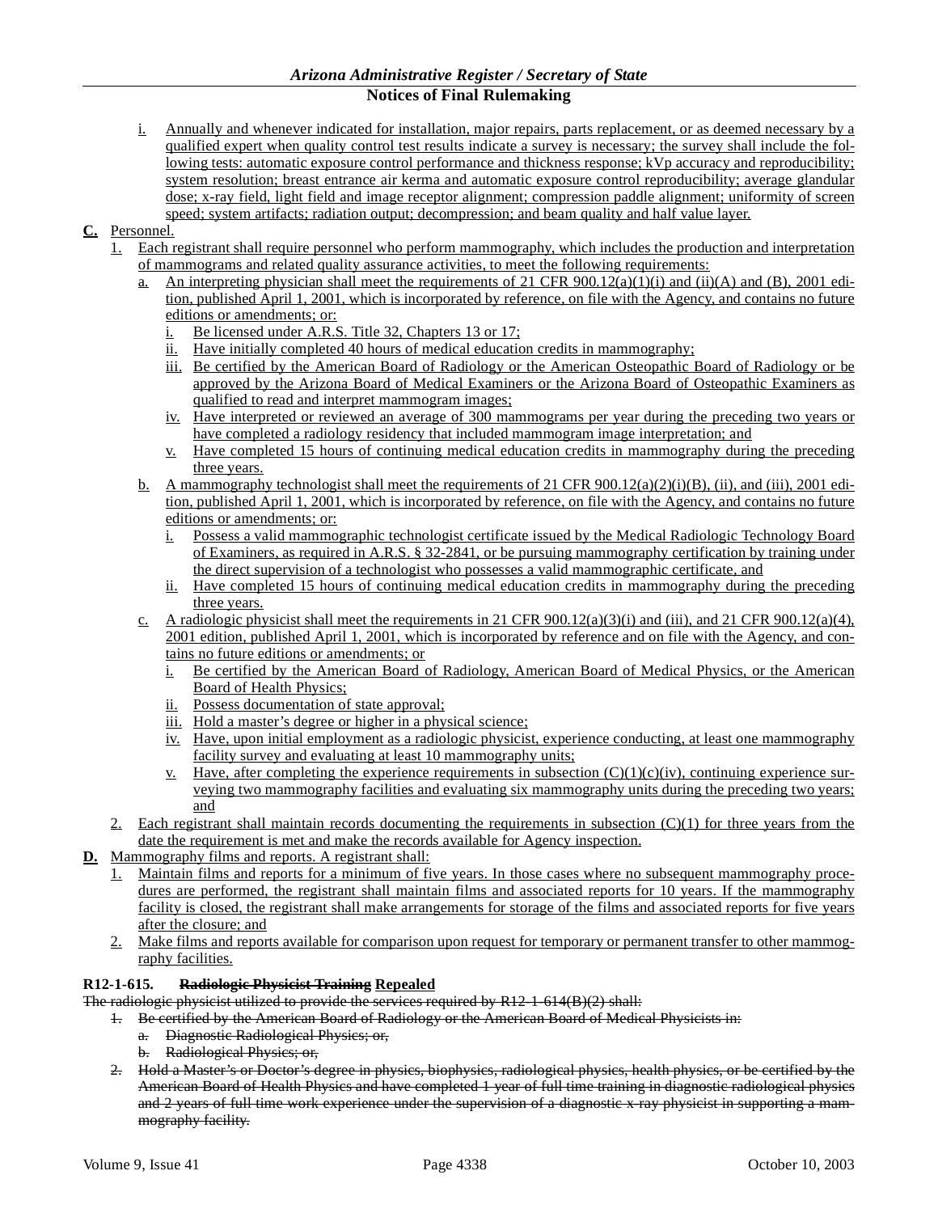i. Annually and whenever indicated for installation, major repairs, parts replacement, or as deemed necessary by a qualified expert when quality control test results indicate a survey is necessary; the survey shall include the following tests: automatic exposure control performance and thickness response; kVp accuracy and reproducibility; system resolution; breast entrance air kerma and automatic exposure control reproducibility; average glandular dose; x-ray field, light field and image receptor alignment; compression paddle alignment; uniformity of screen speed; system artifacts; radiation output; decompression; and beam quality and half value layer.

**C.** Personnel.

1. Each registrant shall require personnel who perform mammography, which includes the production and interpretation of mammograms and related quality assurance activities, to meet the following requirements:
   a. An interpreting physician shall meet the requirements of 21 CFR 900.12(a)(1)(i) and (ii)(A) and (B), 2001 edition, published April 1, 2001, which is incorporated by reference, on file with the Agency, and contains no future editions or amendments; or:
      i. Be licensed under A.R.S. Title 32, Chapters 13 or 17;
      ii. Have initially completed 40 hours of medical education credits in mammography;
      iii. Be certified by the American Board of Radiology or the American Osteopathic Board of Radiology or be approved by the Arizona Board of Medical Examiners or the Arizona Board of Osteopathic Examiners as qualified to read and interpret mammogram images;
      iv. Have interpreted or reviewed an average of 300 mammograms per year during the preceding two years or have completed a radiology residency that included mammogram image interpretation; and
      v. Have completed 15 hours of continuing medical education credits in mammography during the preceding three years.
   b. A mammography technologist shall meet the requirements of 21 CFR 900.12(a)(2)(i)(B), (ii), and (iii), 2001 edition, published April 1, 2001, which is incorporated by reference, on file with the Agency, and contains no future editions or amendments; or:
      i. Possess a valid mammographic technologist certificate issued by the Medical Radiologic Technology Board of Examiners, as required in A.R.S. § 32-2841, or be pursuing mammography certification by training under the direct supervision of a technologist who possesses a valid mammographic certificate, and
      ii. Have completed 15 hours of continuing medical education credits in mammography during the preceding three years.
   c. A radiologic physicist shall meet the requirements in 21 CFR 900.12(a)(3)(i) and (iii), and 21 CFR 900.12(a)(4), 2001 edition, published April 1, 2001, which is incorporated by reference and on file with the Agency, and contains no future editions or amendments; or
      i. Be certified by the American Board of Radiology, American Board of Medical Physics, or the American Board of Health Physics;
      ii. Possess documentation of state approval;
      iii. Hold a master's degree or higher in a physical science;
      iv. Have, upon initial employment as a radiologic physicist, experience conducting, at least one mammography facility survey and evaluating at least 10 mammography units;
      v. Have, after completing the experience requirements in subsection (C)(1)(c)(iv), continuing experience surveying two mammography facilities and evaluating six mammography units during the preceding two years; and
2. Each registrant shall maintain records documenting the requirements in subsection (C)(1) for three years from the date the requirement is met and make the records available for Agency inspection.

**D.** Mammography films and reports. A registrant shall:

1. Maintain films and reports for a minimum of five years. In those cases where no subsequent mammography procedures are performed, the registrant shall maintain films and associated reports for 10 years. If the mammography facility is closed, the registrant shall make arrangements for storage of the films and associated reports for five years after the closure; and
2. Make films and reports available for comparison upon request for temporary or permanent transfer to other mammography facilities.

**R12-1-615. ~~Radiologic Physicist Training~~ Repealed**

~~The radiologic physicist utilized to provide the services required by R12-1-614(B)(2) shall:~~

1. ~~Be certified by the American Board of Radiology or the American Board of Medical Physicists in:~~
   a. ~~Diagnostic Radiological Physics; or,~~
   b. ~~Radiological Physics; or,~~
2. ~~Hold a Master's or Doctor's degree in physics, biophysics, radiological physics, health physics, or be certified by the American Board of Health Physics and have completed 1 year of full time training in diagnostic radiological physics and 2 years of full time work experience under the supervision of a diagnostic x-ray physicist in supporting a mammography facility.~~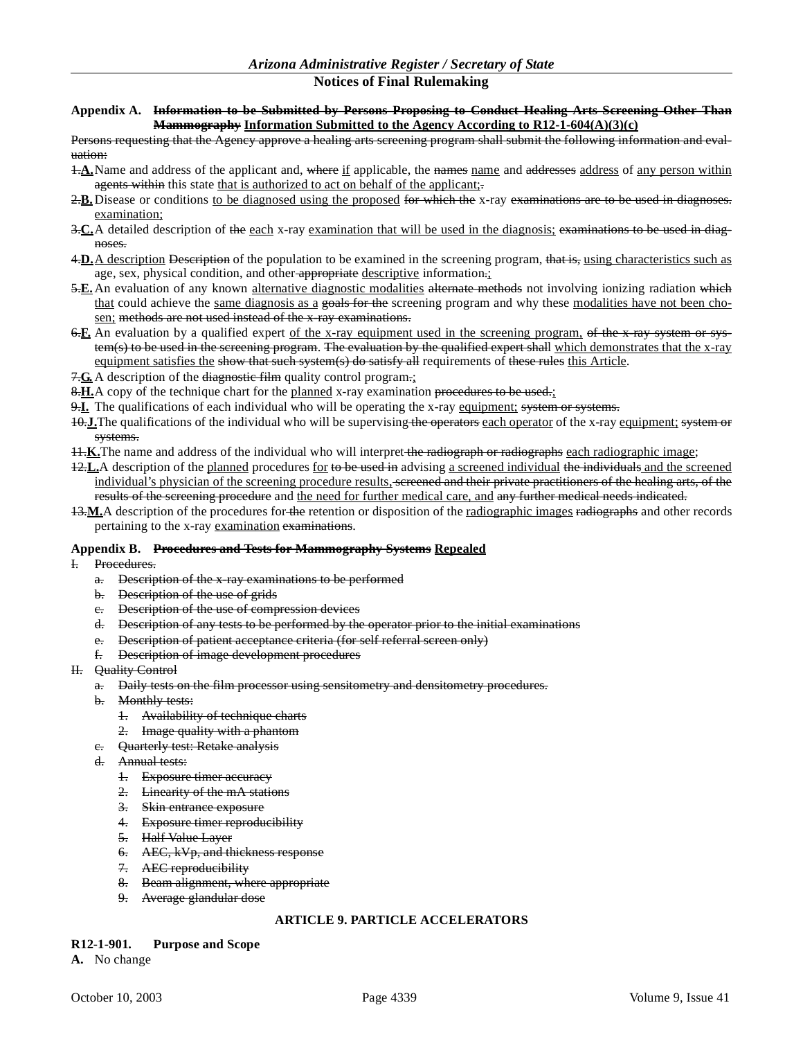**Appendix A. ~~Information to be Submitted by Persons Proposing to Conduct Healing Arts Screening Other Than Mammography~~ <u>Information Submitted to the Agency According to R12-1-604(A)(3)(c)</u>**

~~Persons requesting that the Agency approve a healing arts screening program shall submit the following information and evaluation:~~

~~1.~~**<u>A.</u>** Name and address of the applicant and, ~~where~~ <u>if</u> applicable, the ~~names~~ <u>name</u> and ~~addresses~~ <u>address</u> of <u>any person within</u> ~~agents within~~ this state <u>that is authorized to act on behalf of the applicant;</u>~~.~~

~~2.~~**<u>B.</u>** Disease or conditions <u>to be diagnosed using the proposed</u> ~~for which the~~ x-ray ~~examinations are to be used in diagnoses.~~ <u>examination;</u>

~~3.~~**<u>C.</u>** A detailed description of ~~the~~ <u>each</u> x-ray <u>examination that will be used in the diagnosis;</u> ~~examinations to be used in diagnoses.~~

~~4.~~**<u>D.</u>** <u>A description</u> ~~Description~~ of the population to be examined in the screening program, ~~that is,~~ <u>using characteristics such as</u> age, sex, physical condition, and other ~~appropriate~~ <u>descriptive</u> information~~.~~<u>;</u>

~~5.~~**<u>E.</u>** An evaluation of any known <u>alternative diagnostic modalities</u> ~~alternate methods~~ not involving ionizing radiation ~~which~~ <u>that</u> could achieve the <u>same diagnosis as a</u> ~~goals for the~~ screening program and why these <u>modalities have not been chosen;</u> ~~methods are not used instead of the x-ray examinations.~~

~~6.~~**<u>F.</u>** An evaluation by a qualified expert <u>of the x-ray equipment used in the screening program,</u> ~~of the x-ray system or system(s) to be used in the screening program. The evaluation by the qualified expert shall~~ <u>which demonstrates that the x-ray equipment satisfies the</u> ~~show that such system(s) do satisfy all~~ requirements of ~~these rules~~ <u>this Article</u>.

~~7.~~**<u>G.</u>** A description of the ~~diagnostic film~~ quality control program~~.~~<u>;</u>

~~8.~~**<u>H.</u>** A copy of the technique chart for the <u>planned</u> x-ray examination ~~procedures to be used.~~<u>;</u>

~~9.~~**<u>I.</u>** The qualifications of each individual who will be operating the x-ray <u>equipment;</u> ~~system or systems.~~

~~10.~~**<u>J.</u>** The qualifications of the individual who will be supervising ~~the operators~~ <u>each operator</u> of the x-ray <u>equipment;</u> ~~system or systems.~~

~~11.~~**<u>K.</u>** The name and address of the individual who will interpret ~~the radiograph or radiographs~~ <u>each radiographic image</u>;

~~12.~~**<u>L.</u>** A description of the <u>planned</u> procedures <u>for</u> ~~to be used in~~ advising <u>a screened individual</u> ~~the individuals~~ <u>and the screened individual's physician of the screening procedure results,</u> ~~screened and their private practitioners of the healing arts, of the results of the screening procedure~~ and <u>the need for further medical care, and</u> ~~any further medical needs indicated.~~

~~13.~~**<u>M.</u>** A description of the procedures for ~~the~~ retention or disposition of the <u>radiographic images</u> ~~radiographs~~ and other records pertaining to the x-ray <u>examination</u> ~~examinations~~.

**Appendix B. ~~Procedures and Tests for Mammography Systems~~ <u>Repealed</u>**

~~I. Procedures.~~
- ~~a. Description of the x-ray examinations to be performed~~
- ~~b. Description of the use of grids~~
- ~~c. Description of the use of compression devices~~
- ~~d. Description of any tests to be performed by the operator prior to the initial examinations~~
- ~~e. Description of patient acceptance criteria (for self referral screen only)~~
- ~~f. Description of image development procedures~~

~~II. Quality Control~~
- ~~a. Daily tests on the film processor using sensitometry and densitometry procedures.~~
- ~~b. Monthly tests:~~
  - ~~1. Availability of technique charts~~
  - ~~2. Image quality with a phantom~~
- ~~c. Quarterly test: Retake analysis~~
- ~~d. Annual tests:~~
  - ~~1. Exposure timer accuracy~~
  - ~~2. Linearity of the mA stations~~
  - ~~3. Skin entrance exposure~~
  - ~~4. Exposure timer reproducibility~~
  - ~~5. Half Value Layer~~
  - ~~6. AEC, kVp, and thickness response~~
  - ~~7. AEC reproducibility~~
  - ~~8. Beam alignment, where appropriate~~
  - ~~9. Average glandular dose~~

## ARTICLE 9. PARTICLE ACCELERATORS

**R12-1-901. Purpose and Scope**

**A.** No change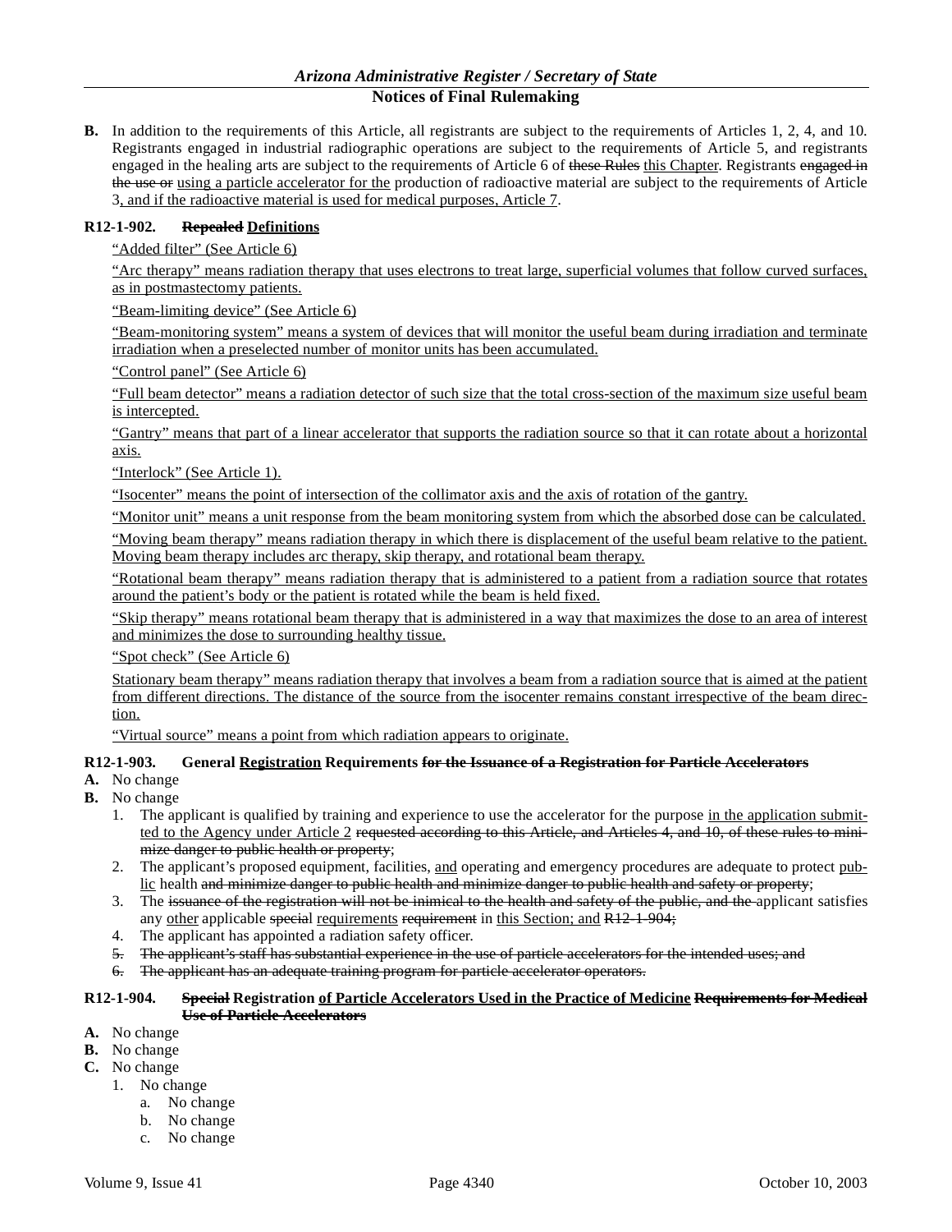**B.** In addition to the requirements of this Article, all registrants are subject to the requirements of Articles 1, 2, 4, and 10. Registrants engaged in industrial radiographic operations are subject to the requirements of Article 5, and registrants engaged in the healing arts are subject to the requirements of Article 6 of ~~these Rules~~ <u>this Chapter</u>. Registrants ~~engaged in the use or~~ <u>using a particle accelerator for the</u> production of radioactive material are subject to the requirements of Article 3<u>, and if the radioactive material is used for medical purposes, Article 7</u>.

**R12-1-902. ~~Repealed~~ <u>Definitions</u>**

<u>"Added filter" (See Article 6)</u>

<u>"Arc therapy" means radiation therapy that uses electrons to treat large, superficial volumes that follow curved surfaces, as in postmastectomy patients.</u>

<u>"Beam-limiting device" (See Article 6)</u>

<u>"Beam-monitoring system" means a system of devices that will monitor the useful beam during irradiation and terminate irradiation when a preselected number of monitor units has been accumulated.</u>

<u>"Control panel" (See Article 6)</u>

<u>"Full beam detector" means a radiation detector of such size that the total cross-section of the maximum size useful beam is intercepted.</u>

<u>"Gantry" means that part of a linear accelerator that supports the radiation source so that it can rotate about a horizontal axis.</u>

<u>"Interlock" (See Article 1).</u>

<u>"Isocenter" means the point of intersection of the collimator axis and the axis of rotation of the gantry.</u>

<u>"Monitor unit" means a unit response from the beam monitoring system from which the absorbed dose can be calculated.</u>

<u>"Moving beam therapy" means radiation therapy in which there is displacement of the useful beam relative to the patient. Moving beam therapy includes arc therapy, skip therapy, and rotational beam therapy.</u>

<u>"Rotational beam therapy" means radiation therapy that is administered to a patient from a radiation source that rotates around the patient's body or the patient is rotated while the beam is held fixed.</u>

<u>"Skip therapy" means rotational beam therapy that is administered in a way that maximizes the dose to an area of interest and minimizes the dose to surrounding healthy tissue.</u>

<u>"Spot check" (See Article 6)</u>

<u>Stationary beam therapy" means radiation therapy that involves a beam from a radiation source that is aimed at the patient from different directions. The distance of the source from the isocenter remains constant irrespective of the beam direction.</u>

<u>"Virtual source" means a point from which radiation appears to originate.</u>

**R12-1-903. General <u>Registration</u> Requirements ~~for the Issuance of a Registration for Particle Accelerators~~**

**A.** No change

**B.** No change

1. The applicant is qualified by training and experience to use the accelerator for the purpose <u>in the application submitted to the Agency under Article 2</u> ~~requested according to this Article, and Articles 4, and 10, of these rules to minimize danger to public health or property~~;
2. The applicant's proposed equipment, facilities, <u>and</u> operating and emergency procedures are adequate to protect <u>public</u> health ~~and minimize danger to public health and minimize danger to public health and safety or property~~;
3. The ~~issuance of the registration will not be inimical to the health and safety of the public, and the~~ applicant satisfies any <u>other</u> applicable ~~special~~ <u>requirements</u> ~~requirement~~ in <u>this Section; and</u> ~~R12-1-904;~~
4. The applicant has appointed a radiation safety officer.
5. ~~The applicant's staff has substantial experience in the use of particle accelerators for the intended uses; and~~
6. ~~The applicant has an adequate training program for particle accelerator operators.~~

**R12-1-904. ~~Special~~ Registration <u>of Particle Accelerators Used in the Practice of Medicine</u> ~~Requirements for Medical Use of Particle Accelerators~~**

**A.** No change

**B.** No change

**C.** No change

1. No change
    a. No change
    b. No change
    c. No change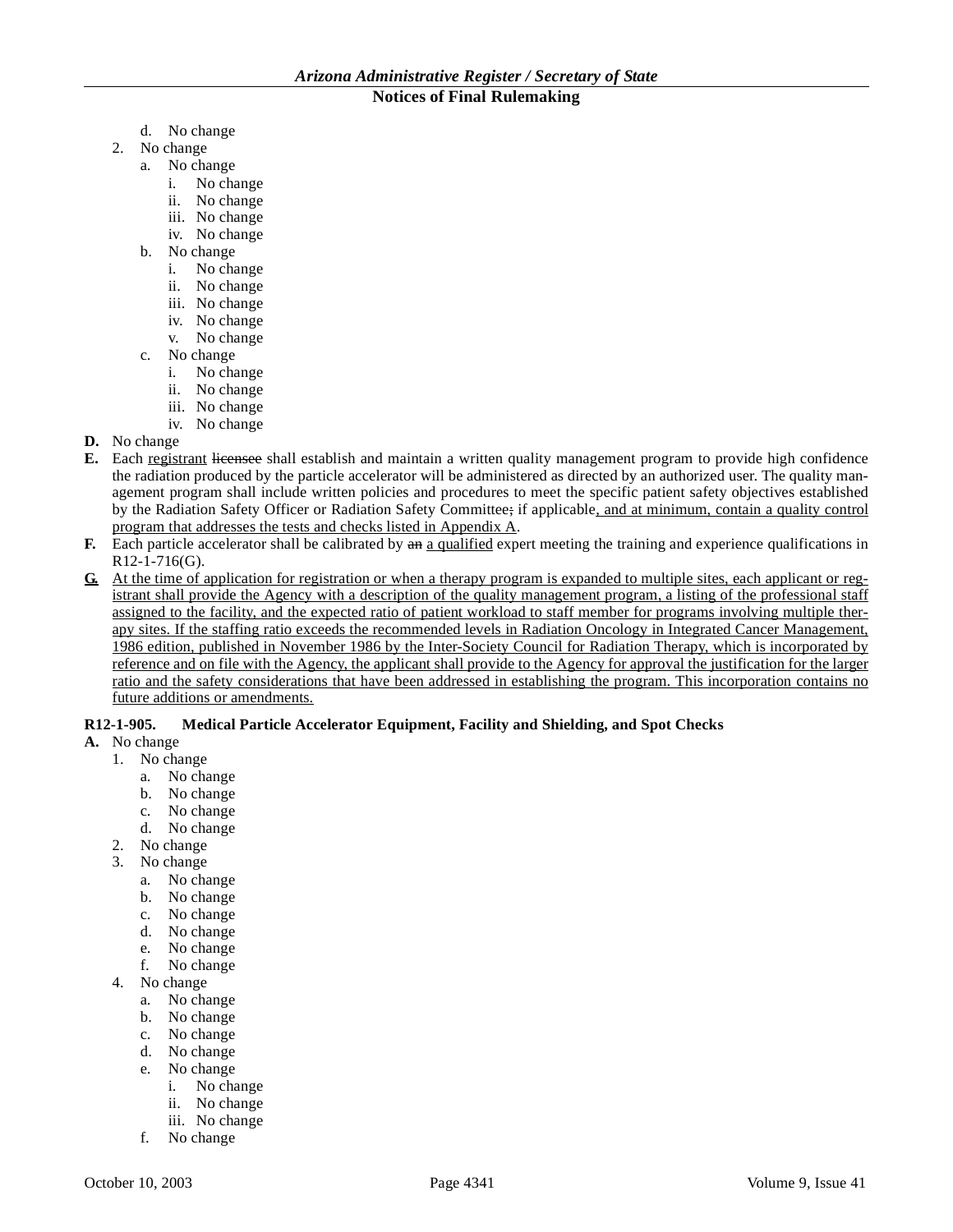d. No change
2. No change
   a. No change
      i. No change
      ii. No change
      iii. No change
      iv. No change
   b. No change
      i. No change
      ii. No change
      iii. No change
      iv. No change
      v. No change
   c. No change
      i. No change
      ii. No change
      iii. No change
      iv. No change

**D.** No change

**E.** Each registrant ~~licensee~~ shall establish and maintain a written quality management program to provide high confidence the radiation produced by the particle accelerator will be administered as directed by an authorized user. The quality management program shall include written policies and procedures to meet the specific patient safety objectives established by the Radiation Safety Officer or Radiation Safety Committee~~;~~ if applicable, and at minimum, contain a quality control program that addresses the tests and checks listed in Appendix A.

**F.** Each particle accelerator shall be calibrated by ~~an~~ a qualified expert meeting the training and experience qualifications in R12-1-716(G).

**G.** At the time of application for registration or when a therapy program is expanded to multiple sites, each applicant or registrant shall provide the Agency with a description of the quality management program, a listing of the professional staff assigned to the facility, and the expected ratio of patient workload to staff member for programs involving multiple therapy sites. If the staffing ratio exceeds the recommended levels in Radiation Oncology in Integrated Cancer Management, 1986 edition, published in November 1986 by the Inter-Society Council for Radiation Therapy, which is incorporated by reference and on file with the Agency, the applicant shall provide to the Agency for approval the justification for the larger ratio and the safety considerations that have been addressed in establishing the program. This incorporation contains no future additions or amendments.

**R12-1-905. Medical Particle Accelerator Equipment, Facility and Shielding, and Spot Checks**

**A.** No change
1. No change
   a. No change
   b. No change
   c. No change
   d. No change
2. No change
3. No change
   a. No change
   b. No change
   c. No change
   d. No change
   e. No change
   f. No change
4. No change
   a. No change
   b. No change
   c. No change
   d. No change
   e. No change
      i. No change
      ii. No change
      iii. No change
   f. No change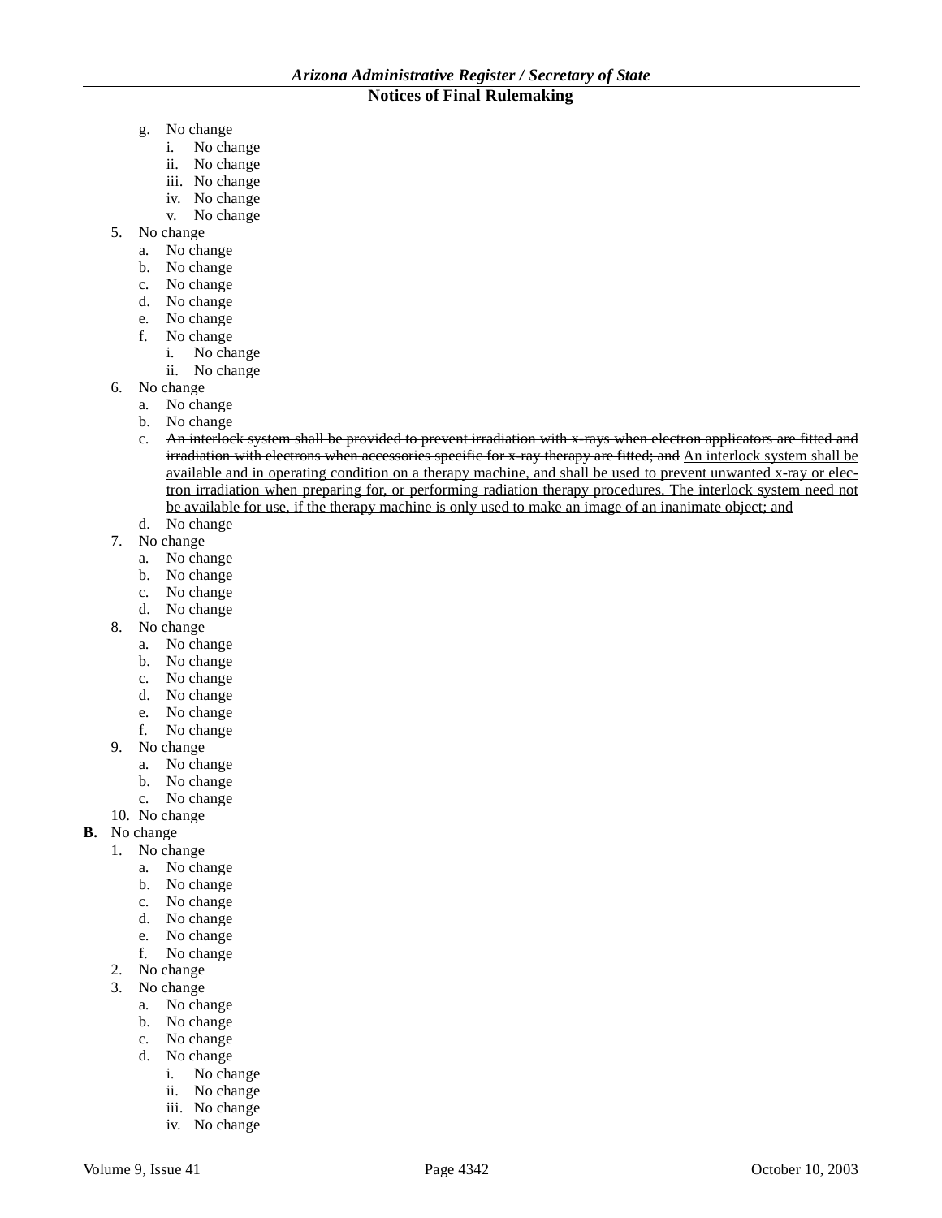g. No change
   i. No change
   ii. No change
   iii. No change
   iv. No change
   v. No change

5. No change
   a. No change
   b. No change
   c. No change
   d. No change
   e. No change
   f. No change
      i. No change
      ii. No change

6. No change
   a. No change
   b. No change
   c. ~~An interlock system shall be provided to prevent irradiation with x-rays when electron applicators are fitted and irradiation with electrons when accessories specific for x-ray therapy are fitted; and~~ <u>An interlock system shall be available and in operating condition on a therapy machine, and shall be used to prevent unwanted x-ray or electron irradiation when preparing for, or performing radiation therapy procedures. The interlock system need not be available for use, if the therapy machine is only used to make an image of an inanimate object; and</u>
   d. No change

7. No change
   a. No change
   b. No change
   c. No change
   d. No change

8. No change
   a. No change
   b. No change
   c. No change
   d. No change
   e. No change
   f. No change

9. No change
   a. No change
   b. No change
   c. No change

10. No change

**B.** No change

1. No change
   a. No change
   b. No change
   c. No change
   d. No change
   e. No change
   f. No change

2. No change

3. No change
   a. No change
   b. No change
   c. No change
   d. No change
      i. No change
      ii. No change
      iii. No change
      iv. No change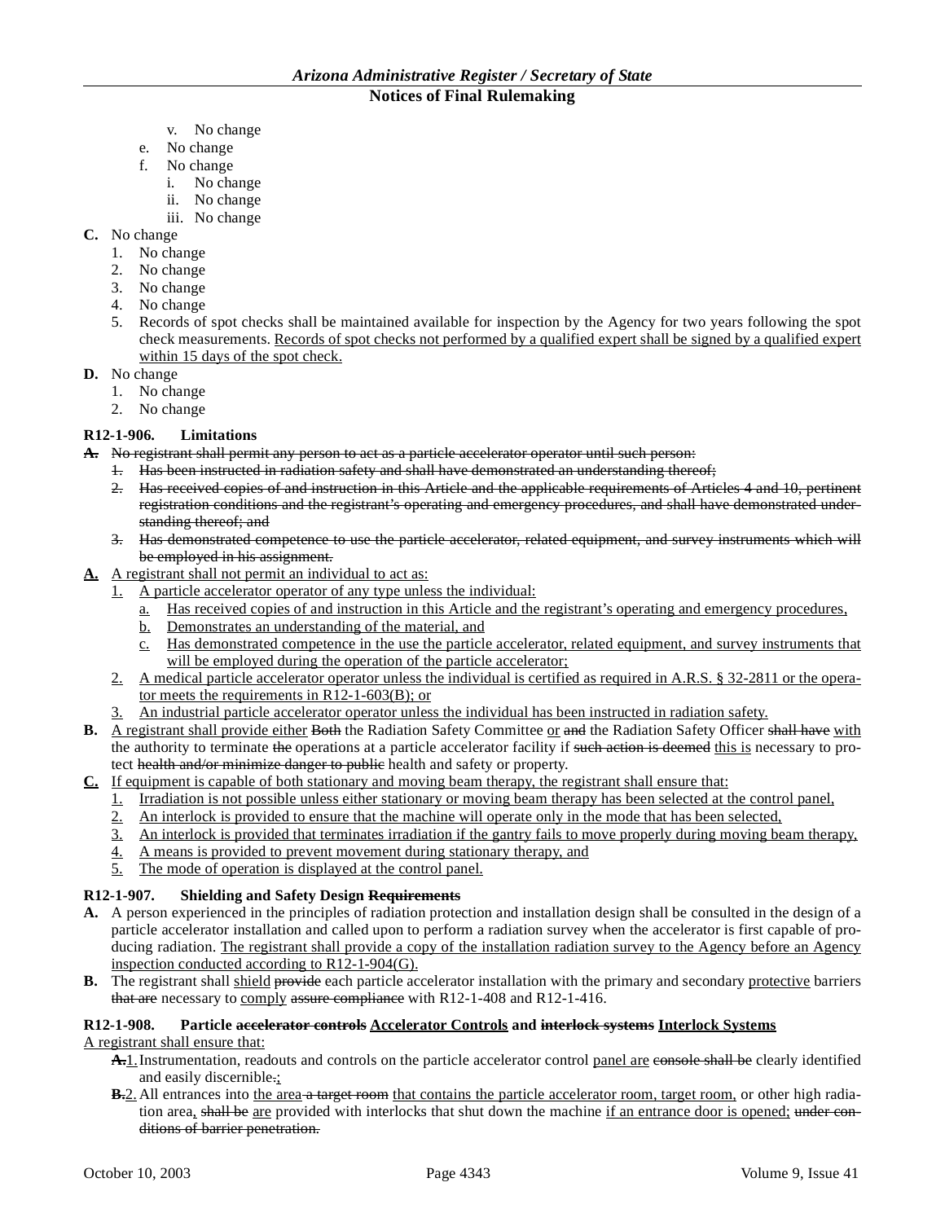v. No change

e. No change

f. No change

i. No change

ii. No change

iii. No change

**C.** No change

1. No change
2. No change
3. No change
4. No change
5. Records of spot checks shall be maintained available for inspection by the Agency for two years following the spot check measurements. <u>Records of spot checks not performed by a qualified expert shall be signed by a qualified expert within 15 days of the spot check.</u>

**D.** No change

1. No change
2. No change

**R12-1-906. Limitations**

~~**A.** No registrant shall permit any person to act as a particle accelerator operator until such person:~~

~~1. Has been instructed in radiation safety and shall have demonstrated an understanding thereof;~~

~~2. Has received copies of and instruction in this Article and the applicable requirements of Articles 4 and 10, pertinent registration conditions and the registrant's operating and emergency procedures, and shall have demonstrated understanding thereof; and~~

~~3. Has demonstrated competence to use the particle accelerator, related equipment, and survey instruments which will be employed in his assignment.~~

<u>**A.**</u> <u>A registrant shall not permit an individual to act as:</u>

<u>1.</u> <u>A particle accelerator operator of any type unless the individual:</u>

<u>a.</u> <u>Has received copies of and instruction in this Article and the registrant's operating and emergency procedures,</u>

<u>b.</u> <u>Demonstrates an understanding of the material, and</u>

<u>c.</u> <u>Has demonstrated competence in the use the particle accelerator, related equipment, and survey instruments that will be employed during the operation of the particle accelerator;</u>

<u>2.</u> <u>A medical particle accelerator operator unless the individual is certified as required in A.R.S. § 32-2811 or the operator meets the requirements in R12-1-603(B); or</u>

<u>3.</u> <u>An industrial particle accelerator operator unless the individual has been instructed in radiation safety.</u>

**B.** <u>A registrant shall provide either</u> ~~Both~~ the Radiation Safety Committee <u>or</u> ~~and~~ the Radiation Safety Officer ~~shall have~~ <u>with</u> the authority to terminate ~~the~~ operations at a particle accelerator facility if ~~such action is deemed~~ <u>this is</u> necessary to protect ~~health and/or minimize danger to public~~ health and safety or property.

<u>**C.**</u> <u>If equipment is capable of both stationary and moving beam therapy, the registrant shall ensure that:</u>

<u>1.</u> <u>Irradiation is not possible unless either stationary or moving beam therapy has been selected at the control panel,</u>

<u>2.</u> <u>An interlock is provided to ensure that the machine will operate only in the mode that has been selected,</u>

<u>3.</u> <u>An interlock is provided that terminates irradiation if the gantry fails to move properly during moving beam therapy,</u>

<u>4.</u> <u>A means is provided to prevent movement during stationary therapy, and</u>

<u>5.</u> <u>The mode of operation is displayed at the control panel.</u>

**R12-1-907. Shielding and Safety Design ~~Requirements~~**

**A.** A person experienced in the principles of radiation protection and installation design shall be consulted in the design of a particle accelerator installation and called upon to perform a radiation survey when the accelerator is first capable of producing radiation. <u>The registrant shall provide a copy of the installation radiation survey to the Agency before an Agency inspection conducted according to R12-1-904(G).</u>

**B.** The registrant shall <u>shield</u> ~~provide~~ each particle accelerator installation with the primary and secondary <u>protective</u> barriers ~~that are~~ necessary to <u>comply</u> ~~assure compliance~~ with R12-1-408 and R12-1-416.

**R12-1-908. Particle ~~accelerator controls~~ <u>Accelerator Controls</u> and ~~interlock systems~~ <u>Interlock Systems</u>**

<u>A registrant shall ensure that:</u>

~~**A.**~~<u>1.</u> Instrumentation, readouts and controls on the particle accelerator control <u>panel are</u> ~~console shall be~~ clearly identified and easily discernible~~.~~<u>;</u>

~~**B.**~~<u>2.</u> All entrances into <u>the area</u> ~~a target room~~ <u>that contains the particle accelerator room, target room,</u> or other high radiation area<u>,</u> ~~shall be~~ <u>are</u> provided with interlocks that shut down the machine <u>if an entrance door is opened;</u> ~~under conditions of barrier penetration.~~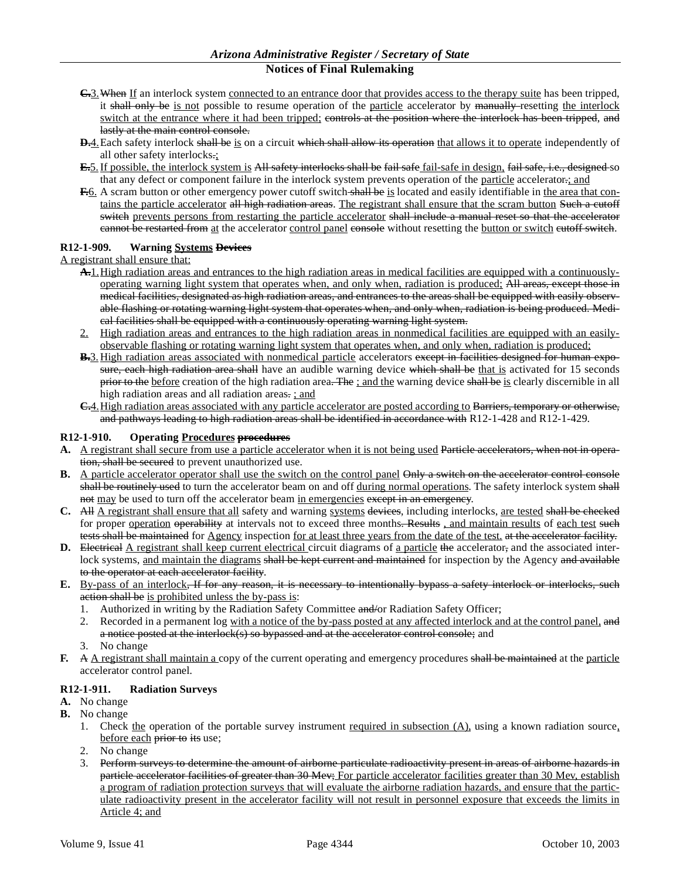~~C.~~<u>3.</u> ~~When~~ <u>If</u> an interlock system <u>connected to an entrance door that provides access to the therapy suite</u> has been tripped, it ~~shall only be~~ <u>is not</u> possible to resume operation of the <u>particle</u> accelerator by ~~manually~~ resetting <u>the interlock switch at the entrance where it had been tripped;</u> ~~controls at the position where the interlock has been tripped~~, ~~and lastly at the main control console.~~

~~D.~~<u>4.</u> Each safety interlock ~~shall be~~ <u>is</u> on a circuit ~~which shall allow its operation~~ <u>that allows it to operate</u> independently of all other safety interlocks~~.~~<u>;</u>

~~E.~~<u>5.</u> <u>If possible, the interlock system is</u> ~~All safety interlocks shall be~~ ~~fail safe~~ <u>fail-safe in design,</u> ~~fail safe, i.e., designed~~ so that any defect or component failure in the interlock system prevents operation of the <u>particle</u> accelerator~~.~~<u>; and</u>

~~F.~~<u>6.</u> A scram button or other emergency power cutoff switch ~~shall be~~ <u>is</u> located and easily identifiable in <u>the area that contains the particle accelerator</u> ~~all high radiation areas~~. <u>The registrant shall ensure that the scram button</u> ~~Such a cutoff switch~~ <u>prevents persons from restarting the particle accelerator</u> ~~shall include a manual reset so that the accelerator cannot be restarted from~~ <u>at</u> the accelerator <u>control panel</u> ~~console~~ without resetting the <u>button or switch</u> ~~cutoff switch~~.

**R12-1-909. Warning <u>Systems</u> ~~Devices~~**

<u>A registrant shall ensure that:</u>

~~A.~~<u>1.</u> <u>High radiation areas and entrances to the high radiation areas in medical facilities are equipped with a continuously-operating warning light system that operates when, and only when, radiation is produced;</u> ~~All areas, except those in medical facilities, designated as high radiation areas, and entrances to the areas shall be equipped with easily observable flashing or rotating warning light system that operates when, and only when, radiation is being produced. Medical facilities shall be equipped with a continuously operating warning light system.~~

<u>2.</u> <u>High radiation areas and entrances to the high radiation areas in nonmedical facilities are equipped with an easily-observable flashing or rotating warning light system that operates when, and only when, radiation is produced;</u>

~~B.~~<u>3.</u> <u>High radiation areas associated with nonmedical particle</u> accelerators ~~except in facilities designed for human exposure, each high radiation area shall~~ have an audible warning device ~~which shall be~~ <u>that is</u> activated for 15 seconds ~~prior to the~~ <u>before</u> creation of the high radiation area~~. The~~ <u>; and the</u> warning device ~~shall be~~ <u>is</u> clearly discernible in all high radiation areas and all radiation areas~~.~~ <u>; and</u>

~~C.~~<u>4.</u> <u>High radiation areas associated with any particle accelerator are posted according to</u> ~~Barriers, temporary or otherwise, and pathways leading to high radiation areas shall be identified in accordance with~~ R12-1-428 and R12-1-429.

**R12-1-910. Operating <u>Procedures</u> ~~procedures~~**

**A.** <u>A registrant shall secure from use a particle accelerator when it is not being used</u> ~~Particle accelerators, when not in operation, shall be secured~~ to prevent unauthorized use.

**B.** <u>A particle accelerator operator shall use the switch on the control panel</u> ~~Only a switch on the accelerator control console shall be routinely used~~ to turn the accelerator beam on and off <u>during normal operations</u>. The safety interlock system ~~shall not~~ <u>may</u> be used to turn off the accelerator beam <u>in emergencies</u> ~~except in an emergency~~.

**C.** ~~All~~ <u>A registrant shall ensure that all</u> safety and warning <u>systems</u> ~~devices~~, including interlocks, <u>are tested</u> ~~shall be checked~~ for proper <u>operation</u> ~~operability~~ at intervals not to exceed three months~~. Results~~ <u>, and maintain results</u> of <u>each test</u> ~~such tests shall be maintained~~ for <u>Agency</u> inspection <u>for at least three years from the date of the test.</u> ~~at the accelerator facility.~~

**D.** ~~Electrical~~ <u>A registrant shall keep current electrical</u> circuit diagrams of <u>a particle</u> ~~the~~ accelerator~~,~~ and the associated interlock systems, <u>and maintain the diagrams</u> ~~shall be kept current and maintained~~ for inspection by the Agency ~~and available to the operator at each accelerator facility~~.

**E.** <u>By-pass of an interlock</u>~~, If for any reason, it is necessary to intentionally bypass a safety interlock or interlocks, such action shall be~~ <u>is prohibited unless the by-pass is</u>:

1. Authorized in writing by the Radiation Safety Committee ~~and/~~or Radiation Safety Officer;
2. Recorded in a permanent log <u>with a notice of the by-pass posted at any affected interlock and at the control panel,</u> ~~and a notice posted at the interlock(s) so bypassed and at the accelerator control console;~~ and
3. No change

**F.** ~~A~~ <u>A registrant shall maintain a</u> copy of the current operating and emergency procedures ~~shall be maintained~~ at the <u>particle</u> accelerator control panel.

**R12-1-911. Radiation Surveys**

**A.** No change

**B.** No change

1. Check <u>the</u> operation of the portable survey instrument <u>required in subsection (A),</u> using a known radiation source<u>, before each</u> ~~prior to its~~ use;
2. No change
3. ~~Perform surveys to determine the amount of airborne particulate radioactivity present in areas of airborne hazards in particle accelerator facilities of greater than 30 Mev;~~ <u>For particle accelerator facilities greater than 30 Mev, establish a program of radiation protection surveys that will evaluate the airborne radiation hazards, and ensure that the particulate radioactivity present in the accelerator facility will not result in personnel exposure that exceeds the limits in Article 4; and</u>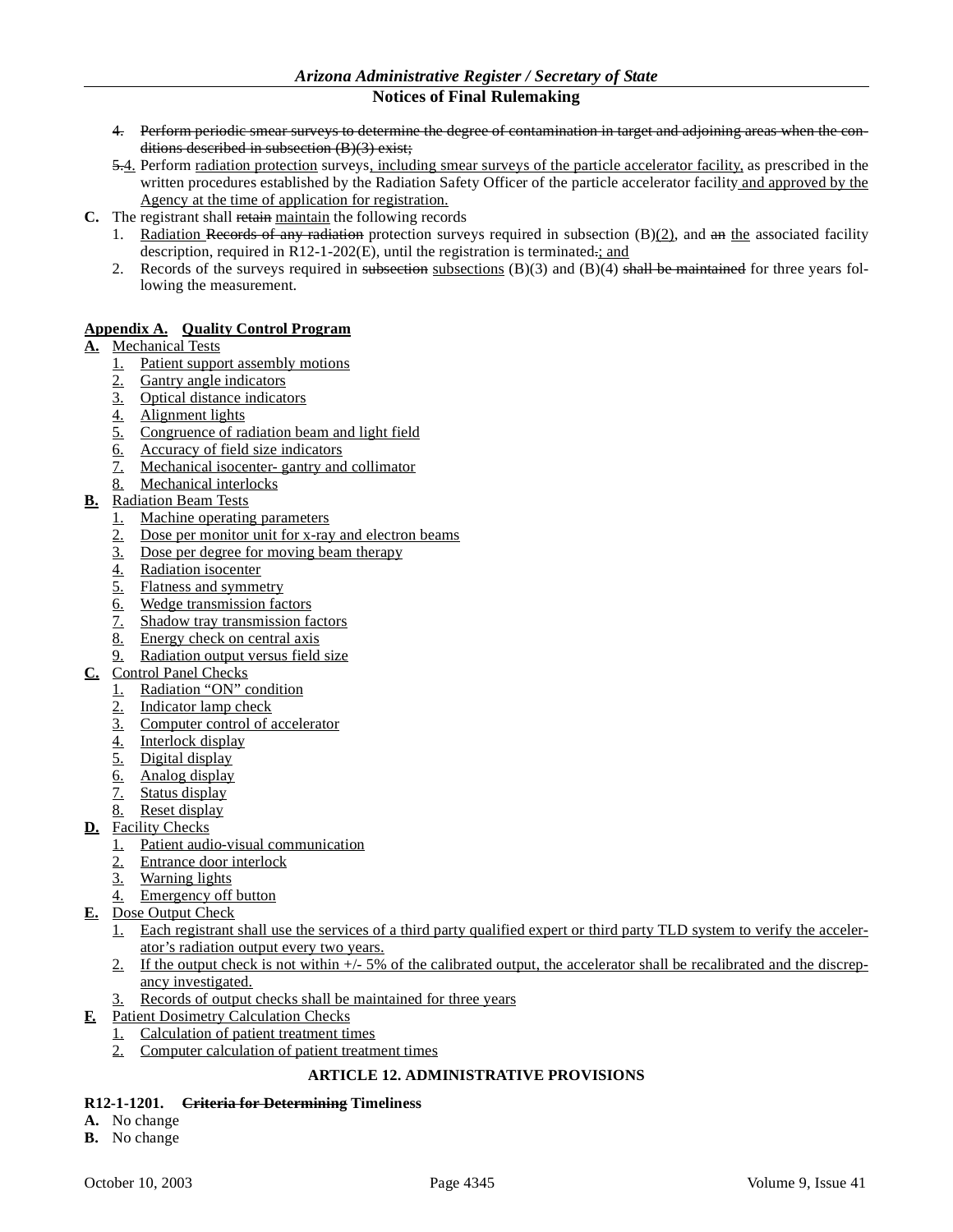4. ~~Perform periodic smear surveys to determine the degree of contamination in target and adjoining areas when the conditions described in subsection (B)(3) exist;~~

~~5.~~4. Perform radiation protection surveys, including smear surveys of the particle accelerator facility, as prescribed in the written procedures established by the Radiation Safety Officer of the particle accelerator facility and approved by the Agency at the time of application for registration.

**C.** The registrant shall ~~retain~~ maintain the following records

1. Radiation ~~Records of any radiation~~ protection surveys required in subsection (B)(2), and ~~an~~ the associated facility description, required in R12-1-202(E), until the registration is terminated~~.~~; and
2. Records of the surveys required in ~~subsection~~ subsections (B)(3) and (B)(4) ~~shall be maintained~~ for three years following the measurement.

**Appendix A. Quality Control Program**

**A.** Mechanical Tests
1. Patient support assembly motions
2. Gantry angle indicators
3. Optical distance indicators
4. Alignment lights
5. Congruence of radiation beam and light field
6. Accuracy of field size indicators
7. Mechanical isocenter- gantry and collimator
8. Mechanical interlocks

**B.** Radiation Beam Tests
1. Machine operating parameters
2. Dose per monitor unit for x-ray and electron beams
3. Dose per degree for moving beam therapy
4. Radiation isocenter
5. Flatness and symmetry
6. Wedge transmission factors
7. Shadow tray transmission factors
8. Energy check on central axis
9. Radiation output versus field size

**C.** Control Panel Checks
1. Radiation "ON" condition
2. Indicator lamp check
3. Computer control of accelerator
4. Interlock display
5. Digital display
6. Analog display
7. Status display
8. Reset display

**D.** Facility Checks
1. Patient audio-visual communication
2. Entrance door interlock
3. Warning lights
4. Emergency off button

**E.** Dose Output Check
1. Each registrant shall use the services of a third party qualified expert or third party TLD system to verify the accelerator's radiation output every two years.
2. If the output check is not within +/- 5% of the calibrated output, the accelerator shall be recalibrated and the discrepancy investigated.
3. Records of output checks shall be maintained for three years

**F.** Patient Dosimetry Calculation Checks
1. Calculation of patient treatment times
2. Computer calculation of patient treatment times

## ARTICLE 12. ADMINISTRATIVE PROVISIONS

**R12-1-1201. ~~Criteria for Determining~~ Timeliness**

**A.** No change

**B.** No change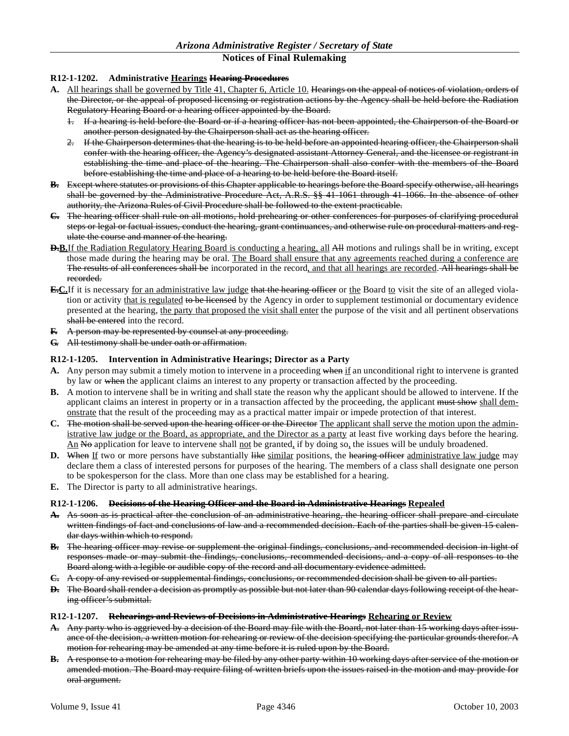**R12-1-1202. Administrative Hearings ~~Hearing Procedures~~**

**A.** All hearings shall be governed by Title 41, Chapter 6, Article 10. ~~Hearings on the appeal of notices of violation, orders of the Director, or the appeal of proposed licensing or registration actions by the Agency shall be held before the Radiation Regulatory Hearing Board or a hearing officer appointed by the Board.~~

   ~~1. If a hearing is held before the Board or if a hearing officer has not been appointed, the Chairperson of the Board or another person designated by the Chairperson shall act as the hearing officer.~~

   ~~2. If the Chairperson determines that the hearing is to be held before an appointed hearing officer, the Chairperson shall confer with the hearing officer, the Agency's designated assistant Attorney General, and the licensee or registrant in establishing the time and place of the hearing. The Chairperson shall also confer with the members of the Board before establishing the time and place of a hearing to be held before the Board itself.~~

~~**B.** Except where statutes or provisions of this Chapter applicable to hearings before the Board specify otherwise, all hearings shall be governed by the Administrative Procedure Act, A.R.S. §§ 41-1061 through 41-1066. In the absence of other authority, the Arizona Rules of Civil Procedure shall be followed to the extent practicable.~~

~~**C.** The hearing officer shall rule on all motions, hold prehearing or other conferences for purposes of clarifying procedural steps or legal or factual issues, conduct the hearing, grant continuances, and otherwise rule on procedural matters and regulate the course and manner of the hearing.~~

~~**D.**~~**B.** If the Radiation Regulatory Hearing Board is conducting a hearing, all ~~All~~ motions and rulings shall be in writing, except those made during the hearing may be oral. The Board shall ensure that any agreements reached during a conference are ~~The results of all conferences shall be~~ incorporated in the record, and that all hearings are recorded. ~~All hearings shall be recorded.~~

~~**E.**~~**C.** If it is necessary for an administrative law judge ~~that the hearing officer~~ or the Board to visit the site of an alleged violation or activity that is regulated ~~to be licensed~~ by the Agency in order to supplement testimonial or documentary evidence presented at the hearing, the party that proposed the visit shall enter the purpose of the visit and all pertinent observations ~~shall be entered~~ into the record.

~~**F.** A person may be represented by counsel at any proceeding.~~

~~**G.** All testimony shall be under oath or affirmation.~~

**R12-1-1205. Intervention in Administrative Hearings; Director as a Party**

**A.** Any person may submit a timely motion to intervene in a proceeding ~~when~~ if an unconditional right to intervene is granted by law or ~~when~~ the applicant claims an interest to any property or transaction affected by the proceeding.

**B.** A motion to intervene shall be in writing and shall state the reason why the applicant should be allowed to intervene. If the applicant claims an interest in property or in a transaction affected by the proceeding, the applicant ~~must show~~ shall demonstrate that the result of the proceeding may as a practical matter impair or impede protection of that interest.

**C.** ~~The motion shall be served upon the hearing officer or the Director~~ The applicant shall serve the motion upon the administrative law judge or the Board, as appropriate, and the Director as a party at least five working days before the hearing. An ~~No~~ application for leave to intervene shall not be granted, if by doing so, the issues will be unduly broadened.

**D.** ~~When~~ If two or more persons have substantially ~~like~~ similar positions, the ~~hearing officer~~ administrative law judge may declare them a class of interested persons for purposes of the hearing. The members of a class shall designate one person to be spokesperson for the class. More than one class may be established for a hearing.

**E.** The Director is party to all administrative hearings.

**R12-1-1206. ~~Decisions of the Hearing Officer and the Board in Administrative Hearings~~ Repealed**

~~**A.** As soon as is practical after the conclusion of an administrative hearing, the hearing officer shall prepare and circulate written findings of fact and conclusions of law and a recommended decision. Each of the parties shall be given 15 calendar days within which to respond.~~

~~**B.** The hearing officer may revise or supplement the original findings, conclusions, and recommended decision in light of responses made or may submit the findings, conclusions, recommended decisions, and a copy of all responses to the Board along with a legible or audible copy of the record and all documentary evidence admitted.~~

~~**C.** A copy of any revised or supplemental findings, conclusions, or recommended decision shall be given to all parties.~~

~~**D.** The Board shall render a decision as promptly as possible but not later than 90 calendar days following receipt of the hearing officer's submittal.~~

**R12-1-1207. ~~Rehearings and Reviews of Decisions in Administrative Hearings~~ Rehearing or Review**

~~**A.** Any party who is aggrieved by a decision of the Board may file with the Board, not later than 15 working days after issuance of the decision, a written motion for rehearing or review of the decision specifying the particular grounds therefor. A motion for rehearing may be amended at any time before it is ruled upon by the Board.~~

~~**B.** A response to a motion for rehearing may be filed by any other party within 10 working days after service of the motion or amended motion. The Board may require filing of written briefs upon the issues raised in the motion and may provide for oral argument.~~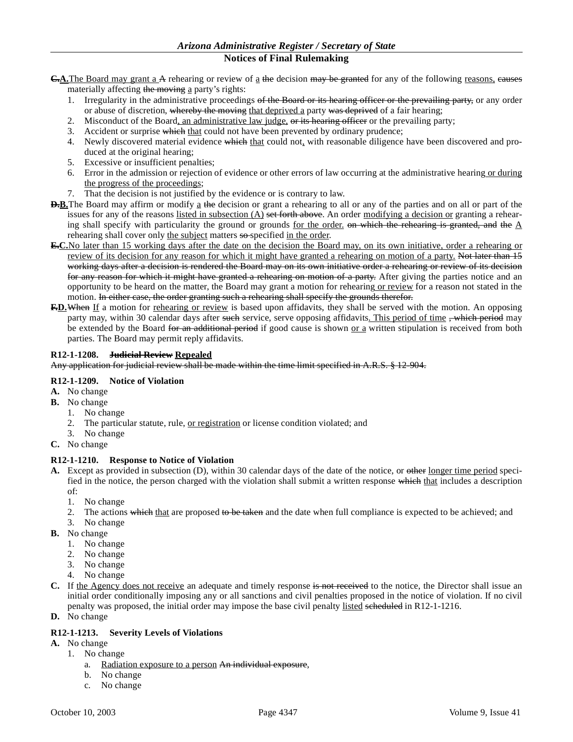~~C.~~**A.** The Board may grant a ~~A~~ rehearing or review of a ~~the~~ decision ~~may be granted~~ for any of the following reasons, ~~causes~~ materially affecting ~~the moving~~ a party's rights:

1. Irregularity in the administrative proceedings ~~of the Board or its hearing officer or the prevailing party,~~ or any order or abuse of discretion, ~~whereby the moving~~ that deprived a party ~~was deprived~~ of a fair hearing;
2. Misconduct of the Board, an administrative law judge, ~~or its hearing officer~~ or the prevailing party;
3. Accident or surprise ~~which~~ that could not have been prevented by ordinary prudence;
4. Newly discovered material evidence ~~which~~ that could not, with reasonable diligence have been discovered and produced at the original hearing;
5. Excessive or insufficient penalties;
6. Error in the admission or rejection of evidence or other errors of law occurring at the administrative hearing or during the progress of the proceedings;
7. That the decision is not justified by the evidence or is contrary to law.

~~D.~~**B.** The Board may affirm or modify a ~~the~~ decision or grant a rehearing to all or any of the parties and on all or part of the issues for any of the reasons listed in subsection (A) ~~set forth above~~. An order modifying a decision or granting a rehearing shall specify with particularity the ground or grounds for the order. ~~on which the rehearing is granted, and the~~ A rehearing shall cover only the subject matters ~~so~~ specified in the order.

~~E.~~**C.** No later than 15 working days after the date on the decision the Board may, on its own initiative, order a rehearing or review of its decision for any reason for which it might have granted a rehearing on motion of a party. ~~Not later than 15 working days after a decision is rendered the Board may on its own initiative order a rehearing or review of its decision for any reason for which it might have granted a rehearing on motion of a party.~~ After giving the parties notice and an opportunity to be heard on the matter, the Board may grant a motion for rehearing or review for a reason not stated in the motion. ~~In either case, the order granting such a rehearing shall specify the grounds therefor.~~

~~F.~~**D.** ~~When~~ If a motion for rehearing or review is based upon affidavits, they shall be served with the motion. An opposing party may, within 30 calendar days after ~~such~~ service, serve opposing affidavits. This period of time ~~, which period~~ may be extended by the Board ~~for an additional period~~ if good cause is shown or a written stipulation is received from both parties. The Board may permit reply affidavits.

**R12-1-1208. ~~Judicial Review~~ Repealed**

~~Any application for judicial review shall be made within the time limit specified in A.R.S. § 12-904.~~

**R12-1-1209. Notice of Violation**

**A.** No change

**B.** No change

1. No change
2. The particular statute, rule, or registration or license condition violated; and
3. No change

**C.** No change

**R12-1-1210. Response to Notice of Violation**

**A.** Except as provided in subsection (D), within 30 calendar days of the date of the notice, or ~~other~~ longer time period specified in the notice, the person charged with the violation shall submit a written response ~~which~~ that includes a description of:

1. No change
2. The actions ~~which~~ that are proposed ~~to be taken~~ and the date when full compliance is expected to be achieved; and
3. No change

**B.** No change

1. No change
2. No change
3. No change
4. No change

**C.** If the Agency does not receive an adequate and timely response ~~is not received~~ to the notice, the Director shall issue an initial order conditionally imposing any or all sanctions and civil penalties proposed in the notice of violation. If no civil penalty was proposed, the initial order may impose the base civil penalty listed ~~scheduled~~ in R12-1-1216.

**D.** No change

**R12-1-1213. Severity Levels of Violations**

**A.** No change

1. No change
   a. Radiation exposure to a person ~~An individual exposure~~,
   b. No change
   c. No change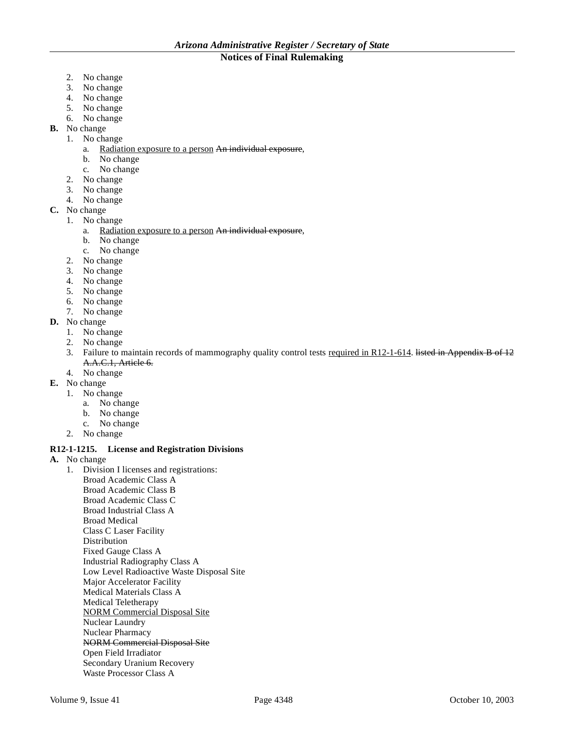2. No change
3. No change
4. No change
5. No change
6. No change

**B.** No change

1. No change
   a. <u>Radiation exposure to a person</u> ~~An individual exposure~~,
   b. No change
   c. No change
2. No change
3. No change
4. No change

**C.** No change

1. No change
   a. <u>Radiation exposure to a person</u> ~~An individual exposure~~,
   b. No change
   c. No change
2. No change
3. No change
4. No change
5. No change
6. No change
7. No change

**D.** No change

1. No change
2. No change
3. Failure to maintain records of mammography quality control tests <u>required in R12-1-614</u>. ~~listed in Appendix B of 12 A.A.C.1, Article 6.~~
4. No change

**E.** No change

1. No change
   a. No change
   b. No change
   c. No change
2. No change

**R12-1-1215. License and Registration Divisions**

**A.** No change

1. Division I licenses and registrations:
   Broad Academic Class A
   Broad Academic Class B
   Broad Academic Class C
   Broad Industrial Class A
   Broad Medical
   Class C Laser Facility
   Distribution
   Fixed Gauge Class A
   Industrial Radiography Class A
   Low Level Radioactive Waste Disposal Site
   Major Accelerator Facility
   Medical Materials Class A
   Medical Teletherapy
   <u>NORM Commercial Disposal Site</u>
   Nuclear Laundry
   Nuclear Pharmacy
   ~~NORM Commercial Disposal Site~~
   Open Field Irradiator
   Secondary Uranium Recovery
   Waste Processor Class A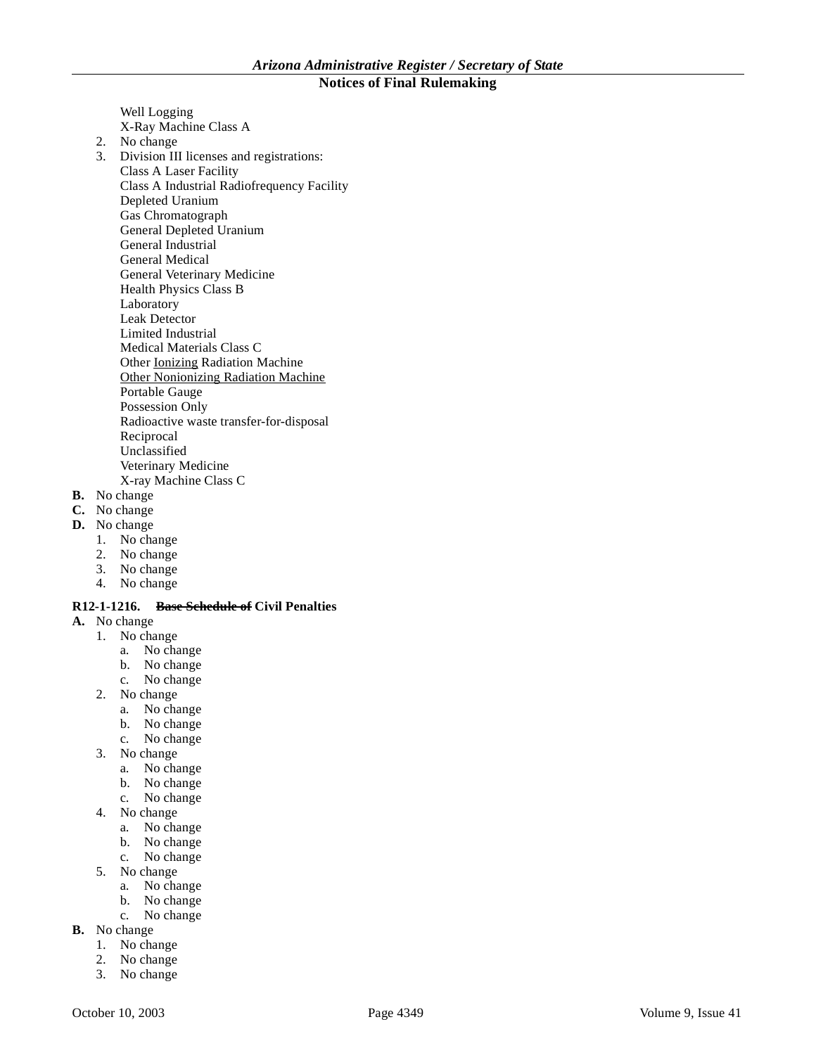Well Logging
X-Ray Machine Class A

2. No change
3. Division III licenses and registrations:
   Class A Laser Facility
   Class A Industrial Radiofrequency Facility
   Depleted Uranium
   Gas Chromatograph
   General Depleted Uranium
   General Industrial
   General Medical
   General Veterinary Medicine
   Health Physics Class B
   Laboratory
   Leak Detector
   Limited Industrial
   Medical Materials Class C
   Other <u>Ionizing</u> Radiation Machine
   <u>Other Nonionizing Radiation Machine</u>
   Portable Gauge
   Possession Only
   Radioactive waste transfer-for-disposal
   Reciprocal
   Unclassified
   Veterinary Medicine
   X-ray Machine Class C

**B.** No change

**C.** No change

**D.** No change

1. No change
2. No change
3. No change
4. No change

**R12-1-1216. ~~Base Schedule of~~ Civil Penalties**

**A.** No change

1. No change
   a. No change
   b. No change
   c. No change
2. No change
   a. No change
   b. No change
   c. No change
3. No change
   a. No change
   b. No change
   c. No change
4. No change
   a. No change
   b. No change
   c. No change
5. No change
   a. No change
   b. No change
   c. No change

**B.** No change

1. No change
2. No change
3. No change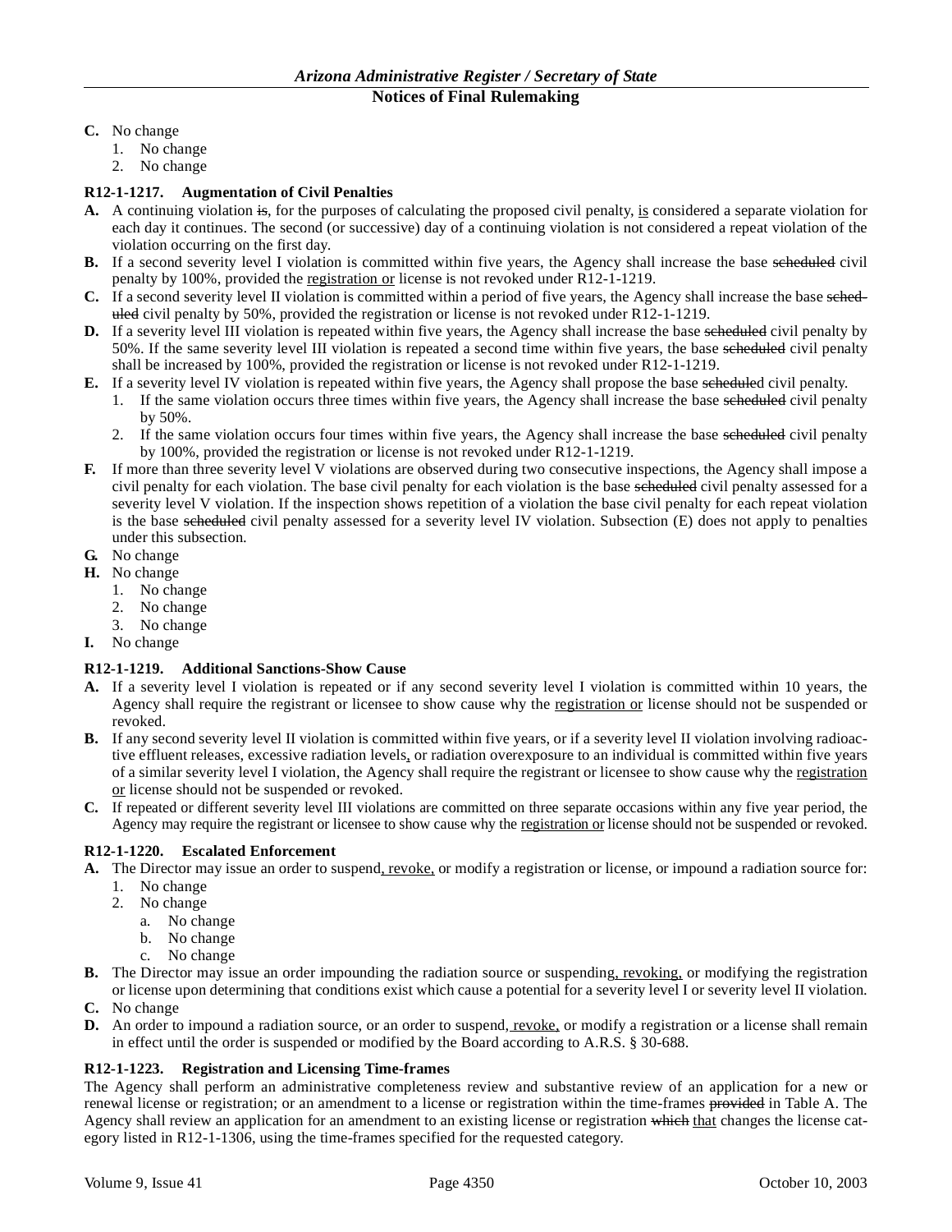**C.** No change

1. No change
2. No change

**R12-1-1217. Augmentation of Civil Penalties**

**A.** A continuing violation ~~is~~, for the purposes of calculating the proposed civil penalty, <u>is</u> considered a separate violation for each day it continues. The second (or successive) day of a continuing violation is not considered a repeat violation of the violation occurring on the first day.

**B.** If a second severity level I violation is committed within five years, the Agency shall increase the base ~~scheduled~~ civil penalty by 100%, provided the <u>registration or</u> license is not revoked under R12-1-1219.

**C.** If a second severity level II violation is committed within a period of five years, the Agency shall increase the base ~~scheduled~~ civil penalty by 50%, provided the registration or license is not revoked under R12-1-1219.

**D.** If a severity level III violation is repeated within five years, the Agency shall increase the base ~~scheduled~~ civil penalty by 50%. If the same severity level III violation is repeated a second time within five years, the base ~~scheduled~~ civil penalty shall be increased by 100%, provided the registration or license is not revoked under R12-1-1219.

**E.** If a severity level IV violation is repeated within five years, the Agency shall propose the base ~~schedule~~d civil penalty.

1. If the same violation occurs three times within five years, the Agency shall increase the base ~~scheduled~~ civil penalty by 50%.
2. If the same violation occurs four times within five years, the Agency shall increase the base ~~scheduled~~ civil penalty by 100%, provided the registration or license is not revoked under R12-1-1219.

**F.** If more than three severity level V violations are observed during two consecutive inspections, the Agency shall impose a civil penalty for each violation. The base civil penalty for each violation is the base ~~scheduled~~ civil penalty assessed for a severity level V violation. If the inspection shows repetition of a violation the base civil penalty for each repeat violation is the base ~~scheduled~~ civil penalty assessed for a severity level IV violation. Subsection (E) does not apply to penalties under this subsection.

**G.** No change

**H.** No change

1. No change
2. No change
3. No change

**I.** No change

**R12-1-1219. Additional Sanctions-Show Cause**

**A.** If a severity level I violation is repeated or if any second severity level I violation is committed within 10 years, the Agency shall require the registrant or licensee to show cause why the <u>registration or</u> license should not be suspended or revoked.

**B.** If any second severity level II violation is committed within five years, or if a severity level II violation involving radioactive effluent releases, excessive radiation levels<u>,</u> or radiation overexposure to an individual is committed within five years of a similar severity level I violation, the Agency shall require the registrant or licensee to show cause why the <u>registration or</u> license should not be suspended or revoked.

**C.** If repeated or different severity level III violations are committed on three separate occasions within any five year period, the Agency may require the registrant or licensee to show cause why the <u>registration or</u> license should not be suspended or revoked.

**R12-1-1220. Escalated Enforcement**

**A.** The Director may issue an order to suspend<u>, revoke,</u> or modify a registration or license, or impound a radiation source for:

1. No change
2. No change
   a. No change
   b. No change
   c. No change

**B.** The Director may issue an order impounding the radiation source or suspending<u>, revoking,</u> or modifying the registration or license upon determining that conditions exist which cause a potential for a severity level I or severity level II violation.

**C.** No change

**D.** An order to impound a radiation source, or an order to suspend<u>, revoke,</u> or modify a registration or a license shall remain in effect until the order is suspended or modified by the Board according to A.R.S. § 30-688.

**R12-1-1223. Registration and Licensing Time-frames**

The Agency shall perform an administrative completeness review and substantive review of an application for a new or renewal license or registration; or an amendment to a license or registration within the time-frames ~~provided~~ in Table A. The Agency shall review an application for an amendment to an existing license or registration ~~which~~ <u>that</u> changes the license category listed in R12-1-1306, using the time-frames specified for the requested category.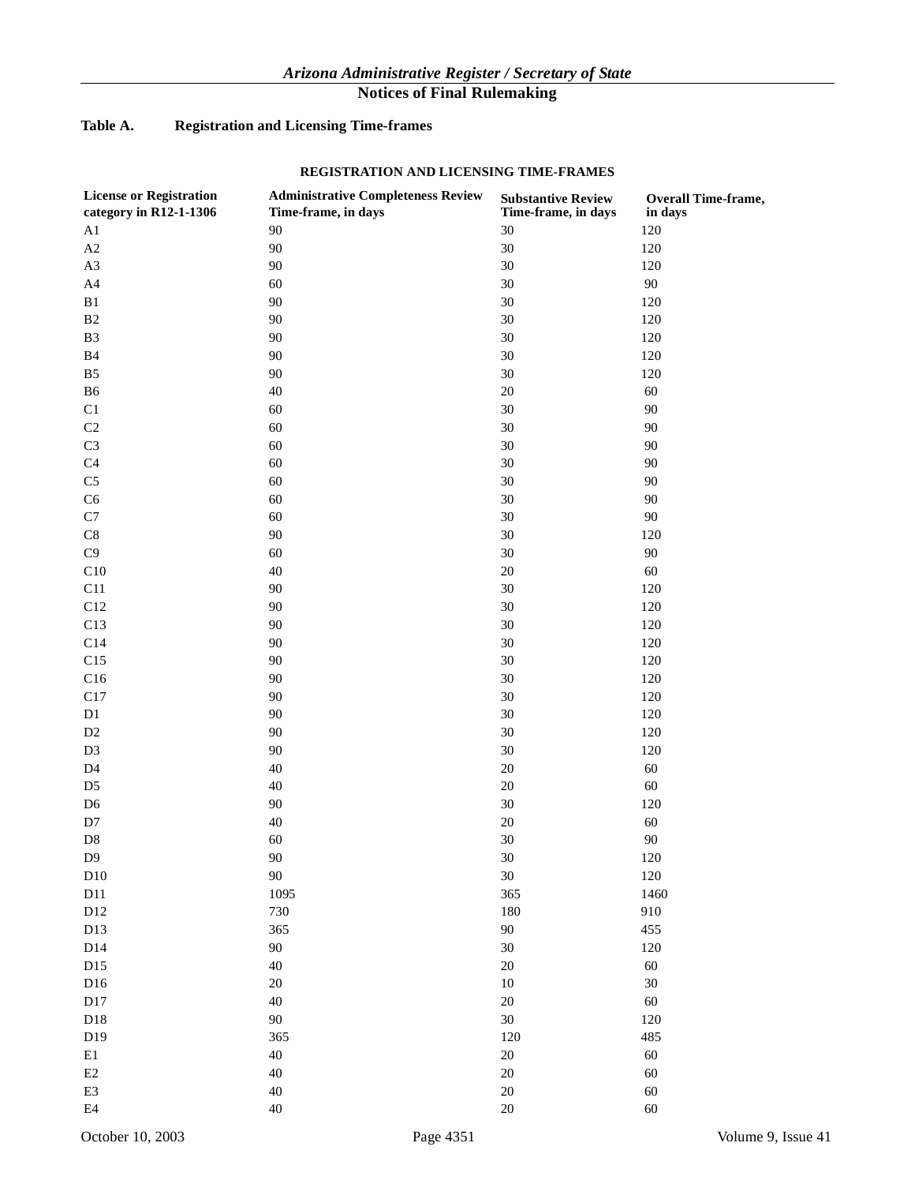**Table A. Registration and Licensing Time-frames**

**REGISTRATION AND LICENSING TIME-FRAMES**

| License or Registration category in R12-1-1306 | Administrative Completeness Review Time-frame, in days | Substantive Review Time-frame, in days | Overall Time-frame, in days |
|---|---|---|---|
| A1 | 90 | 30 | 120 |
| A2 | 90 | 30 | 120 |
| A3 | 90 | 30 | 120 |
| A4 | 60 | 30 | 90 |
| B1 | 90 | 30 | 120 |
| B2 | 90 | 30 | 120 |
| B3 | 90 | 30 | 120 |
| B4 | 90 | 30 | 120 |
| B5 | 90 | 30 | 120 |
| B6 | 40 | 20 | 60 |
| C1 | 60 | 30 | 90 |
| C2 | 60 | 30 | 90 |
| C3 | 60 | 30 | 90 |
| C4 | 60 | 30 | 90 |
| C5 | 60 | 30 | 90 |
| C6 | 60 | 30 | 90 |
| C7 | 60 | 30 | 90 |
| C8 | 90 | 30 | 120 |
| C9 | 60 | 30 | 90 |
| C10 | 40 | 20 | 60 |
| C11 | 90 | 30 | 120 |
| C12 | 90 | 30 | 120 |
| C13 | 90 | 30 | 120 |
| C14 | 90 | 30 | 120 |
| C15 | 90 | 30 | 120 |
| C16 | 90 | 30 | 120 |
| C17 | 90 | 30 | 120 |
| D1 | 90 | 30 | 120 |
| D2 | 90 | 30 | 120 |
| D3 | 90 | 30 | 120 |
| D4 | 40 | 20 | 60 |
| D5 | 40 | 20 | 60 |
| D6 | 90 | 30 | 120 |
| D7 | 40 | 20 | 60 |
| D8 | 60 | 30 | 90 |
| D9 | 90 | 30 | 120 |
| D10 | 90 | 30 | 120 |
| D11 | 1095 | 365 | 1460 |
| D12 | 730 | 180 | 910 |
| D13 | 365 | 90 | 455 |
| D14 | 90 | 30 | 120 |
| D15 | 40 | 20 | 60 |
| D16 | 20 | 10 | 30 |
| D17 | 40 | 20 | 60 |
| D18 | 90 | 30 | 120 |
| D19 | 365 | 120 | 485 |
| E1 | 40 | 20 | 60 |
| E2 | 40 | 20 | 60 |
| E3 | 40 | 20 | 60 |
| E4 | 40 | 20 | 60 |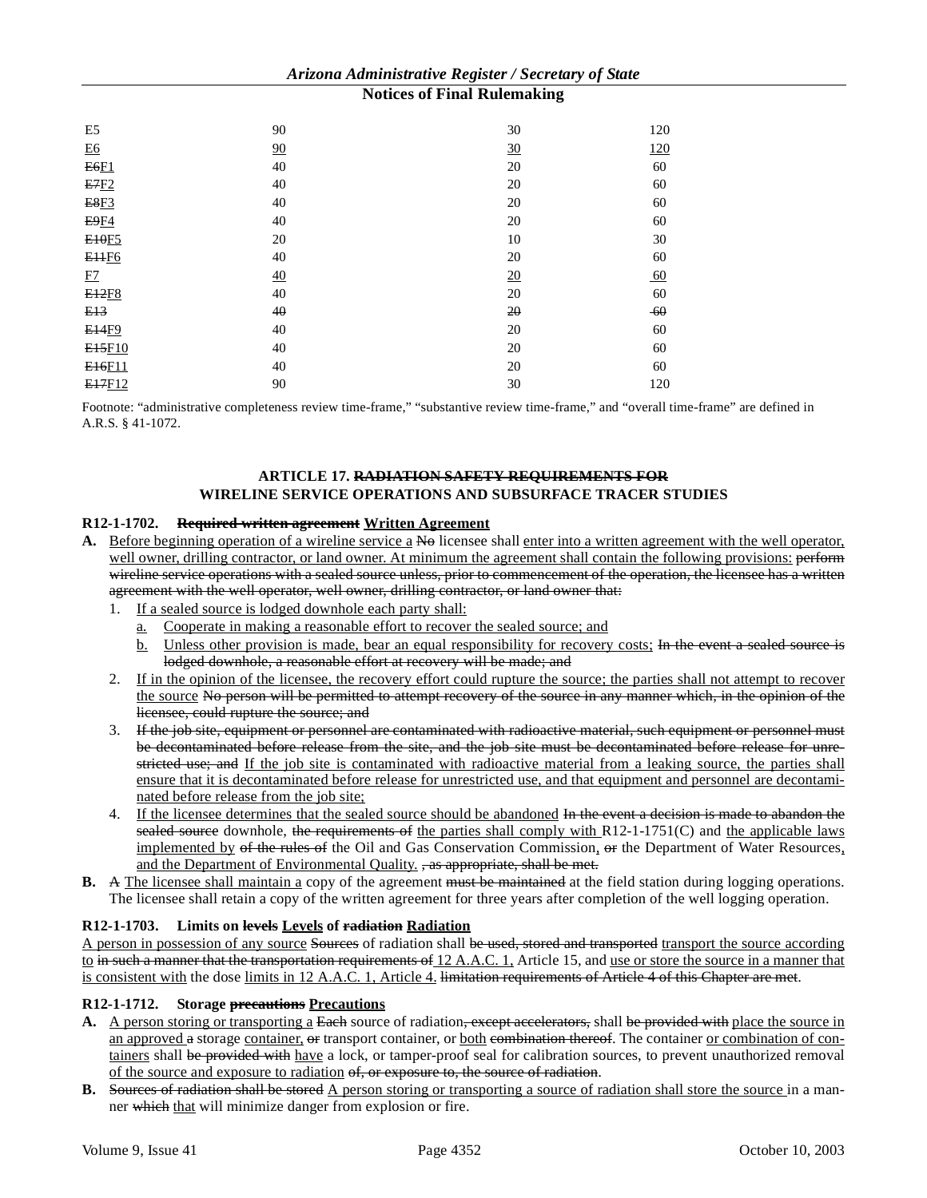| | | | |
|---|---|---|---|
| E5 | 90 | 30 | 120 |
| E6 | 90 | 30 | 120 |
| E6F1 | 40 | 20 | 60 |
| E7F2 | 40 | 20 | 60 |
| E8F3 | 40 | 20 | 60 |
| E9F4 | 40 | 20 | 60 |
| E10F5 | 20 | 10 | 30 |
| E11F6 | 40 | 20 | 60 |
| F7 | 40 | 20 | 60 |
| E12F8 | 40 | 20 | 60 |
| E13 | 40 | 20 | 60 |
| E14F9 | 40 | 20 | 60 |
| E15F10 | 40 | 20 | 60 |
| E16F11 | 40 | 20 | 60 |
| E17F12 | 90 | 30 | 120 |

Footnote: "administrative completeness review time-frame," "substantive review time-frame," and "overall time-frame" are defined in A.R.S. § 41-1072.

**ARTICLE 17. RADIATION SAFETY REQUIREMENTS FOR WIRELINE SERVICE OPERATIONS AND SUBSURFACE TRACER STUDIES**

**R12-1-1702. Required written agreement Written Agreement**

**A.** Before beginning operation of a wireline service a No licensee shall enter into a written agreement with the well operator, well owner, drilling contractor, or land owner. At minimum the agreement shall contain the following provisions: perform wireline service operations with a sealed source unless, prior to commencement of the operation, the licensee has a written agreement with the well operator, well owner, drilling contractor, or land owner that:
   1. If a sealed source is lodged downhole each party shall:
      a. Cooperate in making a reasonable effort to recover the sealed source; and
      b. Unless other provision is made, bear an equal responsibility for recovery costs; In the event a sealed source is lodged downhole, a reasonable effort at recovery will be made; and
   2. If in the opinion of the licensee, the recovery effort could rupture the source; the parties shall not attempt to recover the source No person will be permitted to attempt recovery of the source in any manner which, in the opinion of the licensee, could rupture the source; and
   3. If the job site, equipment or personnel are contaminated with radioactive material, such equipment or personnel must be decontaminated before release from the site, and the job site must be decontaminated before release for unrestricted use; and If the job site is contaminated with radioactive material from a leaking source, the parties shall ensure that it is decontaminated before release for unrestricted use, and that equipment and personnel are decontaminated before release from the job site;
   4. If the licensee determines that the sealed source should be abandoned In the event a decision is made to abandon the sealed source downhole, the requirements of the parties shall comply with R12-1-1751(C) and the applicable laws implemented by of the rules of the Oil and Gas Conservation Commission, or the Department of Water Resources, and the Department of Environmental Quality. , as appropriate, shall be met.

**B.** A The licensee shall maintain a copy of the agreement must be maintained at the field station during logging operations. The licensee shall retain a copy of the written agreement for three years after completion of the well logging operation.

**R12-1-1703. Limits on levels Levels of radiation Radiation**

A person in possession of any source Sources of radiation shall be used, stored and transported transport the source according to in such a manner that the transportation requirements of 12 A.A.C. 1, Article 15, and use or store the source in a manner that is consistent with the dose limits in 12 A.A.C. 1, Article 4. limitation requirements of Article 4 of this Chapter are met.

**R12-1-1712. Storage precautions Precautions**

**A.** A person storing or transporting a Each source of radiation, except accelerators, shall be provided with place the source in an approved a storage container, or transport container, or both combination thereof. The container or combination of containers shall be provided with have a lock, or tamper-proof seal for calibration sources, to prevent unauthorized removal of the source and exposure to radiation of, or exposure to, the source of radiation.

**B.** Sources of radiation shall be stored A person storing or transporting a source of radiation shall store the source in a manner which that will minimize danger from explosion or fire.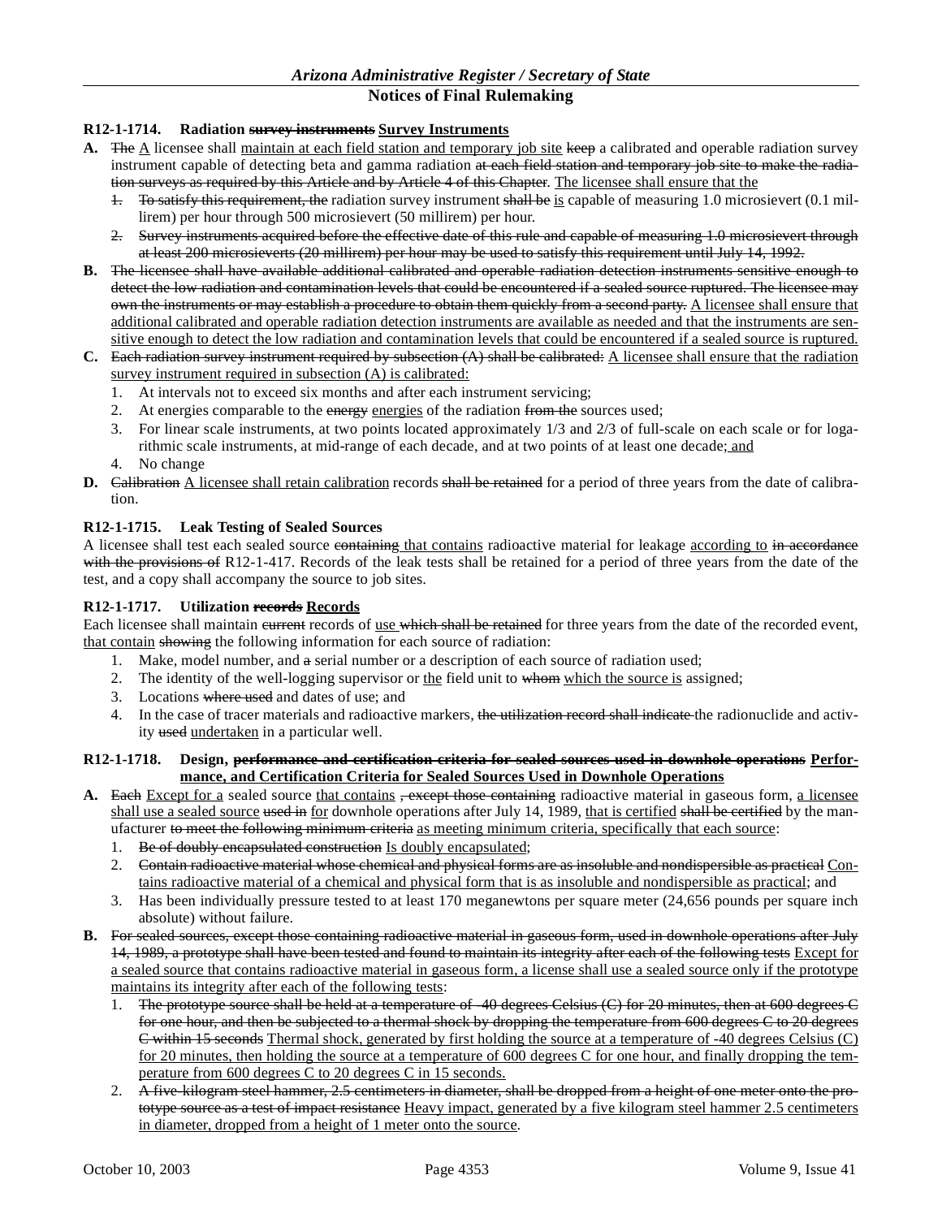**R12-1-1714. Radiation ~~survey instruments~~ <u>Survey Instruments</u>**

**A.** ~~The~~ <u>A</u> licensee shall <u>maintain at each field station and temporary job site</u> ~~keep~~ a calibrated and operable radiation survey instrument capable of detecting beta and gamma radiation ~~at each field station and temporary job site to make the radiation surveys as required by this Article and by Article 4 of this Chapter~~. <u>The licensee shall ensure that the</u>

1. ~~To satisfy this requirement, the~~ radiation survey instrument ~~shall be~~ <u>is</u> capable of measuring 1.0 microsievert (0.1 millirem) per hour through 500 microsievert (50 millirem) per hour.
2. ~~Survey instruments acquired before the effective date of this rule and capable of measuring 1.0 microsievert through at least 200 microsieverts (20 millirem) per hour may be used to satisfy this requirement until July 14, 1992.~~

**B.** ~~The licensee shall have available additional calibrated and operable radiation detection instruments sensitive enough to detect the low radiation and contamination levels that could be encountered if a sealed source ruptured. The licensee may own the instruments or may establish a procedure to obtain them quickly from a second party.~~ <u>A licensee shall ensure that additional calibrated and operable radiation detection instruments are available as needed and that the instruments are sensitive enough to detect the low radiation and contamination levels that could be encountered if a sealed source is ruptured.</u>

**C.** ~~Each radiation survey instrument required by subsection (A) shall be calibrated:~~ <u>A licensee shall ensure that the radiation survey instrument required in subsection (A) is calibrated:</u>

1. At intervals not to exceed six months and after each instrument servicing;
2. At energies comparable to the ~~energy~~ <u>energies</u> of the radiation ~~from the~~ sources used;
3. For linear scale instruments, at two points located approximately 1/3 and 2/3 of full-scale on each scale or for logarithmic scale instruments, at mid-range of each decade, and at two points of at least one decade;<u> and</u>
4. No change

**D.** ~~Calibration~~ <u>A licensee shall retain calibration</u> records ~~shall be retained~~ for a period of three years from the date of calibration.

**R12-1-1715. Leak Testing of Sealed Sources**

A licensee shall test each sealed source ~~containing~~ <u>that contains</u> radioactive material for leakage <u>according to</u> ~~in accordance with the provisions of~~ R12-1-417. Records of the leak tests shall be retained for a period of three years from the date of the test, and a copy shall accompany the source to job sites.

**R12-1-1717. Utilization ~~records~~ <u>Records</u>**

Each licensee shall maintain ~~current~~ records of <u>use</u> ~~which shall be retained~~ for three years from the date of the recorded event, <u>that contain</u> ~~showing~~ the following information for each source of radiation:

1. Make, model number, and ~~a~~ serial number or a description of each source of radiation used;
2. The identity of the well-logging supervisor or <u>the</u> field unit to ~~whom~~ <u>which the source is</u> assigned;
3. Locations ~~where used~~ and dates of use; and
4. In the case of tracer materials and radioactive markers, ~~the utilization record shall indicate~~ the radionuclide and activity ~~used~~ <u>undertaken</u> in a particular well.

**R12-1-1718. Design, ~~performance and certification criteria for sealed sources used in downhole operations~~ <u>Performance, and Certification Criteria for Sealed Sources Used in Downhole Operations</u>**

**A.** ~~Each~~ <u>Except for a</u> sealed source <u>that contains</u> ~~, except those containing~~ radioactive material in gaseous form, <u>a licensee shall use a sealed source</u> ~~used in~~ <u>for</u> downhole operations after July 14, 1989, <u>that is certified</u> ~~shall be certified~~ by the manufacturer ~~to meet the following minimum criteria~~ <u>as meeting minimum criteria, specifically that each source</u>:

1. ~~Be of doubly encapsulated construction~~ <u>Is doubly encapsulated</u>;
2. ~~Contain radioactive material whose chemical and physical forms are as insoluble and nondispersible as practical~~ <u>Contains radioactive material of a chemical and physical form that is as insoluble and nondispersible as practical</u>; and
3. Has been individually pressure tested to at least 170 meganewtons per square meter (24,656 pounds per square inch absolute) without failure.

**B.** ~~For sealed sources, except those containing radioactive material in gaseous form, used in downhole operations after July 14, 1989, a prototype shall have been tested and found to maintain its integrity after each of the following tests~~ <u>Except for a sealed source that contains radioactive material in gaseous form, a license shall use a sealed source only if the prototype maintains its integrity after each of the following tests</u>:

1. ~~The prototype source shall be held at a temperature of -40 degrees Celsius (C) for 20 minutes, then at 600 degrees C for one hour, and then be subjected to a thermal shock by dropping the temperature from 600 degrees C to 20 degrees C within 15 seconds~~ <u>Thermal shock, generated by first holding the source at a temperature of -40 degrees Celsius (C) for 20 minutes, then holding the source at a temperature of 600 degrees C for one hour, and finally dropping the temperature from 600 degrees C to 20 degrees C in 15 seconds.</u>
2. ~~A five-kilogram steel hammer, 2.5 centimeters in diameter, shall be dropped from a height of one meter onto the prototype source as a test of impact resistance~~ <u>Heavy impact, generated by a five kilogram steel hammer 2.5 centimeters in diameter, dropped from a height of 1 meter onto the source</u>.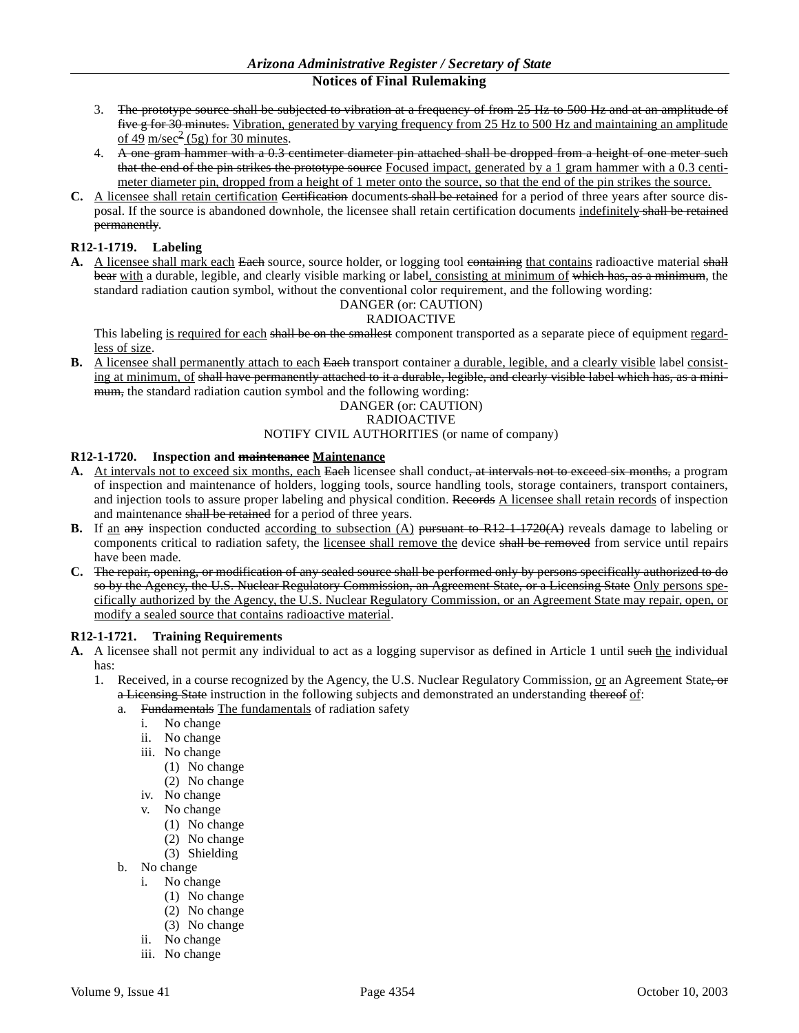3. ~~The prototype source shall be subjected to vibration at a frequency of from 25 Hz to 500 Hz and at an amplitude of five g for 30 minutes.~~ <u>Vibration, generated by varying frequency from 25 Hz to 500 Hz and maintaining an amplitude of 49</u> <u>m/sec$^2$ (5g) for 30 minutes</u>.
4. ~~A one gram hammer with a 0.3 centimeter diameter pin attached shall be dropped from a height of one meter such that the end of the pin strikes the prototype source~~ <u>Focused impact, generated by a 1 gram hammer with a 0.3 centimeter diameter pin, dropped from a height of 1 meter onto the source, so that the end of the pin strikes the source.</u>

**C.** <u>A licensee shall retain certification</u> ~~Certification~~ documents ~~shall be retained~~ for a period of three years after source disposal. If the source is abandoned downhole, the licensee shall retain certification documents <u>indefinitely</u> ~~shall be retained permanently~~.

**R12-1-1719. Labeling**

**A.** <u>A licensee shall mark each</u> ~~Each~~ source, source holder, or logging tool ~~containing~~ <u>that contains</u> radioactive material ~~shall bear~~ <u>with</u> a durable, legible, and clearly visible marking or label<u>, consisting at minimum of</u> ~~which has, as a minimum~~, the standard radiation caution symbol, without the conventional color requirement, and the following wording:

DANGER (or: CAUTION)
RADIOACTIVE

This labeling <u>is required for each</u> ~~shall be on the smallest~~ component transported as a separate piece of equipment <u>regardless of size</u>.

**B.** <u>A licensee shall permanently attach to each</u> ~~Each~~ transport container <u>a durable, legible, and a clearly visible</u> label <u>consisting at minimum, of</u> ~~shall have permanently attached to it a durable, legible, and clearly visible label which has, as a minimum,~~ the standard radiation caution symbol and the following wording:

DANGER (or: CAUTION)
RADIOACTIVE
NOTIFY CIVIL AUTHORITIES (or name of company)

**R12-1-1720. Inspection and ~~maintenance~~ <u>Maintenance</u>**

**A.** <u>At intervals not to exceed six months, each</u> ~~Each~~ licensee shall conduct~~, at intervals not to exceed six months,~~ a program of inspection and maintenance of holders, logging tools, source handling tools, storage containers, transport containers, and injection tools to assure proper labeling and physical condition. ~~Records~~ <u>A licensee shall retain records</u> of inspection and maintenance ~~shall be retained~~ for a period of three years.

**B.** If <u>an</u> ~~any~~ inspection conducted <u>according to subsection (A)</u> ~~pursuant to R12-1-1720(A)~~ reveals damage to labeling or components critical to radiation safety, the <u>licensee shall remove the</u> device ~~shall be removed~~ from service until repairs have been made.

**C.** ~~The repair, opening, or modification of any sealed source shall be performed only by persons specifically authorized to do so by the Agency, the U.S. Nuclear Regulatory Commission, an Agreement State, or a Licensing State~~ <u>Only persons specifically authorized by the Agency, the U.S. Nuclear Regulatory Commission, or an Agreement State may repair, open, or modify a sealed source that contains radioactive material</u>.

**R12-1-1721. Training Requirements**

**A.** A licensee shall not permit any individual to act as a logging supervisor as defined in Article 1 until ~~such~~ <u>the</u> individual has:

1. Received, in a course recognized by the Agency, the U.S. Nuclear Regulatory Commission, <u>or</u> an Agreement State~~, or a Licensing State~~ instruction in the following subjects and demonstrated an understanding ~~thereof~~ <u>of</u>:
   a. ~~Fundamentals~~ <u>The fundamentals</u> of radiation safety
      i. No change
      ii. No change
      iii. No change
         (1) No change
         (2) No change
      iv. No change
      v. No change
         (1) No change
         (2) No change
         (3) Shielding
   b. No change
      i. No change
         (1) No change
         (2) No change
         (3) No change
      ii. No change
      iii. No change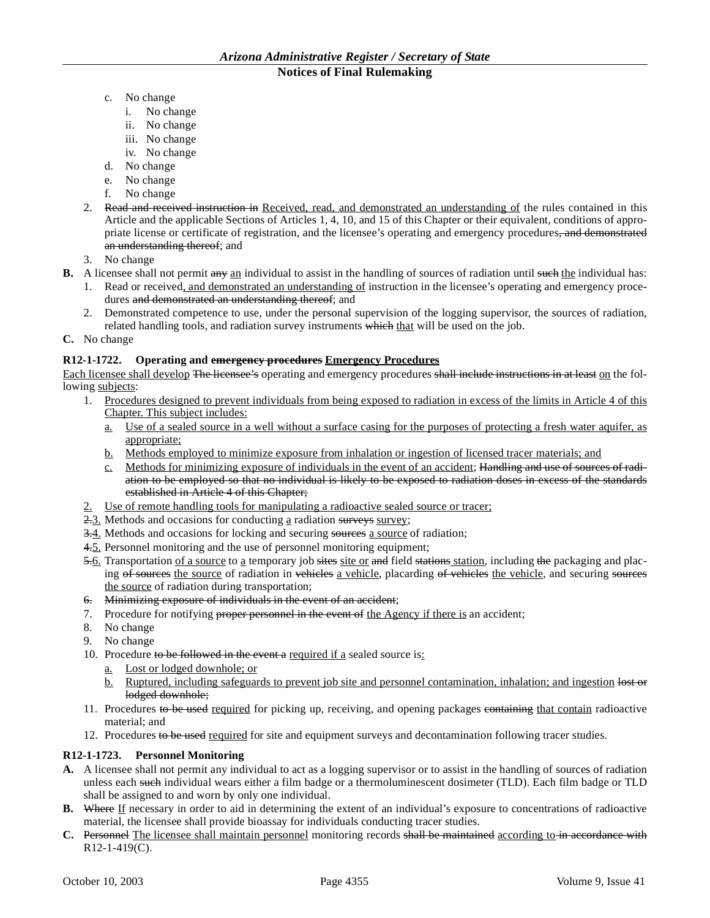c. No change
   i. No change
   ii. No change
   iii. No change
   iv. No change
d. No change
e. No change
f. No change

2. ~~Read and received instruction in~~ Received, read, and demonstrated an understanding of the rules contained in this Article and the applicable Sections of Articles 1, 4, 10, and 15 of this Chapter or their equivalent, conditions of appropriate license or certificate of registration, and the licensee's operating and emergency procedures~~, and demonstrated an understanding thereof~~; and
3. No change

**B.** A licensee shall not permit ~~any~~ an individual to assist in the handling of sources of radiation until ~~such~~ the individual has:

1. Read or received, and demonstrated an understanding of instruction in the licensee's operating and emergency procedures ~~and demonstrated an understanding thereof~~; and
2. Demonstrated competence to use, under the personal supervision of the logging supervisor, the sources of radiation, related handling tools, and radiation survey instruments ~~which~~ that will be used on the job.

**C.** No change

**R12-1-1722. Operating and ~~emergency procedures~~ Emergency Procedures**

Each licensee shall develop ~~The licensee's~~ operating and emergency procedures ~~shall include instructions in at least~~ on the following subjects:

1. Procedures designed to prevent individuals from being exposed to radiation in excess of the limits in Article 4 of this Chapter. This subject includes:
   a. Use of a sealed source in a well without a surface casing for the purposes of protecting a fresh water aquifer, as appropriate;
   b. Methods employed to minimize exposure from inhalation or ingestion of licensed tracer materials; and
   c. Methods for minimizing exposure of individuals in the event of an accident; ~~Handling and use of sources of radiation to be employed so that no individual is likely to be exposed to radiation doses in excess of the standards established in Article 4 of this Chapter;~~
2. Use of remote handling tools for manipulating a radioactive sealed source or tracer;
3. ~~2.~~3. Methods and occasions for conducting a radiation ~~surveys~~ survey;
4. ~~3.~~4. Methods and occasions for locking and securing ~~sources~~ a source of radiation;
5. ~~4.~~5. Personnel monitoring and the use of personnel monitoring equipment;
6. ~~5.~~6. Transportation of a source to a temporary job ~~sites~~ site or ~~and~~ field ~~stations~~ station, including ~~the~~ packaging and placing ~~of sources~~ the source of radiation in ~~vehicles~~ a vehicle, placarding ~~of vehicles~~ the vehicle, and securing ~~sources~~ the source of radiation during transportation;
   ~~6. Minimizing exposure of individuals in the event of an accident~~;
7. Procedure for notifying ~~proper personnel in the event of~~ the Agency if there is an accident;
8. No change
9. No change
10. Procedure ~~to be followed in the event a~~ required if a sealed source is:
    a. Lost or lodged downhole; or
    b. Ruptured, including safeguards to prevent job site and personnel contamination, inhalation; and ingestion ~~lost or lodged downhole;~~
11. Procedures ~~to be used~~ required for picking up, receiving, and opening packages ~~containing~~ that contain radioactive material; and
12. Procedures ~~to be used~~ required for site and equipment surveys and decontamination following tracer studies.

**R12-1-1723. Personnel Monitoring**

**A.** A licensee shall not permit any individual to act as a logging supervisor or to assist in the handling of sources of radiation unless each ~~such~~ individual wears either a film badge or a thermoluminescent dosimeter (TLD). Each film badge or TLD shall be assigned to and worn by only one individual.

**B.** ~~Where~~ If necessary in order to aid in determining the extent of an individual's exposure to concentrations of radioactive material, the licensee shall provide bioassay for individuals conducting tracer studies.

**C.** ~~Personnel~~ The licensee shall maintain personnel monitoring records ~~shall be maintained~~ according to ~~in accordance with~~ R12-1-419(C).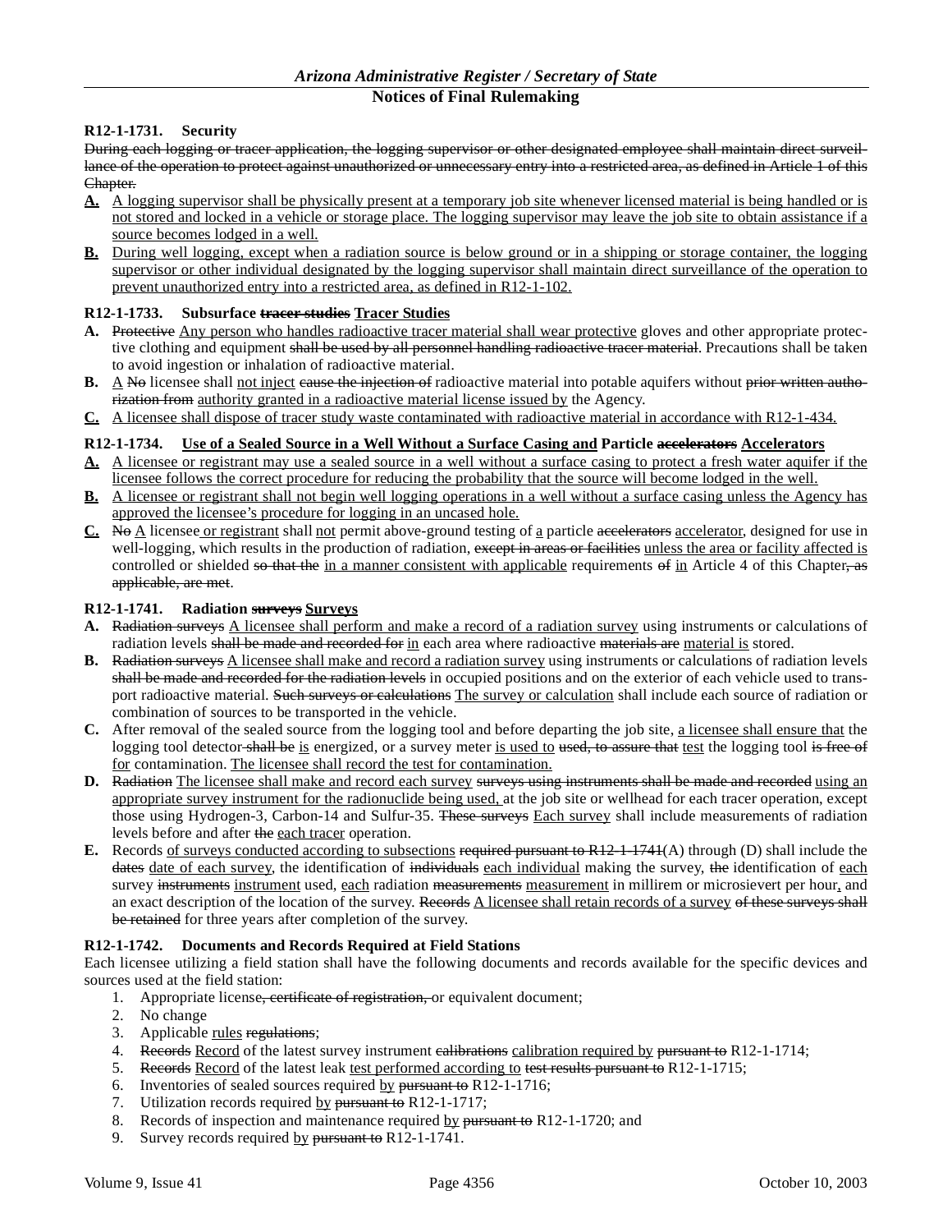**R12-1-1731. Security**

~~During each logging or tracer application, the logging supervisor or other designated employee shall maintain direct surveillance of the operation to protect against unauthorized or unnecessary entry into a restricted area, as defined in Article 1 of this Chapter.~~

<u>**A.**</u> <u>A logging supervisor shall be physically present at a temporary job site whenever licensed material is being handled or is not stored and locked in a vehicle or storage place. The logging supervisor may leave the job site to obtain assistance if a source becomes lodged in a well.</u>

<u>**B.**</u> <u>During well logging, except when a radiation source is below ground or in a shipping or storage container, the logging supervisor or other individual designated by the logging supervisor shall maintain direct surveillance of the operation to prevent unauthorized entry into a restricted area, as defined in R12-1-102.</u>

**R12-1-1733. Subsurface ~~tracer studies~~ <u>Tracer Studies</u>**

**A.** ~~Protective~~ <u>Any person who handles radioactive tracer material shall wear protective</u> gloves and other appropriate protective clothing and equipment ~~shall be used by all personnel handling radioactive tracer material~~. Precautions shall be taken to avoid ingestion or inhalation of radioactive material.

**B.** <u>A</u> ~~No~~ licensee shall <u>not inject</u> ~~cause the injection of~~ radioactive material into potable aquifers without ~~prior written authorization from~~ <u>authority granted in a radioactive material license issued by</u> the Agency.

<u>**C.**</u> <u>A licensee shall dispose of tracer study waste contaminated with radioactive material in accordance with R12-1-434.</u>

**R12-1-1734. <u>Use of a Sealed Source in a Well Without a Surface Casing and</u> Particle ~~accelerators~~ <u>Accelerators</u>**

<u>**A.**</u> <u>A licensee or registrant may use a sealed source in a well without a surface casing to protect a fresh water aquifer if the licensee follows the correct procedure for reducing the probability that the source will become lodged in the well.</u>

<u>**B.**</u> <u>A licensee or registrant shall not begin well logging operations in a well without a surface casing unless the Agency has approved the licensee's procedure for logging in an uncased hole.</u>

<u>**C.**</u> ~~No~~ <u>A</u> licensee <u>or registrant</u> shall <u>not</u> permit above-ground testing of <u>a</u> particle ~~accelerators~~ <u>accelerator</u>, designed for use in well-logging, which results in the production of radiation, ~~except in areas or facilities~~ <u>unless the area or facility affected is</u> controlled or shielded ~~so that the~~ <u>in a manner consistent with applicable</u> requirements ~~of~~ <u>in</u> Article 4 of this Chapter~~, as applicable, are met~~.

**R12-1-1741. Radiation ~~surveys~~ <u>Surveys</u>**

**A.** ~~Radiation surveys~~ <u>A licensee shall perform and make a record of a radiation survey</u> using instruments or calculations of radiation levels ~~shall be made and recorded for~~ <u>in</u> each area where radioactive ~~materials are~~ <u>material is</u> stored.

**B.** ~~Radiation surveys~~ <u>A licensee shall make and record a radiation survey</u> using instruments or calculations of radiation levels ~~shall be made and recorded for the radiation levels~~ in occupied positions and on the exterior of each vehicle used to transport radioactive material. ~~Such surveys or calculations~~ <u>The survey or calculation</u> shall include each source of radiation or combination of sources to be transported in the vehicle.

**C.** After removal of the sealed source from the logging tool and before departing the job site, <u>a licensee shall ensure that</u> the logging tool detector ~~shall be~~ <u>is</u> energized, or a survey meter <u>is used to</u> ~~used, to assure that~~ <u>test</u> the logging tool ~~is free of~~ <u>for</u> contamination. <u>The licensee shall record the test for contamination.</u>

**D.** ~~Radiation~~ <u>The licensee shall make and record each survey</u> ~~surveys using instruments shall be made and recorded~~ <u>using an appropriate survey instrument for the radionuclide being used,</u> at the job site or wellhead for each tracer operation, except those using Hydrogen-3, Carbon-14 and Sulfur-35. ~~These surveys~~ <u>Each survey</u> shall include measurements of radiation levels before and after ~~the~~ <u>each tracer</u> operation.

**E.** Records <u>of surveys conducted according to subsections</u> ~~required pursuant to R12-1-1741~~(A) through (D) shall include the ~~dates~~ <u>date of each survey</u>, the identification of ~~individuals~~ <u>each individual</u> making the survey, ~~the~~ identification of <u>each</u> survey ~~instruments~~ <u>instrument</u> used, <u>each</u> radiation ~~measurements~~ <u>measurement</u> in millirem or microsievert per hour<u>,</u> and an exact description of the location of the survey. ~~Records~~ <u>A licensee shall retain records of a survey</u> ~~of these surveys shall be retained~~ for three years after completion of the survey.

**R12-1-1742. Documents and Records Required at Field Stations**

Each licensee utilizing a field station shall have the following documents and records available for the specific devices and sources used at the field station:

1. Appropriate license~~, certificate of registration,~~ or equivalent document;
2. No change
3. Applicable <u>rules</u> ~~regulations~~;
4. ~~Records~~ <u>Record</u> of the latest survey instrument ~~calibrations~~ <u>calibration required by</u> ~~pursuant to~~ R12-1-1714;
5. ~~Records~~ <u>Record</u> of the latest leak <u>test performed according to</u> ~~test results pursuant to~~ R12-1-1715;
6. Inventories of sealed sources required <u>by</u> ~~pursuant to~~ R12-1-1716;
7. Utilization records required <u>by</u> ~~pursuant to~~ R12-1-1717;
8. Records of inspection and maintenance required <u>by</u> ~~pursuant to~~ R12-1-1720; and
9. Survey records required <u>by</u> ~~pursuant to~~ R12-1-1741.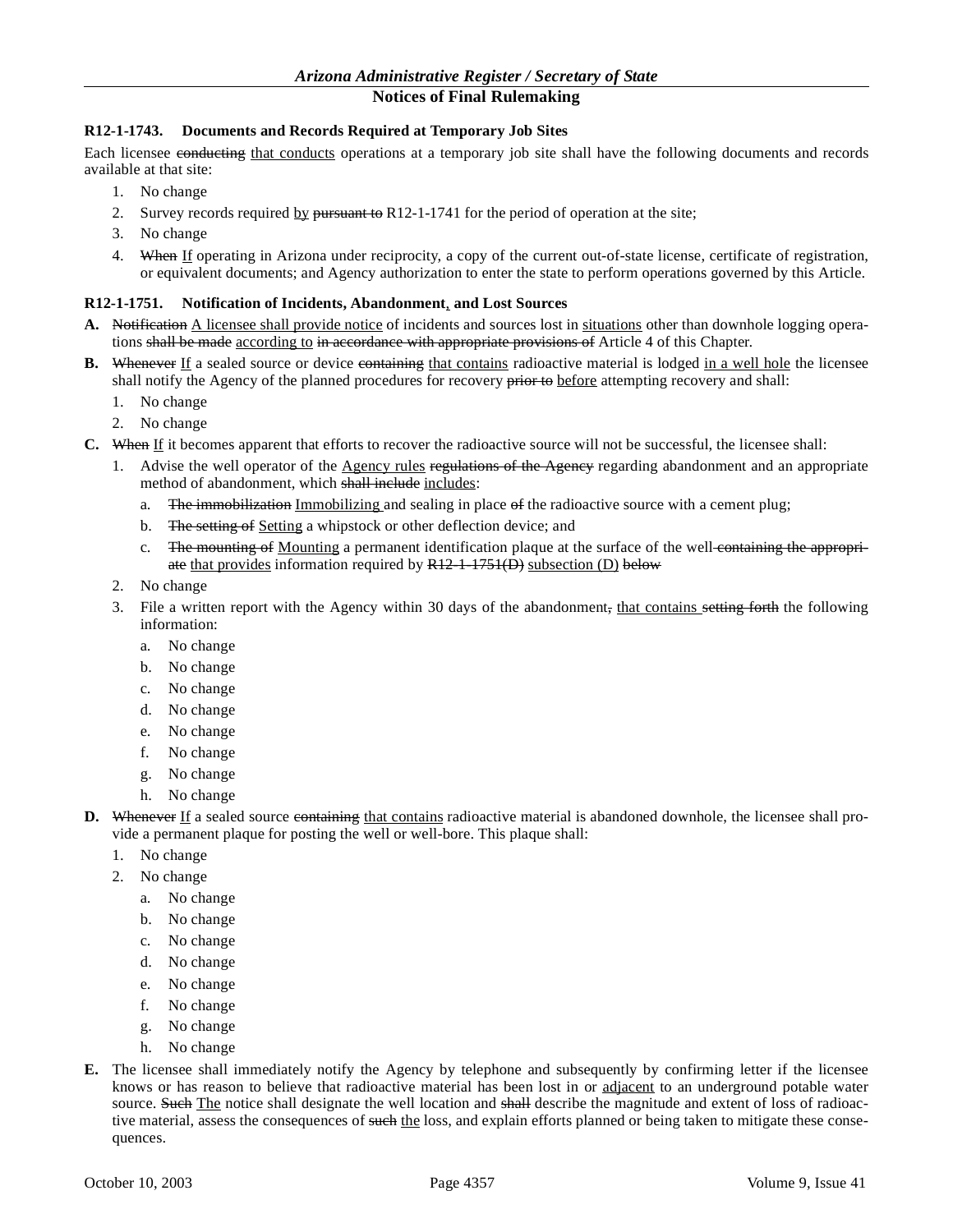**R12-1-1743. Documents and Records Required at Temporary Job Sites**

Each licensee ~~conducting~~ <u>that conducts</u> operations at a temporary job site shall have the following documents and records available at that site:

1. No change
2. Survey records required <u>by</u> ~~pursuant to~~ R12-1-1741 for the period of operation at the site;
3. No change
4. ~~When~~ <u>If</u> operating in Arizona under reciprocity, a copy of the current out-of-state license, certificate of registration, or equivalent documents; and Agency authorization to enter the state to perform operations governed by this Article.

**R12-1-1751. Notification of Incidents, Abandonment<u>,</u> and Lost Sources**

**A.** ~~Notification~~ <u>A licensee shall provide notice</u> of incidents and sources lost in <u>situations</u> other than downhole logging operations ~~shall be made~~ <u>according to</u> ~~in accordance with appropriate provisions of~~ Article 4 of this Chapter.

**B.** ~~Whenever~~ <u>If</u> a sealed source or device ~~containing~~ <u>that contains</u> radioactive material is lodged <u>in a well hole</u> the licensee shall notify the Agency of the planned procedures for recovery ~~prior to~~ <u>before</u> attempting recovery and shall:

1. No change
2. No change

**C.** ~~When~~ <u>If</u> it becomes apparent that efforts to recover the radioactive source will not be successful, the licensee shall:

1. Advise the well operator of the <u>Agency rules</u> ~~regulations of the Agency~~ regarding abandonment and an appropriate method of abandonment, which ~~shall include~~ <u>includes</u>:
   a. ~~The immobilization~~ <u>Immobilizing</u> and sealing in place ~~of~~ the radioactive source with a cement plug;
   b. ~~The setting of~~ <u>Setting</u> a whipstock or other deflection device; and
   c. ~~The mounting of~~ <u>Mounting</u> a permanent identification plaque at the surface of the well ~~containing the appropriate~~ <u>that provides</u> information required by ~~R12-1-1751(D)~~ <u>subsection (D)</u> ~~below~~
2. No change
3. File a written report with the Agency within 30 days of the abandonment~~,~~ <u>that contains</u> ~~setting forth~~ the following information:
   a. No change
   b. No change
   c. No change
   d. No change
   e. No change
   f. No change
   g. No change
   h. No change

**D.** ~~Whenever~~ <u>If</u> a sealed source ~~containing~~ <u>that contains</u> radioactive material is abandoned downhole, the licensee shall provide a permanent plaque for posting the well or well-bore. This plaque shall:

1. No change
2. No change
   a. No change
   b. No change
   c. No change
   d. No change
   e. No change
   f. No change
   g. No change
   h. No change

**E.** The licensee shall immediately notify the Agency by telephone and subsequently by confirming letter if the licensee knows or has reason to believe that radioactive material has been lost in or <u>adjacent</u> to an underground potable water source. ~~Such~~ <u>The</u> notice shall designate the well location and ~~shall~~ describe the magnitude and extent of loss of radioactive material, assess the consequences of ~~such~~ <u>the</u> loss, and explain efforts planned or being taken to mitigate these consequences.